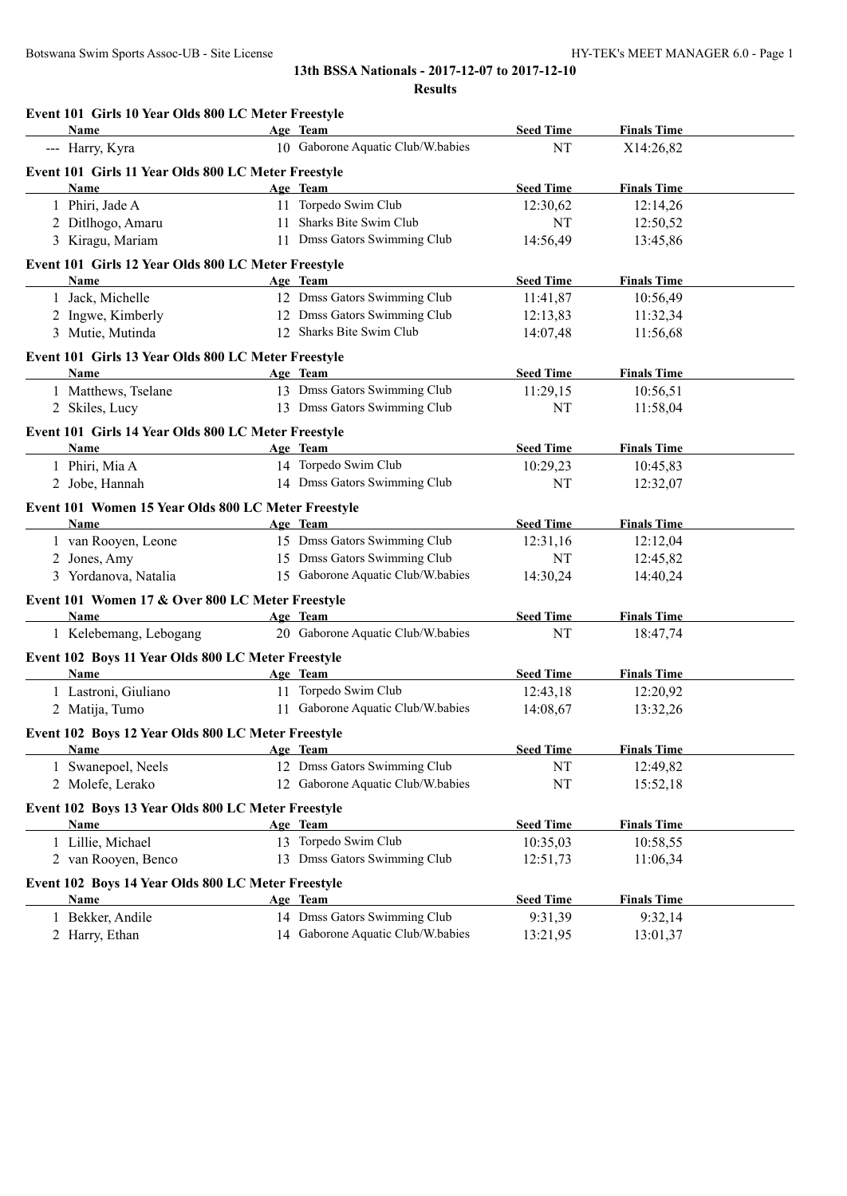# 13th BSSA Nationals - 2017-12-07 to 2017-12-10

## Results

### Event 101 Girls 10 Year Olds 800 LC Meter Freestyle

| | Name | Age | Team | Seed Time | Finals Time |
|---|---|---|---|---|---|
| --- | Harry, Kyra | 10 | Gaborone Aquatic Club/W.babies | NT | X14:26,82 |

### Event 101 Girls 11 Year Olds 800 LC Meter Freestyle

| | Name | Age | Team | Seed Time | Finals Time |
|---|---|---|---|---|---|
| 1 | Phiri, Jade A | 11 | Torpedo Swim Club | 12:30,62 | 12:14,26 |
| 2 | Ditlhogo, Amaru | 11 | Sharks Bite Swim Club | NT | 12:50,52 |
| 3 | Kiragu, Mariam | 11 | Dmss Gators Swimming Club | 14:56,49 | 13:45,86 |

### Event 101 Girls 12 Year Olds 800 LC Meter Freestyle

| | Name | Age | Team | Seed Time | Finals Time |
|---|---|---|---|---|---|
| 1 | Jack, Michelle | 12 | Dmss Gators Swimming Club | 11:41,87 | 10:56,49 |
| 2 | Ingwe, Kimberly | 12 | Dmss Gators Swimming Club | 12:13,83 | 11:32,34 |
| 3 | Mutie, Mutinda | 12 | Sharks Bite Swim Club | 14:07,48 | 11:56,68 |

### Event 101 Girls 13 Year Olds 800 LC Meter Freestyle

| | Name | Age | Team | Seed Time | Finals Time |
|---|---|---|---|---|---|
| 1 | Matthews, Tselane | 13 | Dmss Gators Swimming Club | 11:29,15 | 10:56,51 |
| 2 | Skiles, Lucy | 13 | Dmss Gators Swimming Club | NT | 11:58,04 |

### Event 101 Girls 14 Year Olds 800 LC Meter Freestyle

| | Name | Age | Team | Seed Time | Finals Time |
|---|---|---|---|---|---|
| 1 | Phiri, Mia A | 14 | Torpedo Swim Club | 10:29,23 | 10:45,83 |
| 2 | Jobe, Hannah | 14 | Dmss Gators Swimming Club | NT | 12:32,07 |

### Event 101 Women 15 Year Olds 800 LC Meter Freestyle

| | Name | Age | Team | Seed Time | Finals Time |
|---|---|---|---|---|---|
| 1 | van Rooyen, Leone | 15 | Dmss Gators Swimming Club | 12:31,16 | 12:12,04 |
| 2 | Jones, Amy | 15 | Dmss Gators Swimming Club | NT | 12:45,82 |
| 3 | Yordanova, Natalia | 15 | Gaborone Aquatic Club/W.babies | 14:30,24 | 14:40,24 |

### Event 101 Women 17 & Over 800 LC Meter Freestyle

| | Name | Age | Team | Seed Time | Finals Time |
|---|---|---|---|---|---|
| 1 | Kelebemang, Lebogang | 20 | Gaborone Aquatic Club/W.babies | NT | 18:47,74 |

### Event 102 Boys 11 Year Olds 800 LC Meter Freestyle

| | Name | Age | Team | Seed Time | Finals Time |
|---|---|---|---|---|---|
| 1 | Lastroni, Giuliano | 11 | Torpedo Swim Club | 12:43,18 | 12:20,92 |
| 2 | Matija, Tumo | 11 | Gaborone Aquatic Club/W.babies | 14:08,67 | 13:32,26 |

### Event 102 Boys 12 Year Olds 800 LC Meter Freestyle

| | Name | Age | Team | Seed Time | Finals Time |
|---|---|---|---|---|---|
| 1 | Swanepoel, Neels | 12 | Dmss Gators Swimming Club | NT | 12:49,82 |
| 2 | Molefe, Lerako | 12 | Gaborone Aquatic Club/W.babies | NT | 15:52,18 |

### Event 102 Boys 13 Year Olds 800 LC Meter Freestyle

| | Name | Age | Team | Seed Time | Finals Time |
|---|---|---|---|---|---|
| 1 | Lillie, Michael | 13 | Torpedo Swim Club | 10:35,03 | 10:58,55 |
| 2 | van Rooyen, Benco | 13 | Dmss Gators Swimming Club | 12:51,73 | 11:06,34 |

### Event 102 Boys 14 Year Olds 800 LC Meter Freestyle

| | Name | Age | Team | Seed Time | Finals Time |
|---|---|---|---|---|---|
| 1 | Bekker, Andile | 14 | Dmss Gators Swimming Club | 9:31,39 | 9:32,14 |
| 2 | Harry, Ethan | 14 | Gaborone Aquatic Club/W.babies | 13:21,95 | 13:01,37 |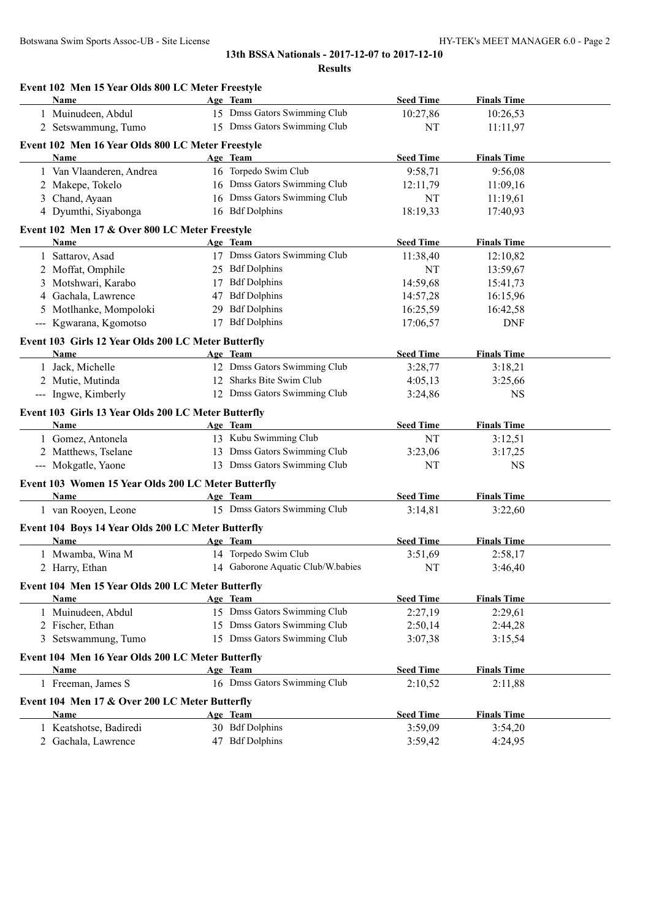## 13th BSSA Nationals - 2017-12-07 to 2017-12-10

### Results

#### Event 102 Men 15 Year Olds 800 LC Meter Freestyle

| | Name | Age | Team | Seed Time | Finals Time |
|---|---|---|---|---|---|
| 1 | Muinudeen, Abdul | 15 | Dmss Gators Swimming Club | 10:27,86 | 10:26,53 |
| 2 | Setswammung, Tumo | 15 | Dmss Gators Swimming Club | NT | 11:11,97 |

#### Event 102 Men 16 Year Olds 800 LC Meter Freestyle

| | Name | Age | Team | Seed Time | Finals Time |
|---|---|---|---|---|---|
| 1 | Van Vlaanderen, Andrea | 16 | Torpedo Swim Club | 9:58,71 | 9:56,08 |
| 2 | Makepe, Tokelo | 16 | Dmss Gators Swimming Club | 12:11,79 | 11:09,16 |
| 3 | Chand, Ayaan | 16 | Dmss Gators Swimming Club | NT | 11:19,61 |
| 4 | Dyumthi, Siyabonga | 16 | Bdf Dolphins | 18:19,33 | 17:40,93 |

#### Event 102 Men 17 & Over 800 LC Meter Freestyle

| | Name | Age | Team | Seed Time | Finals Time |
|---|---|---|---|---|---|
| 1 | Sattarov, Asad | 17 | Dmss Gators Swimming Club | 11:38,40 | 12:10,82 |
| 2 | Moffat, Omphile | 25 | Bdf Dolphins | NT | 13:59,67 |
| 3 | Motshwari, Karabo | 17 | Bdf Dolphins | 14:59,68 | 15:41,73 |
| 4 | Gachala, Lawrence | 47 | Bdf Dolphins | 14:57,28 | 16:15,96 |
| 5 | Motlhanke, Mompoloki | 29 | Bdf Dolphins | 16:25,59 | 16:42,58 |
| --- | Kgwarana, Kgomotso | 17 | Bdf Dolphins | 17:06,57 | DNF |

#### Event 103 Girls 12 Year Olds 200 LC Meter Butterfly

| | Name | Age | Team | Seed Time | Finals Time |
|---|---|---|---|---|---|
| 1 | Jack, Michelle | 12 | Dmss Gators Swimming Club | 3:28,77 | 3:18,21 |
| 2 | Mutie, Mutinda | 12 | Sharks Bite Swim Club | 4:05,13 | 3:25,66 |
| --- | Ingwe, Kimberly | 12 | Dmss Gators Swimming Club | 3:24,86 | NS |

#### Event 103 Girls 13 Year Olds 200 LC Meter Butterfly

| | Name | Age | Team | Seed Time | Finals Time |
|---|---|---|---|---|---|
| 1 | Gomez, Antonela | 13 | Kubu Swimming Club | NT | 3:12,51 |
| 2 | Matthews, Tselane | 13 | Dmss Gators Swimming Club | 3:23,06 | 3:17,25 |
| --- | Mokgatle, Yaone | 13 | Dmss Gators Swimming Club | NT | NS |

#### Event 103 Women 15 Year Olds 200 LC Meter Butterfly

| | Name | Age | Team | Seed Time | Finals Time |
|---|---|---|---|---|---|
| 1 | van Rooyen, Leone | 15 | Dmss Gators Swimming Club | 3:14,81 | 3:22,60 |

#### Event 104 Boys 14 Year Olds 200 LC Meter Butterfly

| | Name | Age | Team | Seed Time | Finals Time |
|---|---|---|---|---|---|
| 1 | Mwamba, Wina M | 14 | Torpedo Swim Club | 3:51,69 | 2:58,17 |
| 2 | Harry, Ethan | 14 | Gaborone Aquatic Club/W.babies | NT | 3:46,40 |

#### Event 104 Men 15 Year Olds 200 LC Meter Butterfly

| | Name | Age | Team | Seed Time | Finals Time |
|---|---|---|---|---|---|
| 1 | Muinudeen, Abdul | 15 | Dmss Gators Swimming Club | 2:27,19 | 2:29,61 |
| 2 | Fischer, Ethan | 15 | Dmss Gators Swimming Club | 2:50,14 | 2:44,28 |
| 3 | Setswammung, Tumo | 15 | Dmss Gators Swimming Club | 3:07,38 | 3:15,54 |

#### Event 104 Men 16 Year Olds 200 LC Meter Butterfly

| | Name | Age | Team | Seed Time | Finals Time |
|---|---|---|---|---|---|
| 1 | Freeman, James S | 16 | Dmss Gators Swimming Club | 2:10,52 | 2:11,88 |

#### Event 104 Men 17 & Over 200 LC Meter Butterfly

| | Name | Age | Team | Seed Time | Finals Time |
|---|---|---|---|---|---|
| 1 | Keatshotse, Badiredi | 30 | Bdf Dolphins | 3:59,09 | 3:54,20 |
| 2 | Gachala, Lawrence | 47 | Bdf Dolphins | 3:59,42 | 4:24,95 |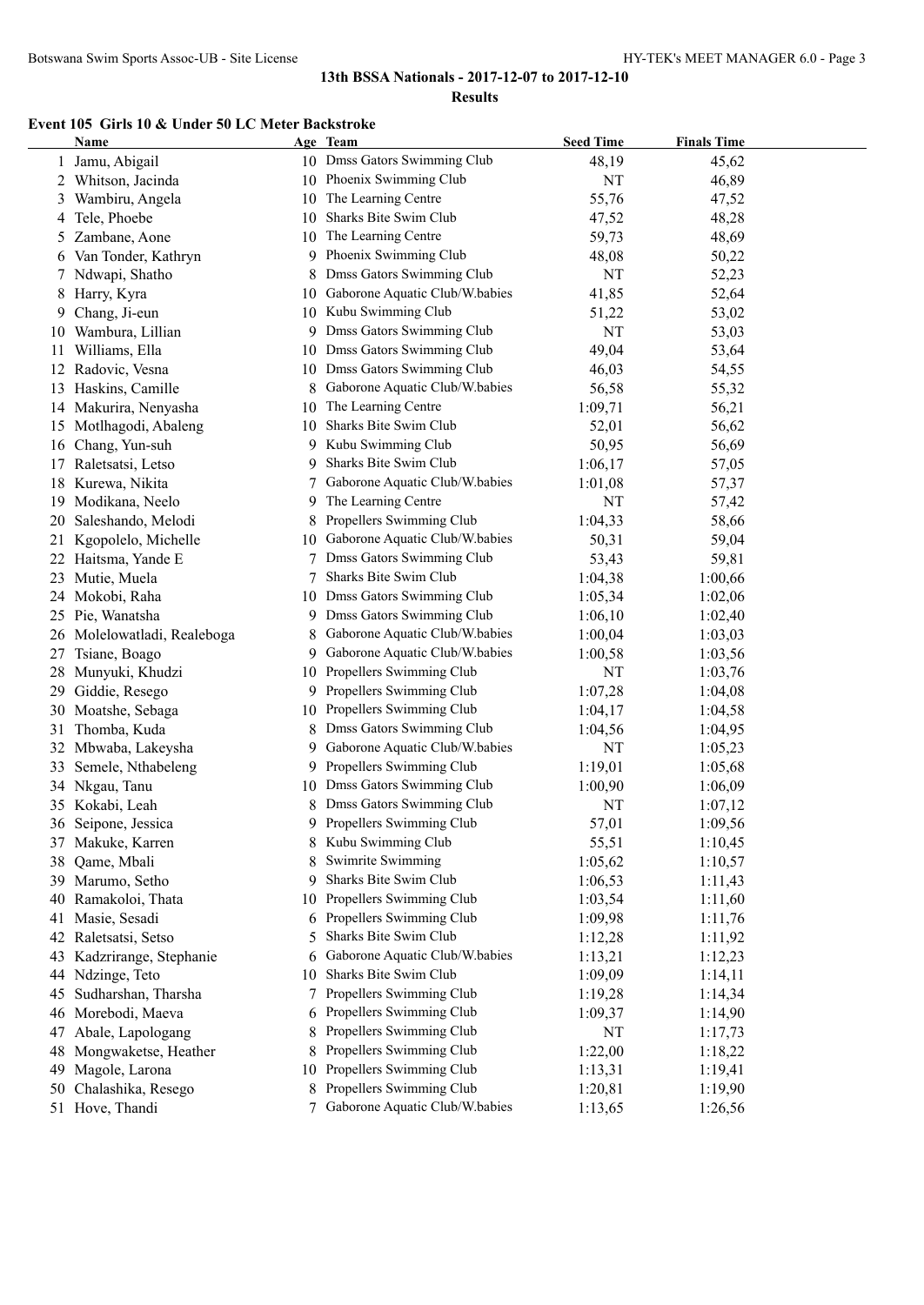**13th BSSA Nationals - 2017-12-07 to 2017-12-10**

**Results**

### Event 105 Girls 10 & Under 50 LC Meter Backstroke

| | Name | Age | Team | Seed Time | Finals Time |
|---|---|---|---|---|---|
| 1 | Jamu, Abigail | 10 | Dmss Gators Swimming Club | 48,19 | 45,62 |
| 2 | Whitson, Jacinda | 10 | Phoenix Swimming Club | NT | 46,89 |
| 3 | Wambiru, Angela | 10 | The Learning Centre | 55,76 | 47,52 |
| 4 | Tele, Phoebe | 10 | Sharks Bite Swim Club | 47,52 | 48,28 |
| 5 | Zambane, Aone | 10 | The Learning Centre | 59,73 | 48,69 |
| 6 | Van Tonder, Kathryn | 9 | Phoenix Swimming Club | 48,08 | 50,22 |
| 7 | Ndwapi, Shatho | 8 | Dmss Gators Swimming Club | NT | 52,23 |
| 8 | Harry, Kyra | 10 | Gaborone Aquatic Club/W.babies | 41,85 | 52,64 |
| 9 | Chang, Ji-eun | 10 | Kubu Swimming Club | 51,22 | 53,02 |
| 10 | Wambura, Lillian | 9 | Dmss Gators Swimming Club | NT | 53,03 |
| 11 | Williams, Ella | 10 | Dmss Gators Swimming Club | 49,04 | 53,64 |
| 12 | Radovic, Vesna | 10 | Dmss Gators Swimming Club | 46,03 | 54,55 |
| 13 | Haskins, Camille | 8 | Gaborone Aquatic Club/W.babies | 56,58 | 55,32 |
| 14 | Makurira, Nenyasha | 10 | The Learning Centre | 1:09,71 | 56,21 |
| 15 | Motlhagodi, Abaleng | 10 | Sharks Bite Swim Club | 52,01 | 56,62 |
| 16 | Chang, Yun-suh | 9 | Kubu Swimming Club | 50,95 | 56,69 |
| 17 | Raletsatsi, Letso | 9 | Sharks Bite Swim Club | 1:06,17 | 57,05 |
| 18 | Kurewa, Nikita | 7 | Gaborone Aquatic Club/W.babies | 1:01,08 | 57,37 |
| 19 | Modikana, Neelo | 9 | The Learning Centre | NT | 57,42 |
| 20 | Saleshando, Melodi | 8 | Propellers Swimming Club | 1:04,33 | 58,66 |
| 21 | Kgopolelo, Michelle | 10 | Gaborone Aquatic Club/W.babies | 50,31 | 59,04 |
| 22 | Haitsma, Yande E | 7 | Dmss Gators Swimming Club | 53,43 | 59,81 |
| 23 | Mutie, Muela | 7 | Sharks Bite Swim Club | 1:04,38 | 1:00,66 |
| 24 | Mokobi, Raha | 10 | Dmss Gators Swimming Club | 1:05,34 | 1:02,06 |
| 25 | Pie, Wanatsha | 9 | Dmss Gators Swimming Club | 1:06,10 | 1:02,40 |
| 26 | Molelowatladi, Realeboga | 8 | Gaborone Aquatic Club/W.babies | 1:00,04 | 1:03,03 |
| 27 | Tsiane, Boago | 9 | Gaborone Aquatic Club/W.babies | 1:00,58 | 1:03,56 |
| 28 | Munyuki, Khudzi | 10 | Propellers Swimming Club | NT | 1:03,76 |
| 29 | Giddie, Resego | 9 | Propellers Swimming Club | 1:07,28 | 1:04,08 |
| 30 | Moatshe, Sebaga | 10 | Propellers Swimming Club | 1:04,17 | 1:04,58 |
| 31 | Thomba, Kuda | 8 | Dmss Gators Swimming Club | 1:04,56 | 1:04,95 |
| 32 | Mbwaba, Lakeysha | 9 | Gaborone Aquatic Club/W.babies | NT | 1:05,23 |
| 33 | Semele, Nthabeleng | 9 | Propellers Swimming Club | 1:19,01 | 1:05,68 |
| 34 | Nkgau, Tanu | 10 | Dmss Gators Swimming Club | 1:00,90 | 1:06,09 |
| 35 | Kokabi, Leah | 8 | Dmss Gators Swimming Club | NT | 1:07,12 |
| 36 | Seipone, Jessica | 9 | Propellers Swimming Club | 57,01 | 1:09,56 |
| 37 | Makuke, Karren | 8 | Kubu Swimming Club | 55,51 | 1:10,45 |
| 38 | Qame, Mbali | 8 | Swimrite Swimming | 1:05,62 | 1:10,57 |
| 39 | Marumo, Setho | 9 | Sharks Bite Swim Club | 1:06,53 | 1:11,43 |
| 40 | Ramakoloi, Thata | 10 | Propellers Swimming Club | 1:03,54 | 1:11,60 |
| 41 | Masie, Sesadi | 6 | Propellers Swimming Club | 1:09,98 | 1:11,76 |
| 42 | Raletsatsi, Setso | 5 | Sharks Bite Swim Club | 1:12,28 | 1:11,92 |
| 43 | Kadzrirange, Stephanie | 6 | Gaborone Aquatic Club/W.babies | 1:13,21 | 1:12,23 |
| 44 | Ndzinge, Teto | 10 | Sharks Bite Swim Club | 1:09,09 | 1:14,11 |
| 45 | Sudharshan, Tharsha | 7 | Propellers Swimming Club | 1:19,28 | 1:14,34 |
| 46 | Morebodi, Maeva | 6 | Propellers Swimming Club | 1:09,37 | 1:14,90 |
| 47 | Abale, Lapologang | 8 | Propellers Swimming Club | NT | 1:17,73 |
| 48 | Mongwaketse, Heather | 8 | Propellers Swimming Club | 1:22,00 | 1:18,22 |
| 49 | Magole, Larona | 10 | Propellers Swimming Club | 1:13,31 | 1:19,41 |
| 50 | Chalashika, Resego | 8 | Propellers Swimming Club | 1:20,81 | 1:19,90 |
| 51 | Hove, Thandi | 7 | Gaborone Aquatic Club/W.babies | 1:13,65 | 1:26,56 |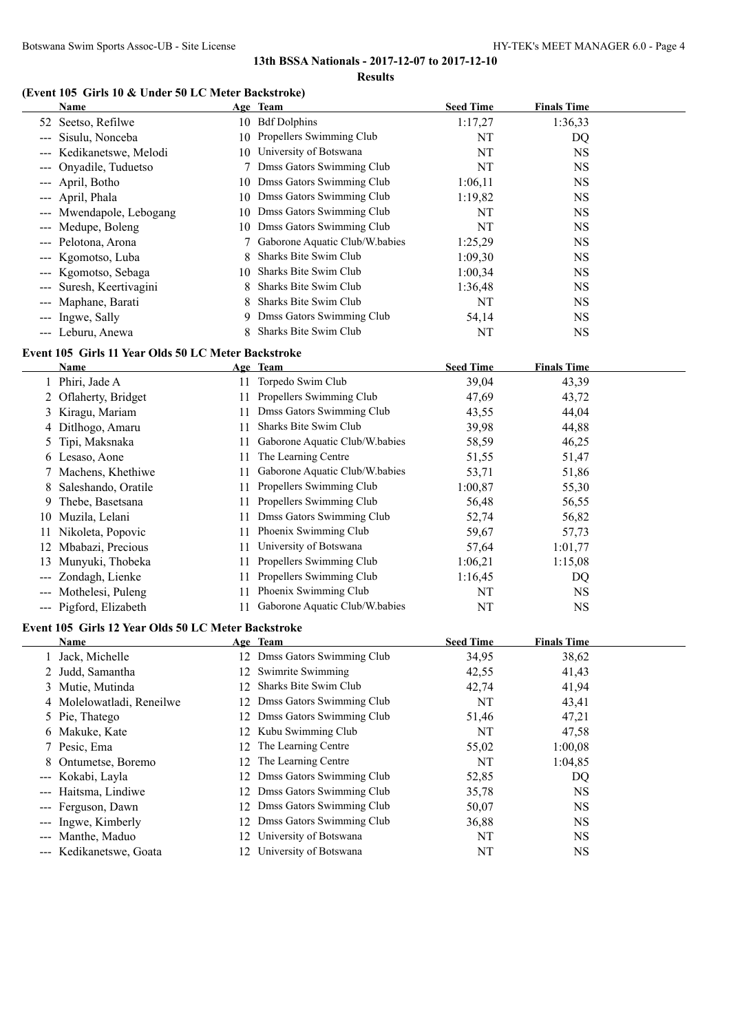## 13th BSSA Nationals - 2017-12-07 to 2017-12-10

### Results

#### (Event 105 Girls 10 & Under 50 LC Meter Backstroke)

| | Name | Age | Team | Seed Time | Finals Time |
|---|---|---|---|---|---|
| 52 | Seetso, Refilwe | 10 | Bdf Dolphins | 1:17,27 | 1:36,33 |
| --- | Sisulu, Nonceba | 10 | Propellers Swimming Club | NT | DQ |
| --- | Kedikanetswe, Melodi | 10 | University of Botswana | NT | NS |
| --- | Onyadile, Tuduetso | 7 | Dmss Gators Swimming Club | NT | NS |
| --- | April, Botho | 10 | Dmss Gators Swimming Club | 1:06,11 | NS |
| --- | April, Phala | 10 | Dmss Gators Swimming Club | 1:19,82 | NS |
| --- | Mwendapole, Lebogang | 10 | Dmss Gators Swimming Club | NT | NS |
| --- | Medupe, Boleng | 10 | Dmss Gators Swimming Club | NT | NS |
| --- | Pelotona, Arona | 7 | Gaborone Aquatic Club/W.babies | 1:25,29 | NS |
| --- | Kgomotso, Luba | 8 | Sharks Bite Swim Club | 1:09,30 | NS |
| --- | Kgomotso, Sebaga | 10 | Sharks Bite Swim Club | 1:00,34 | NS |
| --- | Suresh, Keertivagini | 8 | Sharks Bite Swim Club | 1:36,48 | NS |
| --- | Maphane, Barati | 8 | Sharks Bite Swim Club | NT | NS |
| --- | Ingwe, Sally | 9 | Dmss Gators Swimming Club | 54,14 | NS |
| --- | Leburu, Anewa | 8 | Sharks Bite Swim Club | NT | NS |

#### Event 105 Girls 11 Year Olds 50 LC Meter Backstroke

| | Name | Age | Team | Seed Time | Finals Time |
|---|---|---|---|---|---|
| 1 | Phiri, Jade A | 11 | Torpedo Swim Club | 39,04 | 43,39 |
| 2 | Oflaherty, Bridget | 11 | Propellers Swimming Club | 47,69 | 43,72 |
| 3 | Kiragu, Mariam | 11 | Dmss Gators Swimming Club | 43,55 | 44,04 |
| 4 | Ditlhogo, Amaru | 11 | Sharks Bite Swim Club | 39,98 | 44,88 |
| 5 | Tipi, Maksnaka | 11 | Gaborone Aquatic Club/W.babies | 58,59 | 46,25 |
| 6 | Lesaso, Aone | 11 | The Learning Centre | 51,55 | 51,47 |
| 7 | Machens, Khethiwe | 11 | Gaborone Aquatic Club/W.babies | 53,71 | 51,86 |
| 8 | Saleshando, Oratile | 11 | Propellers Swimming Club | 1:00,87 | 55,30 |
| 9 | Thebe, Basetsana | 11 | Propellers Swimming Club | 56,48 | 56,55 |
| 10 | Muzila, Lelani | 11 | Dmss Gators Swimming Club | 52,74 | 56,82 |
| 11 | Nikoleta, Popovic | 11 | Phoenix Swimming Club | 59,67 | 57,73 |
| 12 | Mbabazi, Precious | 11 | University of Botswana | 57,64 | 1:01,77 |
| 13 | Munyuki, Thobeka | 11 | Propellers Swimming Club | 1:06,21 | 1:15,08 |
| --- | Zondagh, Lienke | 11 | Propellers Swimming Club | 1:16,45 | DQ |
| --- | Mothelesi, Puleng | 11 | Phoenix Swimming Club | NT | NS |
| --- | Pigford, Elizabeth | 11 | Gaborone Aquatic Club/W.babies | NT | NS |

#### Event 105 Girls 12 Year Olds 50 LC Meter Backstroke

| | Name | Age | Team | Seed Time | Finals Time |
|---|---|---|---|---|---|
| 1 | Jack, Michelle | 12 | Dmss Gators Swimming Club | 34,95 | 38,62 |
| 2 | Judd, Samantha | 12 | Swimrite Swimming | 42,55 | 41,43 |
| 3 | Mutie, Mutinda | 12 | Sharks Bite Swim Club | 42,74 | 41,94 |
| 4 | Molelowatladi, Reneilwe | 12 | Dmss Gators Swimming Club | NT | 43,41 |
| 5 | Pie, Thatego | 12 | Dmss Gators Swimming Club | 51,46 | 47,21 |
| 6 | Makuke, Kate | 12 | Kubu Swimming Club | NT | 47,58 |
| 7 | Pesic, Ema | 12 | The Learning Centre | 55,02 | 1:00,08 |
| 8 | Ontumetse, Boremo | 12 | The Learning Centre | NT | 1:04,85 |
| --- | Kokabi, Layla | 12 | Dmss Gators Swimming Club | 52,85 | DQ |
| --- | Haitsma, Lindiwe | 12 | Dmss Gators Swimming Club | 35,78 | NS |
| --- | Ferguson, Dawn | 12 | Dmss Gators Swimming Club | 50,07 | NS |
| --- | Ingwe, Kimberly | 12 | Dmss Gators Swimming Club | 36,88 | NS |
| --- | Manthe, Maduo | 12 | University of Botswana | NT | NS |
| --- | Kedikanetswe, Goata | 12 | University of Botswana | NT | NS |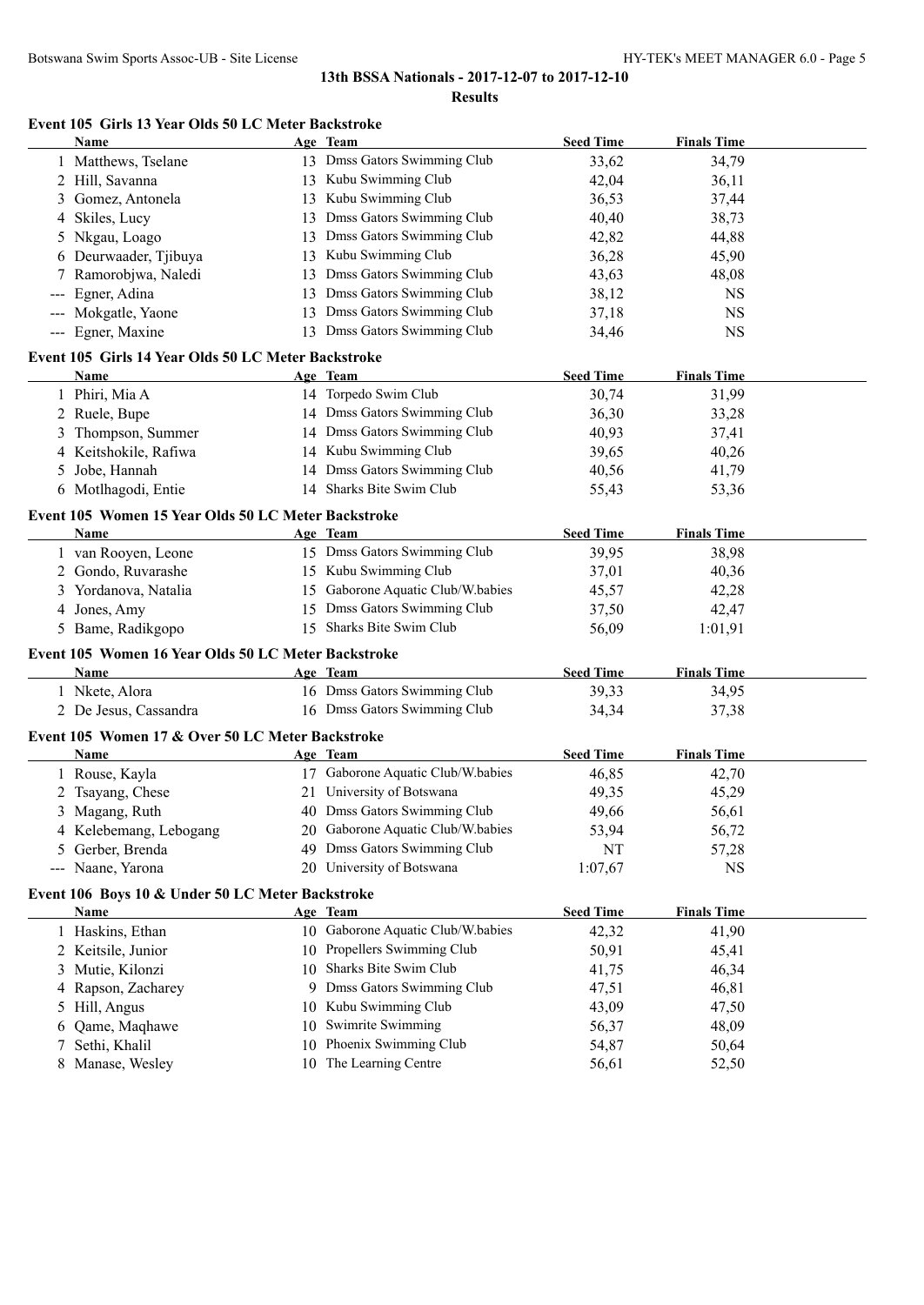## 13th BSSA Nationals - 2017-12-07 to 2017-12-10

### Results

#### Event 105 Girls 13 Year Olds 50 LC Meter Backstroke

| | Name | Age | Team | Seed Time | Finals Time |
|---|---|---|---|---|---|
| 1 | Matthews, Tselane | 13 | Dmss Gators Swimming Club | 33,62 | 34,79 |
| 2 | Hill, Savanna | 13 | Kubu Swimming Club | 42,04 | 36,11 |
| 3 | Gomez, Antonela | 13 | Kubu Swimming Club | 36,53 | 37,44 |
| 4 | Skiles, Lucy | 13 | Dmss Gators Swimming Club | 40,40 | 38,73 |
| 5 | Nkgau, Loago | 13 | Dmss Gators Swimming Club | 42,82 | 44,88 |
| 6 | Deurwaader, Tjibuya | 13 | Kubu Swimming Club | 36,28 | 45,90 |
| 7 | Ramorobjwa, Naledi | 13 | Dmss Gators Swimming Club | 43,63 | 48,08 |
| --- | Egner, Adina | 13 | Dmss Gators Swimming Club | 38,12 | NS |
| --- | Mokgatle, Yaone | 13 | Dmss Gators Swimming Club | 37,18 | NS |
| --- | Egner, Maxine | 13 | Dmss Gators Swimming Club | 34,46 | NS |

#### Event 105 Girls 14 Year Olds 50 LC Meter Backstroke

| | Name | Age | Team | Seed Time | Finals Time |
|---|---|---|---|---|---|
| 1 | Phiri, Mia A | 14 | Torpedo Swim Club | 30,74 | 31,99 |
| 2 | Ruele, Bupe | 14 | Dmss Gators Swimming Club | 36,30 | 33,28 |
| 3 | Thompson, Summer | 14 | Dmss Gators Swimming Club | 40,93 | 37,41 |
| 4 | Keitshokile, Rafiwa | 14 | Kubu Swimming Club | 39,65 | 40,26 |
| 5 | Jobe, Hannah | 14 | Dmss Gators Swimming Club | 40,56 | 41,79 |
| 6 | Motlhagodi, Entie | 14 | Sharks Bite Swim Club | 55,43 | 53,36 |

#### Event 105 Women 15 Year Olds 50 LC Meter Backstroke

| | Name | Age | Team | Seed Time | Finals Time |
|---|---|---|---|---|---|
| 1 | van Rooyen, Leone | 15 | Dmss Gators Swimming Club | 39,95 | 38,98 |
| 2 | Gondo, Ruvarashe | 15 | Kubu Swimming Club | 37,01 | 40,36 |
| 3 | Yordanova, Natalia | 15 | Gaborone Aquatic Club/W.babies | 45,57 | 42,28 |
| 4 | Jones, Amy | 15 | Dmss Gators Swimming Club | 37,50 | 42,47 |
| 5 | Bame, Radikgopo | 15 | Sharks Bite Swim Club | 56,09 | 1:01,91 |

#### Event 105 Women 16 Year Olds 50 LC Meter Backstroke

| | Name | Age | Team | Seed Time | Finals Time |
|---|---|---|---|---|---|
| 1 | Nkete, Alora | 16 | Dmss Gators Swimming Club | 39,33 | 34,95 |
| 2 | De Jesus, Cassandra | 16 | Dmss Gators Swimming Club | 34,34 | 37,38 |

#### Event 105 Women 17 & Over 50 LC Meter Backstroke

| | Name | Age | Team | Seed Time | Finals Time |
|---|---|---|---|---|---|
| 1 | Rouse, Kayla | 17 | Gaborone Aquatic Club/W.babies | 46,85 | 42,70 |
| 2 | Tsayang, Chese | 21 | University of Botswana | 49,35 | 45,29 |
| 3 | Magang, Ruth | 40 | Dmss Gators Swimming Club | 49,66 | 56,61 |
| 4 | Kelebemang, Lebogang | 20 | Gaborone Aquatic Club/W.babies | 53,94 | 56,72 |
| 5 | Gerber, Brenda | 49 | Dmss Gators Swimming Club | NT | 57,28 |
| --- | Naane, Yarona | 20 | University of Botswana | 1:07,67 | NS |

#### Event 106 Boys 10 & Under 50 LC Meter Backstroke

| | Name | Age | Team | Seed Time | Finals Time |
|---|---|---|---|---|---|
| 1 | Haskins, Ethan | 10 | Gaborone Aquatic Club/W.babies | 42,32 | 41,90 |
| 2 | Keitsile, Junior | 10 | Propellers Swimming Club | 50,91 | 45,41 |
| 3 | Mutie, Kilonzi | 10 | Sharks Bite Swim Club | 41,75 | 46,34 |
| 4 | Rapson, Zacharey | 9 | Dmss Gators Swimming Club | 47,51 | 46,81 |
| 5 | Hill, Angus | 10 | Kubu Swimming Club | 43,09 | 47,50 |
| 6 | Qame, Maqhawe | 10 | Swimrite Swimming | 56,37 | 48,09 |
| 7 | Sethi, Khalil | 10 | Phoenix Swimming Club | 54,87 | 50,64 |
| 8 | Manase, Wesley | 10 | The Learning Centre | 56,61 | 52,50 |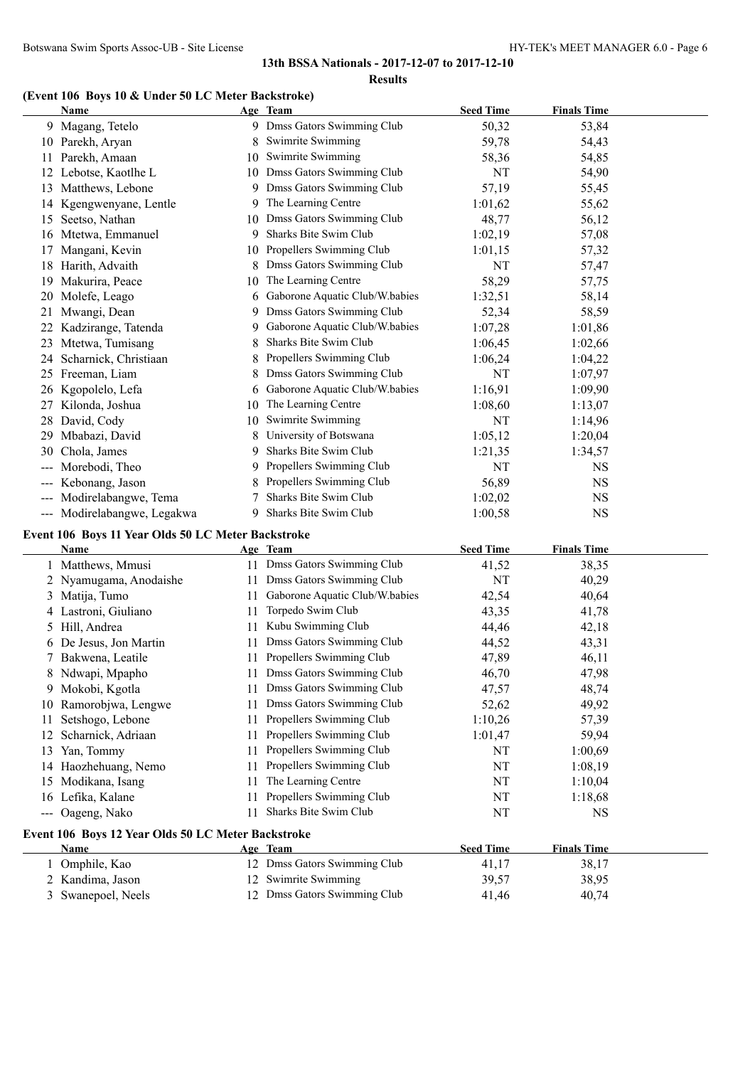## 13th BSSA Nationals - 2017-12-07 to 2017-12-10

### Results

#### (Event 106 Boys 10 & Under 50 LC Meter Backstroke)

| | Name | Age | Team | Seed Time | Finals Time |
|---|---|---|---|---|---|
| 9 | Magang, Tetelo | 9 | Dmss Gators Swimming Club | 50,32 | 53,84 |
| 10 | Parekh, Aryan | 8 | Swimrite Swimming | 59,78 | 54,43 |
| 11 | Parekh, Amaan | 10 | Swimrite Swimming | 58,36 | 54,85 |
| 12 | Lebotse, Kaotlhe L | 10 | Dmss Gators Swimming Club | NT | 54,90 |
| 13 | Matthews, Lebone | 9 | Dmss Gators Swimming Club | 57,19 | 55,45 |
| 14 | Kgengwenyane, Lentle | 9 | The Learning Centre | 1:01,62 | 55,62 |
| 15 | Seetso, Nathan | 10 | Dmss Gators Swimming Club | 48,77 | 56,12 |
| 16 | Mtetwa, Emmanuel | 9 | Sharks Bite Swim Club | 1:02,19 | 57,08 |
| 17 | Mangani, Kevin | 10 | Propellers Swimming Club | 1:01,15 | 57,32 |
| 18 | Harith, Advaith | 8 | Dmss Gators Swimming Club | NT | 57,47 |
| 19 | Makurira, Peace | 10 | The Learning Centre | 58,29 | 57,75 |
| 20 | Molefe, Leago | 6 | Gaborone Aquatic Club/W.babies | 1:32,51 | 58,14 |
| 21 | Mwangi, Dean | 9 | Dmss Gators Swimming Club | 52,34 | 58,59 |
| 22 | Kadzirange, Tatenda | 9 | Gaborone Aquatic Club/W.babies | 1:07,28 | 1:01,86 |
| 23 | Mtetwa, Tumisang | 8 | Sharks Bite Swim Club | 1:06,45 | 1:02,66 |
| 24 | Scharnick, Christiaan | 8 | Propellers Swimming Club | 1:06,24 | 1:04,22 |
| 25 | Freeman, Liam | 8 | Dmss Gators Swimming Club | NT | 1:07,97 |
| 26 | Kgopolelo, Lefa | 6 | Gaborone Aquatic Club/W.babies | 1:16,91 | 1:09,90 |
| 27 | Kilonda, Joshua | 10 | The Learning Centre | 1:08,60 | 1:13,07 |
| 28 | David, Cody | 10 | Swimrite Swimming | NT | 1:14,96 |
| 29 | Mbabazi, David | 8 | University of Botswana | 1:05,12 | 1:20,04 |
| 30 | Chola, James | 9 | Sharks Bite Swim Club | 1:21,35 | 1:34,57 |
| --- | Morebodi, Theo | 9 | Propellers Swimming Club | NT | NS |
| --- | Kebonang, Jason | 8 | Propellers Swimming Club | 56,89 | NS |
| --- | Modirelabangwe, Tema | 7 | Sharks Bite Swim Club | 1:02,02 | NS |
| --- | Modirelabangwe, Legakwa | 9 | Sharks Bite Swim Club | 1:00,58 | NS |

#### Event 106 Boys 11 Year Olds 50 LC Meter Backstroke

| | Name | Age | Team | Seed Time | Finals Time |
|---|---|---|---|---|---|
| 1 | Matthews, Mmusi | 11 | Dmss Gators Swimming Club | 41,52 | 38,35 |
| 2 | Nyamugama, Anodaishe | 11 | Dmss Gators Swimming Club | NT | 40,29 |
| 3 | Matija, Tumo | 11 | Gaborone Aquatic Club/W.babies | 42,54 | 40,64 |
| 4 | Lastroni, Giuliano | 11 | Torpedo Swim Club | 43,35 | 41,78 |
| 5 | Hill, Andrea | 11 | Kubu Swimming Club | 44,46 | 42,18 |
| 6 | De Jesus, Jon Martin | 11 | Dmss Gators Swimming Club | 44,52 | 43,31 |
| 7 | Bakwena, Leatile | 11 | Propellers Swimming Club | 47,89 | 46,11 |
| 8 | Ndwapi, Mpapho | 11 | Dmss Gators Swimming Club | 46,70 | 47,98 |
| 9 | Mokobi, Kgotla | 11 | Dmss Gators Swimming Club | 47,57 | 48,74 |
| 10 | Ramorobjwa, Lengwe | 11 | Dmss Gators Swimming Club | 52,62 | 49,92 |
| 11 | Setshogo, Lebone | 11 | Propellers Swimming Club | 1:10,26 | 57,39 |
| 12 | Scharnick, Adriaan | 11 | Propellers Swimming Club | 1:01,47 | 59,94 |
| 13 | Yan, Tommy | 11 | Propellers Swimming Club | NT | 1:00,69 |
| 14 | Haozhehuang, Nemo | 11 | Propellers Swimming Club | NT | 1:08,19 |
| 15 | Modikana, Isang | 11 | The Learning Centre | NT | 1:10,04 |
| 16 | Lefika, Kalane | 11 | Propellers Swimming Club | NT | 1:18,68 |
| --- | Oageng, Nako | 11 | Sharks Bite Swim Club | NT | NS |

#### Event 106 Boys 12 Year Olds 50 LC Meter Backstroke

| | Name | Age | Team | Seed Time | Finals Time |
|---|---|---|---|---|---|
| 1 | Omphile, Kao | 12 | Dmss Gators Swimming Club | 41,17 | 38,17 |
| 2 | Kandima, Jason | 12 | Swimrite Swimming | 39,57 | 38,95 |
| 3 | Swanepoel, Neels | 12 | Dmss Gators Swimming Club | 41,46 | 40,74 |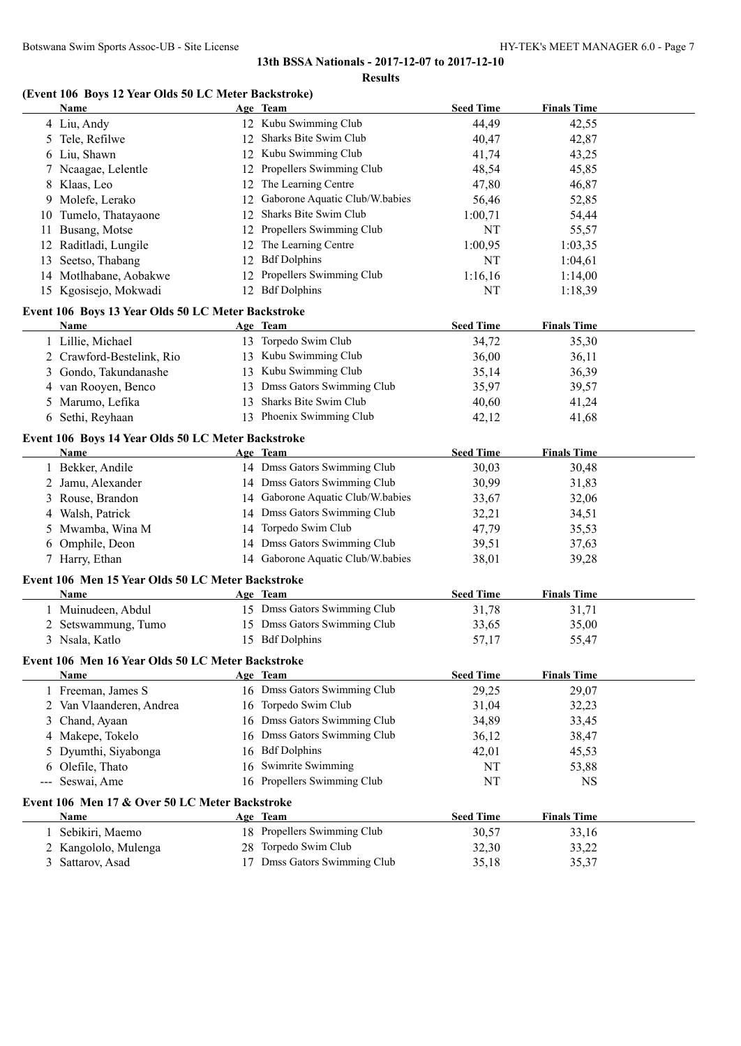## 13th BSSA Nationals - 2017-12-07 to 2017-12-10

### Results

#### (Event 106 Boys 12 Year Olds 50 LC Meter Backstroke)

| | Name | Age | Team | Seed Time | Finals Time |
|---|---|---|---|---|---|
| 4 | Liu, Andy | 12 | Kubu Swimming Club | 44,49 | 42,55 |
| 5 | Tele, Refilwe | 12 | Sharks Bite Swim Club | 40,47 | 42,87 |
| 6 | Liu, Shawn | 12 | Kubu Swimming Club | 41,74 | 43,25 |
| 7 | Ncaagae, Lelentle | 12 | Propellers Swimming Club | 48,54 | 45,85 |
| 8 | Klaas, Leo | 12 | The Learning Centre | 47,80 | 46,87 |
| 9 | Molefe, Lerako | 12 | Gaborone Aquatic Club/W.babies | 56,46 | 52,85 |
| 10 | Tumelo, Thatayaone | 12 | Sharks Bite Swim Club | 1:00,71 | 54,44 |
| 11 | Busang, Motse | 12 | Propellers Swimming Club | NT | 55,57 |
| 12 | Raditladi, Lungile | 12 | The Learning Centre | 1:00,95 | 1:03,35 |
| 13 | Seetso, Thabang | 12 | Bdf Dolphins | NT | 1:04,61 |
| 14 | Motlhabane, Aobakwe | 12 | Propellers Swimming Club | 1:16,16 | 1:14,00 |
| 15 | Kgosisejo, Mokwadi | 12 | Bdf Dolphins | NT | 1:18,39 |

#### Event 106 Boys 13 Year Olds 50 LC Meter Backstroke

| | Name | Age | Team | Seed Time | Finals Time |
|---|---|---|---|---|---|
| 1 | Lillie, Michael | 13 | Torpedo Swim Club | 34,72 | 35,30 |
| 2 | Crawford-Bestelink, Rio | 13 | Kubu Swimming Club | 36,00 | 36,11 |
| 3 | Gondo, Takundanashe | 13 | Kubu Swimming Club | 35,14 | 36,39 |
| 4 | van Rooyen, Benco | 13 | Dmss Gators Swimming Club | 35,97 | 39,57 |
| 5 | Marumo, Lefika | 13 | Sharks Bite Swim Club | 40,60 | 41,24 |
| 6 | Sethi, Reyhaan | 13 | Phoenix Swimming Club | 42,12 | 41,68 |

#### Event 106 Boys 14 Year Olds 50 LC Meter Backstroke

| | Name | Age | Team | Seed Time | Finals Time |
|---|---|---|---|---|---|
| 1 | Bekker, Andile | 14 | Dmss Gators Swimming Club | 30,03 | 30,48 |
| 2 | Jamu, Alexander | 14 | Dmss Gators Swimming Club | 30,99 | 31,83 |
| 3 | Rouse, Brandon | 14 | Gaborone Aquatic Club/W.babies | 33,67 | 32,06 |
| 4 | Walsh, Patrick | 14 | Dmss Gators Swimming Club | 32,21 | 34,51 |
| 5 | Mwamba, Wina M | 14 | Torpedo Swim Club | 47,79 | 35,53 |
| 6 | Omphile, Deon | 14 | Dmss Gators Swimming Club | 39,51 | 37,63 |
| 7 | Harry, Ethan | 14 | Gaborone Aquatic Club/W.babies | 38,01 | 39,28 |

#### Event 106 Men 15 Year Olds 50 LC Meter Backstroke

| | Name | Age | Team | Seed Time | Finals Time |
|---|---|---|---|---|---|
| 1 | Muinudeen, Abdul | 15 | Dmss Gators Swimming Club | 31,78 | 31,71 |
| 2 | Setswammung, Tumo | 15 | Dmss Gators Swimming Club | 33,65 | 35,00 |
| 3 | Nsala, Katlo | 15 | Bdf Dolphins | 57,17 | 55,47 |

#### Event 106 Men 16 Year Olds 50 LC Meter Backstroke

| | Name | Age | Team | Seed Time | Finals Time |
|---|---|---|---|---|---|
| 1 | Freeman, James S | 16 | Dmss Gators Swimming Club | 29,25 | 29,07 |
| 2 | Van Vlaanderen, Andrea | 16 | Torpedo Swim Club | 31,04 | 32,23 |
| 3 | Chand, Ayaan | 16 | Dmss Gators Swimming Club | 34,89 | 33,45 |
| 4 | Makepe, Tokelo | 16 | Dmss Gators Swimming Club | 36,12 | 38,47 |
| 5 | Dyumthi, Siyabonga | 16 | Bdf Dolphins | 42,01 | 45,53 |
| 6 | Olefile, Thato | 16 | Swimrite Swimming | NT | 53,88 |
| --- | Seswai, Ame | 16 | Propellers Swimming Club | NT | NS |

#### Event 106 Men 17 & Over 50 LC Meter Backstroke

| | Name | Age | Team | Seed Time | Finals Time |
|---|---|---|---|---|---|
| 1 | Sebikiri, Maemo | 18 | Propellers Swimming Club | 30,57 | 33,16 |
| 2 | Kangololo, Mulenga | 28 | Torpedo Swim Club | 32,30 | 33,22 |
| 3 | Sattarov, Asad | 17 | Dmss Gators Swimming Club | 35,18 | 35,37 |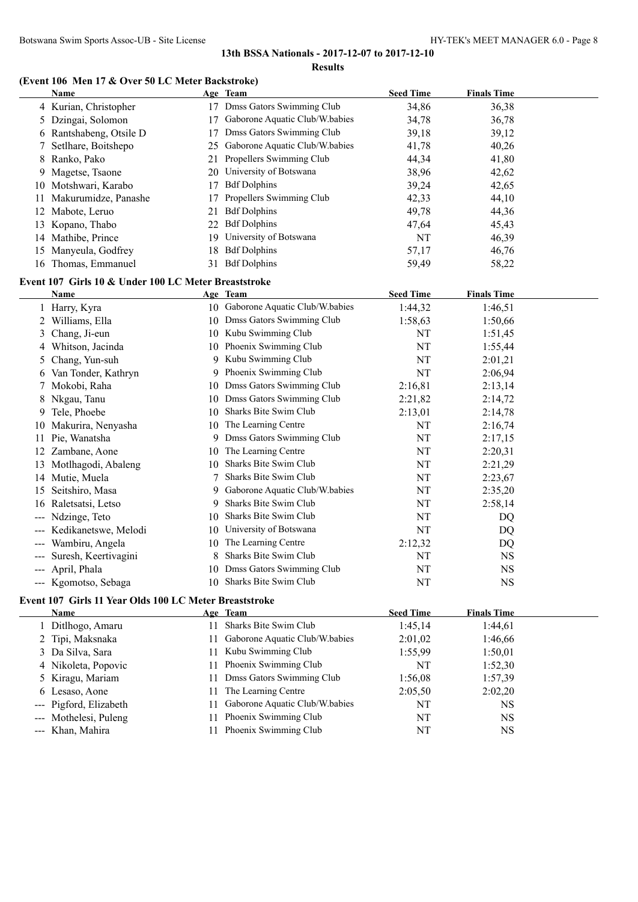**13th BSSA Nationals - 2017-12-07 to 2017-12-10**

**Results**

### (Event 106 Men 17 & Over 50 LC Meter Backstroke)

| | Name | Age | Team | Seed Time | Finals Time |
|---|---|---|---|---|---|
| 4 | Kurian, Christopher | 17 | Dmss Gators Swimming Club | 34,86 | 36,38 |
| 5 | Dzingai, Solomon | 17 | Gaborone Aquatic Club/W.babies | 34,78 | 36,78 |
| 6 | Rantshabeng, Otsile D | 17 | Dmss Gators Swimming Club | 39,18 | 39,12 |
| 7 | Setlhare, Boitshepo | 25 | Gaborone Aquatic Club/W.babies | 41,78 | 40,26 |
| 8 | Ranko, Pako | 21 | Propellers Swimming Club | 44,34 | 41,80 |
| 9 | Magetse, Tsaone | 20 | University of Botswana | 38,96 | 42,62 |
| 10 | Motshwari, Karabo | 17 | Bdf Dolphins | 39,24 | 42,65 |
| 11 | Makurumidze, Panashe | 17 | Propellers Swimming Club | 42,33 | 44,10 |
| 12 | Mabote, Leruo | 21 | Bdf Dolphins | 49,78 | 44,36 |
| 13 | Kopano, Thabo | 22 | Bdf Dolphins | 47,64 | 45,43 |
| 14 | Mathibe, Prince | 19 | University of Botswana | NT | 46,39 |
| 15 | Manyeula, Godfrey | 18 | Bdf Dolphins | 57,17 | 46,76 |
| 16 | Thomas, Emmanuel | 31 | Bdf Dolphins | 59,49 | 58,22 |

### Event 107 Girls 10 & Under 100 LC Meter Breaststroke

| | Name | Age | Team | Seed Time | Finals Time |
|---|---|---|---|---|---|
| 1 | Harry, Kyra | 10 | Gaborone Aquatic Club/W.babies | 1:44,32 | 1:46,51 |
| 2 | Williams, Ella | 10 | Dmss Gators Swimming Club | 1:58,63 | 1:50,66 |
| 3 | Chang, Ji-eun | 10 | Kubu Swimming Club | NT | 1:51,45 |
| 4 | Whitson, Jacinda | 10 | Phoenix Swimming Club | NT | 1:55,44 |
| 5 | Chang, Yun-suh | 9 | Kubu Swimming Club | NT | 2:01,21 |
| 6 | Van Tonder, Kathryn | 9 | Phoenix Swimming Club | NT | 2:06,94 |
| 7 | Mokobi, Raha | 10 | Dmss Gators Swimming Club | 2:16,81 | 2:13,14 |
| 8 | Nkgau, Tanu | 10 | Dmss Gators Swimming Club | 2:21,82 | 2:14,72 |
| 9 | Tele, Phoebe | 10 | Sharks Bite Swim Club | 2:13,01 | 2:14,78 |
| 10 | Makurira, Nenyasha | 10 | The Learning Centre | NT | 2:16,74 |
| 11 | Pie, Wanatsha | 9 | Dmss Gators Swimming Club | NT | 2:17,15 |
| 12 | Zambane, Aone | 10 | The Learning Centre | NT | 2:20,31 |
| 13 | Motlhagodi, Abaleng | 10 | Sharks Bite Swim Club | NT | 2:21,29 |
| 14 | Mutie, Muela | 7 | Sharks Bite Swim Club | NT | 2:23,67 |
| 15 | Seitshiro, Masa | 9 | Gaborone Aquatic Club/W.babies | NT | 2:35,20 |
| 16 | Raletsatsi, Letso | 9 | Sharks Bite Swim Club | NT | 2:58,14 |
| --- | Ndzinge, Teto | 10 | Sharks Bite Swim Club | NT | DQ |
| --- | Kedikanetswe, Melodi | 10 | University of Botswana | NT | DQ |
| --- | Wambiru, Angela | 10 | The Learning Centre | 2:12,32 | DQ |
| --- | Suresh, Keertivagini | 8 | Sharks Bite Swim Club | NT | NS |
| --- | April, Phala | 10 | Dmss Gators Swimming Club | NT | NS |
| --- | Kgomotso, Sebaga | 10 | Sharks Bite Swim Club | NT | NS |

### Event 107 Girls 11 Year Olds 100 LC Meter Breaststroke

| | Name | Age | Team | Seed Time | Finals Time |
|---|---|---|---|---|---|
| 1 | Ditlhogo, Amaru | 11 | Sharks Bite Swim Club | 1:45,14 | 1:44,61 |
| 2 | Tipi, Maksnaka | 11 | Gaborone Aquatic Club/W.babies | 2:01,02 | 1:46,66 |
| 3 | Da Silva, Sara | 11 | Kubu Swimming Club | 1:55,99 | 1:50,01 |
| 4 | Nikoleta, Popovic | 11 | Phoenix Swimming Club | NT | 1:52,30 |
| 5 | Kiragu, Mariam | 11 | Dmss Gators Swimming Club | 1:56,08 | 1:57,39 |
| 6 | Lesaso, Aone | 11 | The Learning Centre | 2:05,50 | 2:02,20 |
| --- | Pigford, Elizabeth | 11 | Gaborone Aquatic Club/W.babies | NT | NS |
| --- | Mothelesi, Puleng | 11 | Phoenix Swimming Club | NT | NS |
| --- | Khan, Mahira | 11 | Phoenix Swimming Club | NT | NS |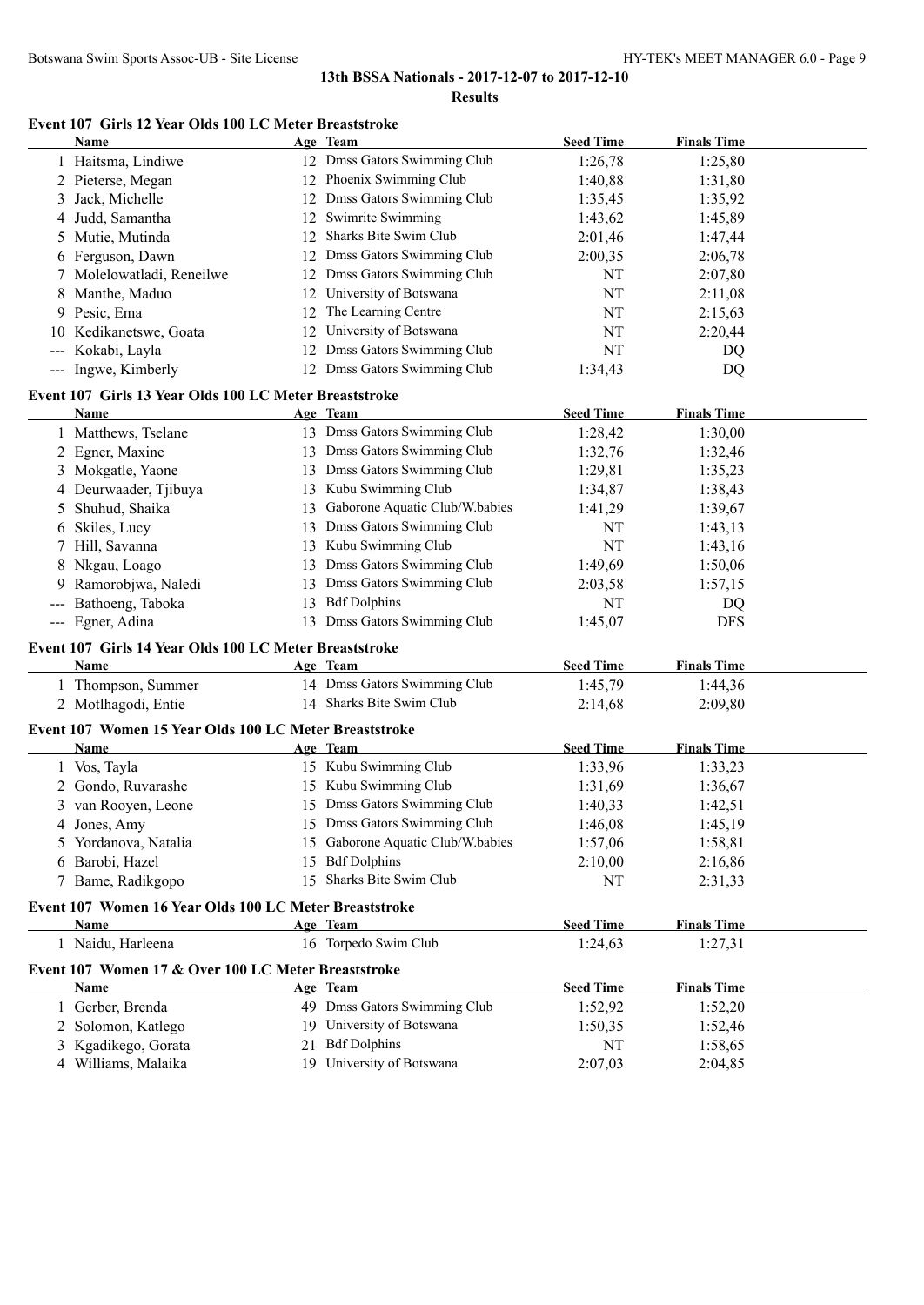## 13th BSSA Nationals - 2017-12-07 to 2017-12-10

### Results

#### Event 107 Girls 12 Year Olds 100 LC Meter Breaststroke

| | Name | Age | Team | Seed Time | Finals Time |
|---|---|---|---|---|---|
| 1 | Haitsma, Lindiwe | 12 | Dmss Gators Swimming Club | 1:26,78 | 1:25,80 |
| 2 | Pieterse, Megan | 12 | Phoenix Swimming Club | 1:40,88 | 1:31,80 |
| 3 | Jack, Michelle | 12 | Dmss Gators Swimming Club | 1:35,45 | 1:35,92 |
| 4 | Judd, Samantha | 12 | Swimrite Swimming | 1:43,62 | 1:45,89 |
| 5 | Mutie, Mutinda | 12 | Sharks Bite Swim Club | 2:01,46 | 1:47,44 |
| 6 | Ferguson, Dawn | 12 | Dmss Gators Swimming Club | 2:00,35 | 2:06,78 |
| 7 | Molelowatladi, Reneilwe | 12 | Dmss Gators Swimming Club | NT | 2:07,80 |
| 8 | Manthe, Maduo | 12 | University of Botswana | NT | 2:11,08 |
| 9 | Pesic, Ema | 12 | The Learning Centre | NT | 2:15,63 |
| 10 | Kedikanetswe, Goata | 12 | University of Botswana | NT | 2:20,44 |
| --- | Kokabi, Layla | 12 | Dmss Gators Swimming Club | NT | DQ |
| --- | Ingwe, Kimberly | 12 | Dmss Gators Swimming Club | 1:34,43 | DQ |

#### Event 107 Girls 13 Year Olds 100 LC Meter Breaststroke

| | Name | Age | Team | Seed Time | Finals Time |
|---|---|---|---|---|---|
| 1 | Matthews, Tselane | 13 | Dmss Gators Swimming Club | 1:28,42 | 1:30,00 |
| 2 | Egner, Maxine | 13 | Dmss Gators Swimming Club | 1:32,76 | 1:32,46 |
| 3 | Mokgatle, Yaone | 13 | Dmss Gators Swimming Club | 1:29,81 | 1:35,23 |
| 4 | Deurwaader, Tjibuya | 13 | Kubu Swimming Club | 1:34,87 | 1:38,43 |
| 5 | Shuhud, Shaika | 13 | Gaborone Aquatic Club/W.babies | 1:41,29 | 1:39,67 |
| 6 | Skiles, Lucy | 13 | Dmss Gators Swimming Club | NT | 1:43,13 |
| 7 | Hill, Savanna | 13 | Kubu Swimming Club | NT | 1:43,16 |
| 8 | Nkgau, Loago | 13 | Dmss Gators Swimming Club | 1:49,69 | 1:50,06 |
| 9 | Ramorobjwa, Naledi | 13 | Dmss Gators Swimming Club | 2:03,58 | 1:57,15 |
| --- | Bathoeng, Taboka | 13 | Bdf Dolphins | NT | DQ |
| --- | Egner, Adina | 13 | Dmss Gators Swimming Club | 1:45,07 | DFS |

#### Event 107 Girls 14 Year Olds 100 LC Meter Breaststroke

| | Name | Age | Team | Seed Time | Finals Time |
|---|---|---|---|---|---|
| 1 | Thompson, Summer | 14 | Dmss Gators Swimming Club | 1:45,79 | 1:44,36 |
| 2 | Motlhagodi, Entie | 14 | Sharks Bite Swim Club | 2:14,68 | 2:09,80 |

#### Event 107 Women 15 Year Olds 100 LC Meter Breaststroke

| | Name | Age | Team | Seed Time | Finals Time |
|---|---|---|---|---|---|
| 1 | Vos, Tayla | 15 | Kubu Swimming Club | 1:33,96 | 1:33,23 |
| 2 | Gondo, Ruvarashe | 15 | Kubu Swimming Club | 1:31,69 | 1:36,67 |
| 3 | van Rooyen, Leone | 15 | Dmss Gators Swimming Club | 1:40,33 | 1:42,51 |
| 4 | Jones, Amy | 15 | Dmss Gators Swimming Club | 1:46,08 | 1:45,19 |
| 5 | Yordanova, Natalia | 15 | Gaborone Aquatic Club/W.babies | 1:57,06 | 1:58,81 |
| 6 | Barobi, Hazel | 15 | Bdf Dolphins | 2:10,00 | 2:16,86 |
| 7 | Bame, Radikgopo | 15 | Sharks Bite Swim Club | NT | 2:31,33 |

#### Event 107 Women 16 Year Olds 100 LC Meter Breaststroke

| | Name | Age | Team | Seed Time | Finals Time |
|---|---|---|---|---|---|
| 1 | Naidu, Harleena | 16 | Torpedo Swim Club | 1:24,63 | 1:27,31 |

#### Event 107 Women 17 & Over 100 LC Meter Breaststroke

| | Name | Age | Team | Seed Time | Finals Time |
|---|---|---|---|---|---|
| 1 | Gerber, Brenda | 49 | Dmss Gators Swimming Club | 1:52,92 | 1:52,20 |
| 2 | Solomon, Katlego | 19 | University of Botswana | 1:50,35 | 1:52,46 |
| 3 | Kgadikego, Gorata | 21 | Bdf Dolphins | NT | 1:58,65 |
| 4 | Williams, Malaika | 19 | University of Botswana | 2:07,03 | 2:04,85 |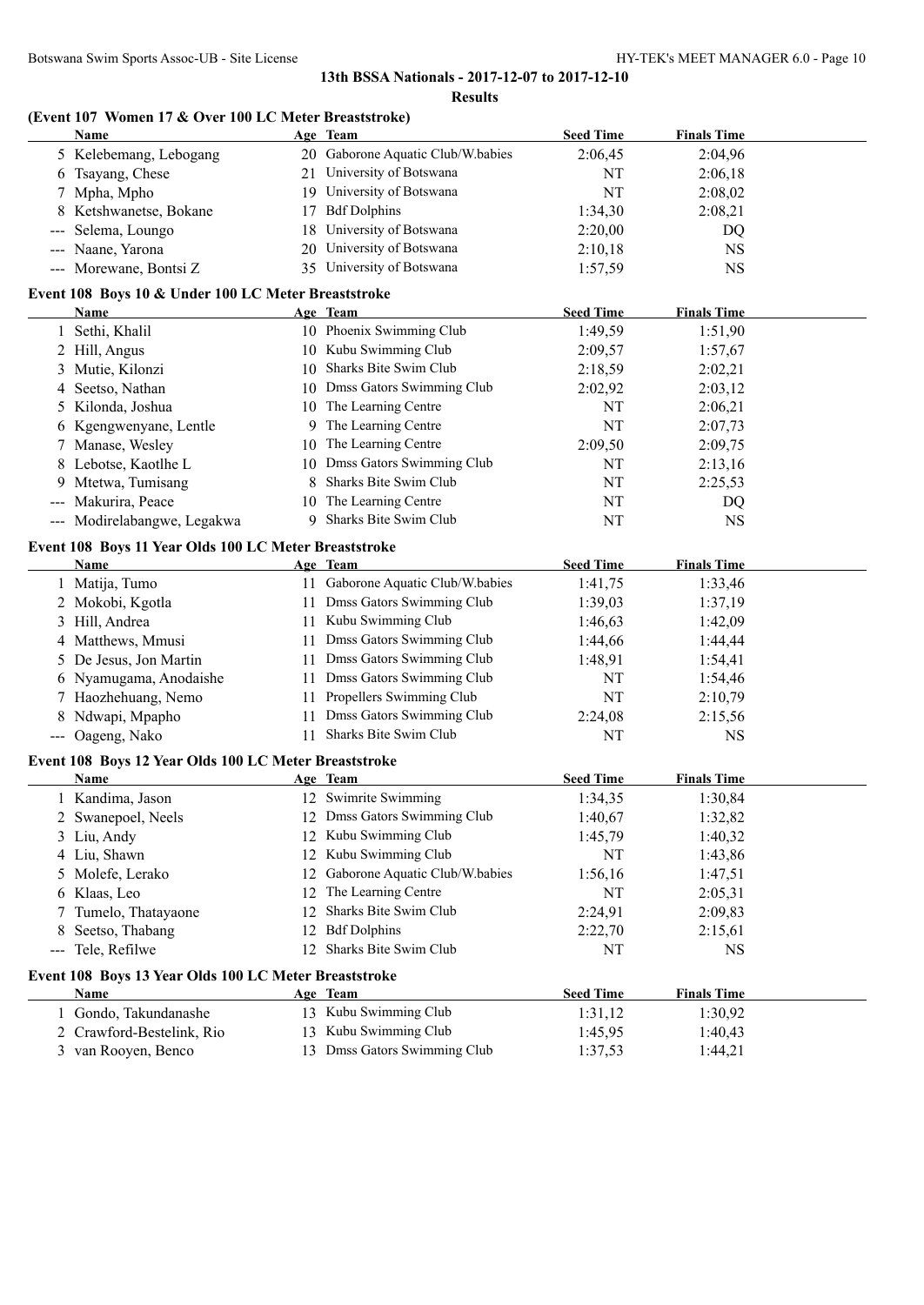## 13th BSSA Nationals - 2017-12-07 to 2017-12-10

### Results

### (Event 107 Women 17 & Over 100 LC Meter Breaststroke)

| | Name | Age | Team | Seed Time | Finals Time |
|---|---|---|---|---|---|
| 5 | Kelebemang, Lebogang | 20 | Gaborone Aquatic Club/W.babies | 2:06,45 | 2:04,96 |
| 6 | Tsayang, Chese | 21 | University of Botswana | NT | 2:06,18 |
| 7 | Mpha, Mpho | 19 | University of Botswana | NT | 2:08,02 |
| 8 | Ketshwanetse, Bokane | 17 | Bdf Dolphins | 1:34,30 | 2:08,21 |
| --- | Selema, Loungo | 18 | University of Botswana | 2:20,00 | DQ |
| --- | Naane, Yarona | 20 | University of Botswana | 2:10,18 | NS |
| --- | Morewane, Bontsi Z | 35 | University of Botswana | 1:57,59 | NS |

### Event 108 Boys 10 & Under 100 LC Meter Breaststroke

| | Name | Age | Team | Seed Time | Finals Time |
|---|---|---|---|---|---|
| 1 | Sethi, Khalil | 10 | Phoenix Swimming Club | 1:49,59 | 1:51,90 |
| 2 | Hill, Angus | 10 | Kubu Swimming Club | 2:09,57 | 1:57,67 |
| 3 | Mutie, Kilonzi | 10 | Sharks Bite Swim Club | 2:18,59 | 2:02,21 |
| 4 | Seetso, Nathan | 10 | Dmss Gators Swimming Club | 2:02,92 | 2:03,12 |
| 5 | Kilonda, Joshua | 10 | The Learning Centre | NT | 2:06,21 |
| 6 | Kgengwenyane, Lentle | 9 | The Learning Centre | NT | 2:07,73 |
| 7 | Manase, Wesley | 10 | The Learning Centre | 2:09,50 | 2:09,75 |
| 8 | Lebotse, Kaotlhe L | 10 | Dmss Gators Swimming Club | NT | 2:13,16 |
| 9 | Mtetwa, Tumisang | 8 | Sharks Bite Swim Club | NT | 2:25,53 |
| --- | Makurira, Peace | 10 | The Learning Centre | NT | DQ |
| --- | Modirelabangwe, Legakwa | 9 | Sharks Bite Swim Club | NT | NS |

### Event 108 Boys 11 Year Olds 100 LC Meter Breaststroke

| | Name | Age | Team | Seed Time | Finals Time |
|---|---|---|---|---|---|
| 1 | Matija, Tumo | 11 | Gaborone Aquatic Club/W.babies | 1:41,75 | 1:33,46 |
| 2 | Mokobi, Kgotla | 11 | Dmss Gators Swimming Club | 1:39,03 | 1:37,19 |
| 3 | Hill, Andrea | 11 | Kubu Swimming Club | 1:46,63 | 1:42,09 |
| 4 | Matthews, Mmusi | 11 | Dmss Gators Swimming Club | 1:44,66 | 1:44,44 |
| 5 | De Jesus, Jon Martin | 11 | Dmss Gators Swimming Club | 1:48,91 | 1:54,41 |
| 6 | Nyamugama, Anodaishe | 11 | Dmss Gators Swimming Club | NT | 1:54,46 |
| 7 | Haozhehuang, Nemo | 11 | Propellers Swimming Club | NT | 2:10,79 |
| 8 | Ndwapi, Mpapho | 11 | Dmss Gators Swimming Club | 2:24,08 | 2:15,56 |
| --- | Oageng, Nako | 11 | Sharks Bite Swim Club | NT | NS |

### Event 108 Boys 12 Year Olds 100 LC Meter Breaststroke

| | Name | Age | Team | Seed Time | Finals Time |
|---|---|---|---|---|---|
| 1 | Kandima, Jason | 12 | Swimrite Swimming | 1:34,35 | 1:30,84 |
| 2 | Swanepoel, Neels | 12 | Dmss Gators Swimming Club | 1:40,67 | 1:32,82 |
| 3 | Liu, Andy | 12 | Kubu Swimming Club | 1:45,79 | 1:40,32 |
| 4 | Liu, Shawn | 12 | Kubu Swimming Club | NT | 1:43,86 |
| 5 | Molefe, Lerako | 12 | Gaborone Aquatic Club/W.babies | 1:56,16 | 1:47,51 |
| 6 | Klaas, Leo | 12 | The Learning Centre | NT | 2:05,31 |
| 7 | Tumelo, Thatayaone | 12 | Sharks Bite Swim Club | 2:24,91 | 2:09,83 |
| 8 | Seetso, Thabang | 12 | Bdf Dolphins | 2:22,70 | 2:15,61 |
| --- | Tele, Refilwe | 12 | Sharks Bite Swim Club | NT | NS |

### Event 108 Boys 13 Year Olds 100 LC Meter Breaststroke

| | Name | Age | Team | Seed Time | Finals Time |
|---|---|---|---|---|---|
| 1 | Gondo, Takundanashe | 13 | Kubu Swimming Club | 1:31,12 | 1:30,92 |
| 2 | Crawford-Bestelink, Rio | 13 | Kubu Swimming Club | 1:45,95 | 1:40,43 |
| 3 | van Rooyen, Benco | 13 | Dmss Gators Swimming Club | 1:37,53 | 1:44,21 |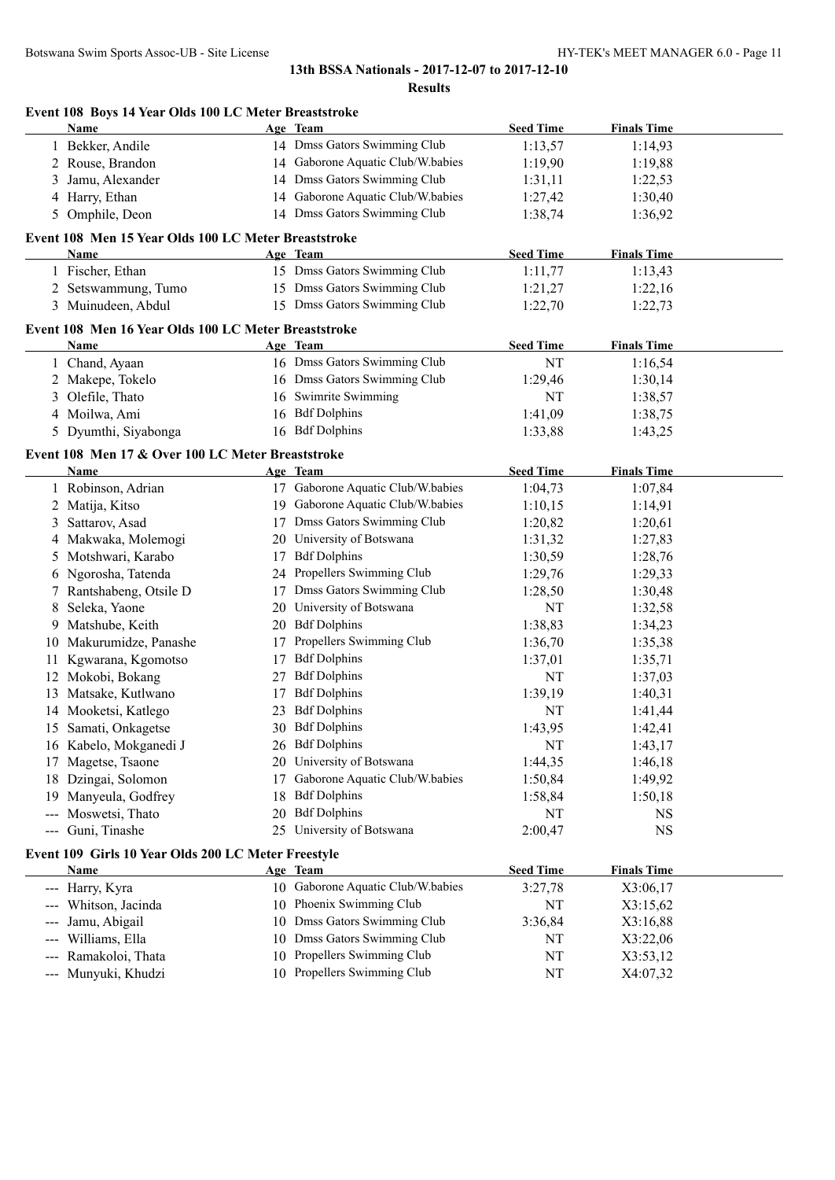**13th BSSA Nationals - 2017-12-07 to 2017-12-10**

**Results**

### Event 108 Boys 14 Year Olds 100 LC Meter Breaststroke

| | Name | Age | Team | Seed Time | Finals Time |
|---|---|---|---|---|---|
| 1 | Bekker, Andile | 14 | Dmss Gators Swimming Club | 1:13,57 | 1:14,93 |
| 2 | Rouse, Brandon | 14 | Gaborone Aquatic Club/W.babies | 1:19,90 | 1:19,88 |
| 3 | Jamu, Alexander | 14 | Dmss Gators Swimming Club | 1:31,11 | 1:22,53 |
| 4 | Harry, Ethan | 14 | Gaborone Aquatic Club/W.babies | 1:27,42 | 1:30,40 |
| 5 | Omphile, Deon | 14 | Dmss Gators Swimming Club | 1:38,74 | 1:36,92 |

### Event 108 Men 15 Year Olds 100 LC Meter Breaststroke

| | Name | Age | Team | Seed Time | Finals Time |
|---|---|---|---|---|---|
| 1 | Fischer, Ethan | 15 | Dmss Gators Swimming Club | 1:11,77 | 1:13,43 |
| 2 | Setswammung, Tumo | 15 | Dmss Gators Swimming Club | 1:21,27 | 1:22,16 |
| 3 | Muinudeen, Abdul | 15 | Dmss Gators Swimming Club | 1:22,70 | 1:22,73 |

### Event 108 Men 16 Year Olds 100 LC Meter Breaststroke

| | Name | Age | Team | Seed Time | Finals Time |
|---|---|---|---|---|---|
| 1 | Chand, Ayaan | 16 | Dmss Gators Swimming Club | NT | 1:16,54 |
| 2 | Makepe, Tokelo | 16 | Dmss Gators Swimming Club | 1:29,46 | 1:30,14 |
| 3 | Olefile, Thato | 16 | Swimrite Swimming | NT | 1:38,57 |
| 4 | Moilwa, Ami | 16 | Bdf Dolphins | 1:41,09 | 1:38,75 |
| 5 | Dyumthi, Siyabonga | 16 | Bdf Dolphins | 1:33,88 | 1:43,25 |

### Event 108 Men 17 & Over 100 LC Meter Breaststroke

| | Name | Age | Team | Seed Time | Finals Time |
|---|---|---|---|---|---|
| 1 | Robinson, Adrian | 17 | Gaborone Aquatic Club/W.babies | 1:04,73 | 1:07,84 |
| 2 | Matija, Kitso | 19 | Gaborone Aquatic Club/W.babies | 1:10,15 | 1:14,91 |
| 3 | Sattarov, Asad | 17 | Dmss Gators Swimming Club | 1:20,82 | 1:20,61 |
| 4 | Makwaka, Molemogi | 20 | University of Botswana | 1:31,32 | 1:27,83 |
| 5 | Motshwari, Karabo | 17 | Bdf Dolphins | 1:30,59 | 1:28,76 |
| 6 | Ngorosha, Tatenda | 24 | Propellers Swimming Club | 1:29,76 | 1:29,33 |
| 7 | Rantshabeng, Otsile D | 17 | Dmss Gators Swimming Club | 1:28,50 | 1:30,48 |
| 8 | Seleka, Yaone | 20 | University of Botswana | NT | 1:32,58 |
| 9 | Matshube, Keith | 20 | Bdf Dolphins | 1:38,83 | 1:34,23 |
| 10 | Makurumidze, Panashe | 17 | Propellers Swimming Club | 1:36,70 | 1:35,38 |
| 11 | Kgwarana, Kgomotso | 17 | Bdf Dolphins | 1:37,01 | 1:35,71 |
| 12 | Mokobi, Bokang | 27 | Bdf Dolphins | NT | 1:37,03 |
| 13 | Matsake, Kutlwano | 17 | Bdf Dolphins | 1:39,19 | 1:40,31 |
| 14 | Mooketsi, Katlego | 23 | Bdf Dolphins | NT | 1:41,44 |
| 15 | Samati, Onkagetse | 30 | Bdf Dolphins | 1:43,95 | 1:42,41 |
| 16 | Kabelo, Mokganedi J | 26 | Bdf Dolphins | NT | 1:43,17 |
| 17 | Magetse, Tsaone | 20 | University of Botswana | 1:44,35 | 1:46,18 |
| 18 | Dzingai, Solomon | 17 | Gaborone Aquatic Club/W.babies | 1:50,84 | 1:49,92 |
| 19 | Manyeula, Godfrey | 18 | Bdf Dolphins | 1:58,84 | 1:50,18 |
| --- | Moswetsi, Thato | 20 | Bdf Dolphins | NT | NS |
| --- | Guni, Tinashe | 25 | University of Botswana | 2:00,47 | NS |

### Event 109 Girls 10 Year Olds 200 LC Meter Freestyle

| | Name | Age | Team | Seed Time | Finals Time |
|---|---|---|---|---|---|
| --- | Harry, Kyra | 10 | Gaborone Aquatic Club/W.babies | 3:27,78 | X3:06,17 |
| --- | Whitson, Jacinda | 10 | Phoenix Swimming Club | NT | X3:15,62 |
| --- | Jamu, Abigail | 10 | Dmss Gators Swimming Club | 3:36,84 | X3:16,88 |
| --- | Williams, Ella | 10 | Dmss Gators Swimming Club | NT | X3:22,06 |
| --- | Ramakoloi, Thata | 10 | Propellers Swimming Club | NT | X3:53,12 |
| --- | Munyuki, Khudzi | 10 | Propellers Swimming Club | NT | X4:07,32 |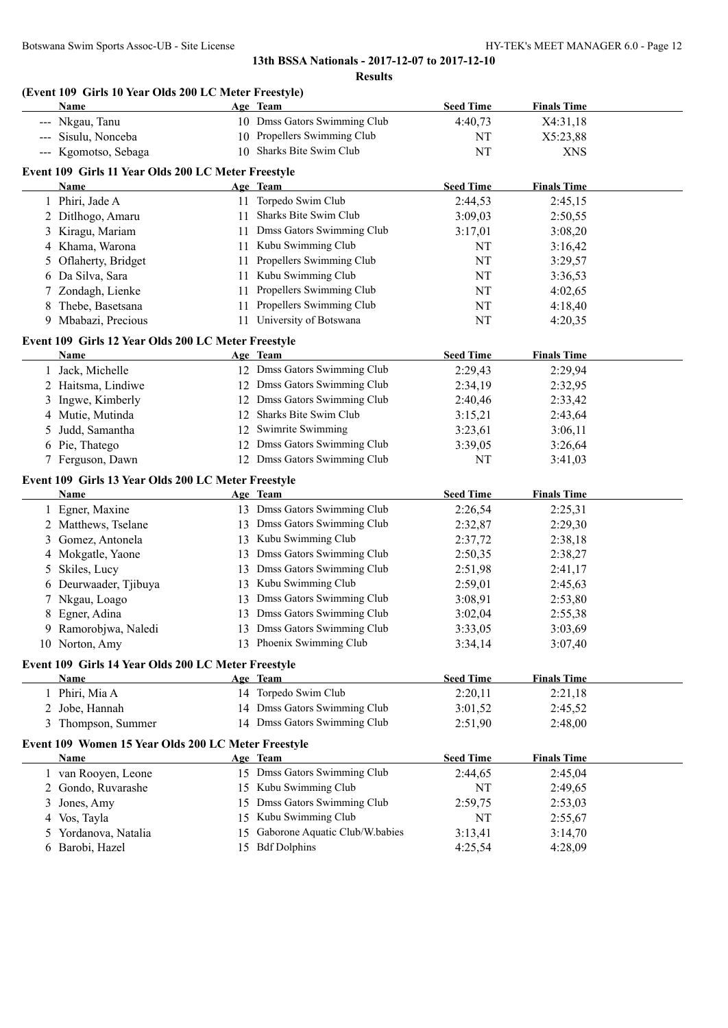**13th BSSA Nationals - 2017-12-07 to 2017-12-10**

**Results**

**(Event 109 Girls 10 Year Olds 200 LC Meter Freestyle)**

| | Name | Age | Team | Seed Time | Finals Time |
|---|---|---|---|---|---|
| --- | Nkgau, Tanu | 10 | Dmss Gators Swimming Club | 4:40,73 | X4:31,18 |
| --- | Sisulu, Nonceba | 10 | Propellers Swimming Club | NT | X5:23,88 |
| --- | Kgomotso, Sebaga | 10 | Sharks Bite Swim Club | NT | XNS |

**Event 109 Girls 11 Year Olds 200 LC Meter Freestyle**

| | Name | Age | Team | Seed Time | Finals Time |
|---|---|---|---|---|---|
| 1 | Phiri, Jade A | 11 | Torpedo Swim Club | 2:44,53 | 2:45,15 |
| 2 | Ditlhogo, Amaru | 11 | Sharks Bite Swim Club | 3:09,03 | 2:50,55 |
| 3 | Kiragu, Mariam | 11 | Dmss Gators Swimming Club | 3:17,01 | 3:08,20 |
| 4 | Khama, Warona | 11 | Kubu Swimming Club | NT | 3:16,42 |
| 5 | Oflaherty, Bridget | 11 | Propellers Swimming Club | NT | 3:29,57 |
| 6 | Da Silva, Sara | 11 | Kubu Swimming Club | NT | 3:36,53 |
| 7 | Zondagh, Lienke | 11 | Propellers Swimming Club | NT | 4:02,65 |
| 8 | Thebe, Basetsana | 11 | Propellers Swimming Club | NT | 4:18,40 |
| 9 | Mbabazi, Precious | 11 | University of Botswana | NT | 4:20,35 |

**Event 109 Girls 12 Year Olds 200 LC Meter Freestyle**

| | Name | Age | Team | Seed Time | Finals Time |
|---|---|---|---|---|---|
| 1 | Jack, Michelle | 12 | Dmss Gators Swimming Club | 2:29,43 | 2:29,94 |
| 2 | Haitsma, Lindiwe | 12 | Dmss Gators Swimming Club | 2:34,19 | 2:32,95 |
| 3 | Ingwe, Kimberly | 12 | Dmss Gators Swimming Club | 2:40,46 | 2:33,42 |
| 4 | Mutie, Mutinda | 12 | Sharks Bite Swim Club | 3:15,21 | 2:43,64 |
| 5 | Judd, Samantha | 12 | Swimrite Swimming | 3:23,61 | 3:06,11 |
| 6 | Pie, Thatego | 12 | Dmss Gators Swimming Club | 3:39,05 | 3:26,64 |
| 7 | Ferguson, Dawn | 12 | Dmss Gators Swimming Club | NT | 3:41,03 |

**Event 109 Girls 13 Year Olds 200 LC Meter Freestyle**

| | Name | Age | Team | Seed Time | Finals Time |
|---|---|---|---|---|---|
| 1 | Egner, Maxine | 13 | Dmss Gators Swimming Club | 2:26,54 | 2:25,31 |
| 2 | Matthews, Tselane | 13 | Dmss Gators Swimming Club | 2:32,87 | 2:29,30 |
| 3 | Gomez, Antonela | 13 | Kubu Swimming Club | 2:37,72 | 2:38,18 |
| 4 | Mokgatle, Yaone | 13 | Dmss Gators Swimming Club | 2:50,35 | 2:38,27 |
| 5 | Skiles, Lucy | 13 | Dmss Gators Swimming Club | 2:51,98 | 2:41,17 |
| 6 | Deurwaader, Tjibuya | 13 | Kubu Swimming Club | 2:59,01 | 2:45,63 |
| 7 | Nkgau, Loago | 13 | Dmss Gators Swimming Club | 3:08,91 | 2:53,80 |
| 8 | Egner, Adina | 13 | Dmss Gators Swimming Club | 3:02,04 | 2:55,38 |
| 9 | Ramorobjwa, Naledi | 13 | Dmss Gators Swimming Club | 3:33,05 | 3:03,69 |
| 10 | Norton, Amy | 13 | Phoenix Swimming Club | 3:34,14 | 3:07,40 |

**Event 109 Girls 14 Year Olds 200 LC Meter Freestyle**

| | Name | Age | Team | Seed Time | Finals Time |
|---|---|---|---|---|---|
| 1 | Phiri, Mia A | 14 | Torpedo Swim Club | 2:20,11 | 2:21,18 |
| 2 | Jobe, Hannah | 14 | Dmss Gators Swimming Club | 3:01,52 | 2:45,52 |
| 3 | Thompson, Summer | 14 | Dmss Gators Swimming Club | 2:51,90 | 2:48,00 |

**Event 109 Women 15 Year Olds 200 LC Meter Freestyle**

| | Name | Age | Team | Seed Time | Finals Time |
|---|---|---|---|---|---|
| 1 | van Rooyen, Leone | 15 | Dmss Gators Swimming Club | 2:44,65 | 2:45,04 |
| 2 | Gondo, Ruvarashe | 15 | Kubu Swimming Club | NT | 2:49,65 |
| 3 | Jones, Amy | 15 | Dmss Gators Swimming Club | 2:59,75 | 2:53,03 |
| 4 | Vos, Tayla | 15 | Kubu Swimming Club | NT | 2:55,67 |
| 5 | Yordanova, Natalia | 15 | Gaborone Aquatic Club/W.babies | 3:13,41 | 3:14,70 |
| 6 | Barobi, Hazel | 15 | Bdf Dolphins | 4:25,54 | 4:28,09 |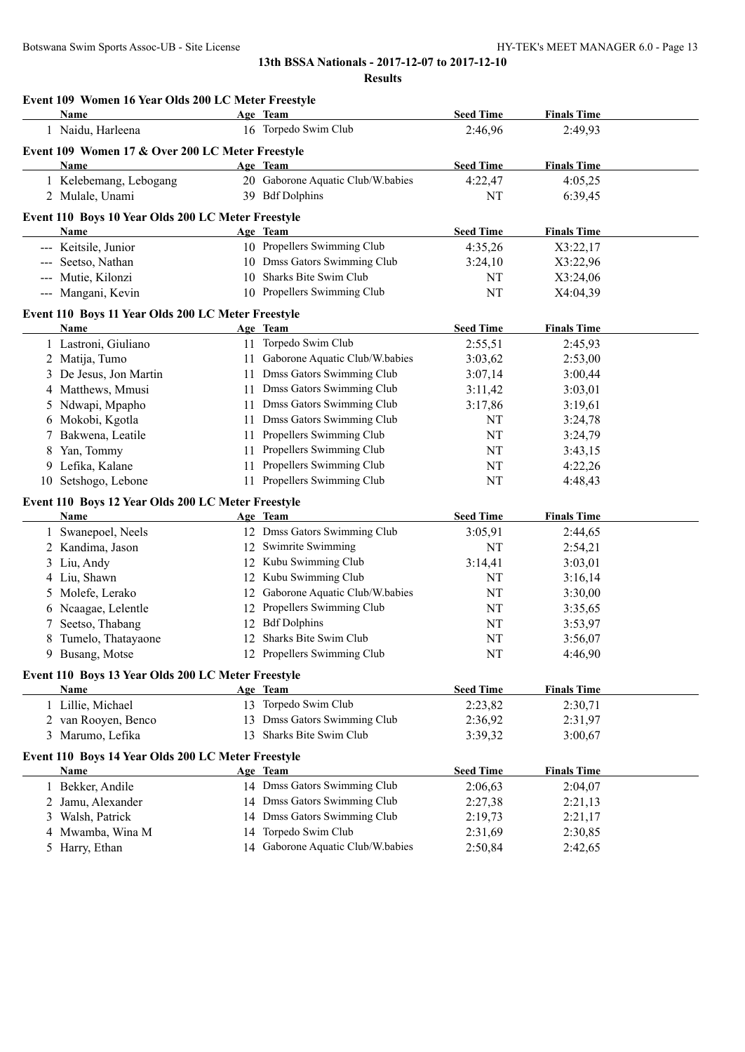## 13th BSSA Nationals - 2017-12-07 to 2017-12-10

**Results**

### Event 109 Women 16 Year Olds 200 LC Meter Freestyle

| | Name | Age | Team | Seed Time | Finals Time |
|---|---|---|---|---|---|
| 1 | Naidu, Harleena | 16 | Torpedo Swim Club | 2:46,96 | 2:49,93 |

### Event 109 Women 17 & Over 200 LC Meter Freestyle

| | Name | Age | Team | Seed Time | Finals Time |
|---|---|---|---|---|---|
| 1 | Kelebemang, Lebogang | 20 | Gaborone Aquatic Club/W.babies | 4:22,47 | 4:05,25 |
| 2 | Mulale, Unami | 39 | Bdf Dolphins | NT | 6:39,45 |

### Event 110 Boys 10 Year Olds 200 LC Meter Freestyle

| | Name | Age | Team | Seed Time | Finals Time |
|---|---|---|---|---|---|
| --- | Keitsile, Junior | 10 | Propellers Swimming Club | 4:35,26 | X3:22,17 |
| --- | Seetso, Nathan | 10 | Dmss Gators Swimming Club | 3:24,10 | X3:22,96 |
| --- | Mutie, Kilonzi | 10 | Sharks Bite Swim Club | NT | X3:24,06 |
| --- | Mangani, Kevin | 10 | Propellers Swimming Club | NT | X4:04,39 |

### Event 110 Boys 11 Year Olds 200 LC Meter Freestyle

| | Name | Age | Team | Seed Time | Finals Time |
|---|---|---|---|---|---|
| 1 | Lastroni, Giuliano | 11 | Torpedo Swim Club | 2:55,51 | 2:45,93 |
| 2 | Matija, Tumo | 11 | Gaborone Aquatic Club/W.babies | 3:03,62 | 2:53,00 |
| 3 | De Jesus, Jon Martin | 11 | Dmss Gators Swimming Club | 3:07,14 | 3:00,44 |
| 4 | Matthews, Mmusi | 11 | Dmss Gators Swimming Club | 3:11,42 | 3:03,01 |
| 5 | Ndwapi, Mpapho | 11 | Dmss Gators Swimming Club | 3:17,86 | 3:19,61 |
| 6 | Mokobi, Kgotla | 11 | Dmss Gators Swimming Club | NT | 3:24,78 |
| 7 | Bakwena, Leatile | 11 | Propellers Swimming Club | NT | 3:24,79 |
| 8 | Yan, Tommy | 11 | Propellers Swimming Club | NT | 3:43,15 |
| 9 | Lefika, Kalane | 11 | Propellers Swimming Club | NT | 4:22,26 |
| 10 | Setshogo, Lebone | 11 | Propellers Swimming Club | NT | 4:48,43 |

### Event 110 Boys 12 Year Olds 200 LC Meter Freestyle

| | Name | Age | Team | Seed Time | Finals Time |
|---|---|---|---|---|---|
| 1 | Swanepoel, Neels | 12 | Dmss Gators Swimming Club | 3:05,91 | 2:44,65 |
| 2 | Kandima, Jason | 12 | Swimrite Swimming | NT | 2:54,21 |
| 3 | Liu, Andy | 12 | Kubu Swimming Club | 3:14,41 | 3:03,01 |
| 4 | Liu, Shawn | 12 | Kubu Swimming Club | NT | 3:16,14 |
| 5 | Molefe, Lerako | 12 | Gaborone Aquatic Club/W.babies | NT | 3:30,00 |
| 6 | Ncaagae, Lelentle | 12 | Propellers Swimming Club | NT | 3:35,65 |
| 7 | Seetso, Thabang | 12 | Bdf Dolphins | NT | 3:53,97 |
| 8 | Tumelo, Thatayaone | 12 | Sharks Bite Swim Club | NT | 3:56,07 |
| 9 | Busang, Motse | 12 | Propellers Swimming Club | NT | 4:46,90 |

### Event 110 Boys 13 Year Olds 200 LC Meter Freestyle

| | Name | Age | Team | Seed Time | Finals Time |
|---|---|---|---|---|---|
| 1 | Lillie, Michael | 13 | Torpedo Swim Club | 2:23,82 | 2:30,71 |
| 2 | van Rooyen, Benco | 13 | Dmss Gators Swimming Club | 2:36,92 | 2:31,97 |
| 3 | Marumo, Lefika | 13 | Sharks Bite Swim Club | 3:39,32 | 3:00,67 |

### Event 110 Boys 14 Year Olds 200 LC Meter Freestyle

| | Name | Age | Team | Seed Time | Finals Time |
|---|---|---|---|---|---|
| 1 | Bekker, Andile | 14 | Dmss Gators Swimming Club | 2:06,63 | 2:04,07 |
| 2 | Jamu, Alexander | 14 | Dmss Gators Swimming Club | 2:27,38 | 2:21,13 |
| 3 | Walsh, Patrick | 14 | Dmss Gators Swimming Club | 2:19,73 | 2:21,17 |
| 4 | Mwamba, Wina M | 14 | Torpedo Swim Club | 2:31,69 | 2:30,85 |
| 5 | Harry, Ethan | 14 | Gaborone Aquatic Club/W.babies | 2:50,84 | 2:42,65 |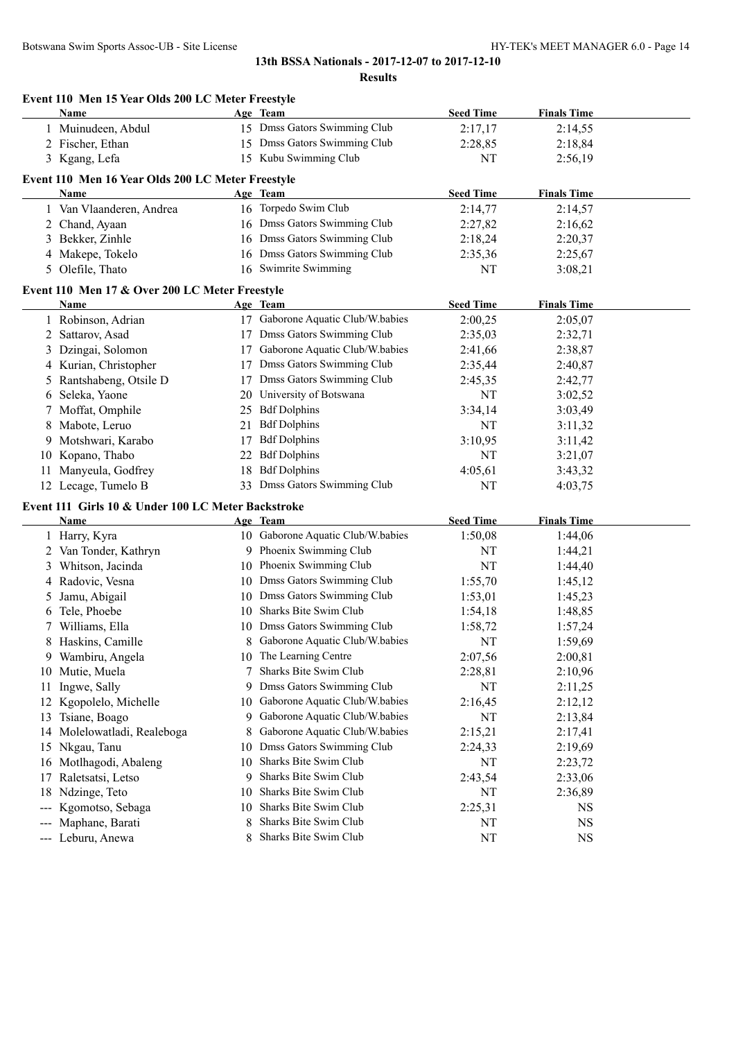**13th BSSA Nationals - 2017-12-07 to 2017-12-10**

**Results**

### Event 110 Men 15 Year Olds 200 LC Meter Freestyle

| | Name | Age | Team | Seed Time | Finals Time |
|---|---|---|---|---|---|
| 1 | Muinudeen, Abdul | 15 | Dmss Gators Swimming Club | 2:17,17 | 2:14,55 |
| 2 | Fischer, Ethan | 15 | Dmss Gators Swimming Club | 2:28,85 | 2:18,84 |
| 3 | Kgang, Lefa | 15 | Kubu Swimming Club | NT | 2:56,19 |

### Event 110 Men 16 Year Olds 200 LC Meter Freestyle

| | Name | Age | Team | Seed Time | Finals Time |
|---|---|---|---|---|---|
| 1 | Van Vlaanderen, Andrea | 16 | Torpedo Swim Club | 2:14,77 | 2:14,57 |
| 2 | Chand, Ayaan | 16 | Dmss Gators Swimming Club | 2:27,82 | 2:16,62 |
| 3 | Bekker, Zinhle | 16 | Dmss Gators Swimming Club | 2:18,24 | 2:20,37 |
| 4 | Makepe, Tokelo | 16 | Dmss Gators Swimming Club | 2:35,36 | 2:25,67 |
| 5 | Olefile, Thato | 16 | Swimrite Swimming | NT | 3:08,21 |

### Event 110 Men 17 & Over 200 LC Meter Freestyle

| | Name | Age | Team | Seed Time | Finals Time |
|---|---|---|---|---|---|
| 1 | Robinson, Adrian | 17 | Gaborone Aquatic Club/W.babies | 2:00,25 | 2:05,07 |
| 2 | Sattarov, Asad | 17 | Dmss Gators Swimming Club | 2:35,03 | 2:32,71 |
| 3 | Dzingai, Solomon | 17 | Gaborone Aquatic Club/W.babies | 2:41,66 | 2:38,87 |
| 4 | Kurian, Christopher | 17 | Dmss Gators Swimming Club | 2:35,44 | 2:40,87 |
| 5 | Rantshabeng, Otsile D | 17 | Dmss Gators Swimming Club | 2:45,35 | 2:42,77 |
| 6 | Seleka, Yaone | 20 | University of Botswana | NT | 3:02,52 |
| 7 | Moffat, Omphile | 25 | Bdf Dolphins | 3:34,14 | 3:03,49 |
| 8 | Mabote, Leruo | 21 | Bdf Dolphins | NT | 3:11,32 |
| 9 | Motshwari, Karabo | 17 | Bdf Dolphins | 3:10,95 | 3:11,42 |
| 10 | Kopano, Thabo | 22 | Bdf Dolphins | NT | 3:21,07 |
| 11 | Manyeula, Godfrey | 18 | Bdf Dolphins | 4:05,61 | 3:43,32 |
| 12 | Lecage, Tumelo B | 33 | Dmss Gators Swimming Club | NT | 4:03,75 |

### Event 111 Girls 10 & Under 100 LC Meter Backstroke

| | Name | Age | Team | Seed Time | Finals Time |
|---|---|---|---|---|---|
| 1 | Harry, Kyra | 10 | Gaborone Aquatic Club/W.babies | 1:50,08 | 1:44,06 |
| 2 | Van Tonder, Kathryn | 9 | Phoenix Swimming Club | NT | 1:44,21 |
| 3 | Whitson, Jacinda | 10 | Phoenix Swimming Club | NT | 1:44,40 |
| 4 | Radovic, Vesna | 10 | Dmss Gators Swimming Club | 1:55,70 | 1:45,12 |
| 5 | Jamu, Abigail | 10 | Dmss Gators Swimming Club | 1:53,01 | 1:45,23 |
| 6 | Tele, Phoebe | 10 | Sharks Bite Swim Club | 1:54,18 | 1:48,85 |
| 7 | Williams, Ella | 10 | Dmss Gators Swimming Club | 1:58,72 | 1:57,24 |
| 8 | Haskins, Camille | 8 | Gaborone Aquatic Club/W.babies | NT | 1:59,69 |
| 9 | Wambiru, Angela | 10 | The Learning Centre | 2:07,56 | 2:00,81 |
| 10 | Mutie, Muela | 7 | Sharks Bite Swim Club | 2:28,81 | 2:10,96 |
| 11 | Ingwe, Sally | 9 | Dmss Gators Swimming Club | NT | 2:11,25 |
| 12 | Kgopolelo, Michelle | 10 | Gaborone Aquatic Club/W.babies | 2:16,45 | 2:12,12 |
| 13 | Tsiane, Boago | 9 | Gaborone Aquatic Club/W.babies | NT | 2:13,84 |
| 14 | Molelowatladi, Realeboga | 8 | Gaborone Aquatic Club/W.babies | 2:15,21 | 2:17,41 |
| 15 | Nkgau, Tanu | 10 | Dmss Gators Swimming Club | 2:24,33 | 2:19,69 |
| 16 | Motlhagodi, Abaleng | 10 | Sharks Bite Swim Club | NT | 2:23,72 |
| 17 | Raletsatsi, Letso | 9 | Sharks Bite Swim Club | 2:43,54 | 2:33,06 |
| 18 | Ndzinge, Teto | 10 | Sharks Bite Swim Club | NT | 2:36,89 |
| --- | Kgomotso, Sebaga | 10 | Sharks Bite Swim Club | 2:25,31 | NS |
| --- | Maphane, Barati | 8 | Sharks Bite Swim Club | NT | NS |
| --- | Leburu, Anewa | 8 | Sharks Bite Swim Club | NT | NS |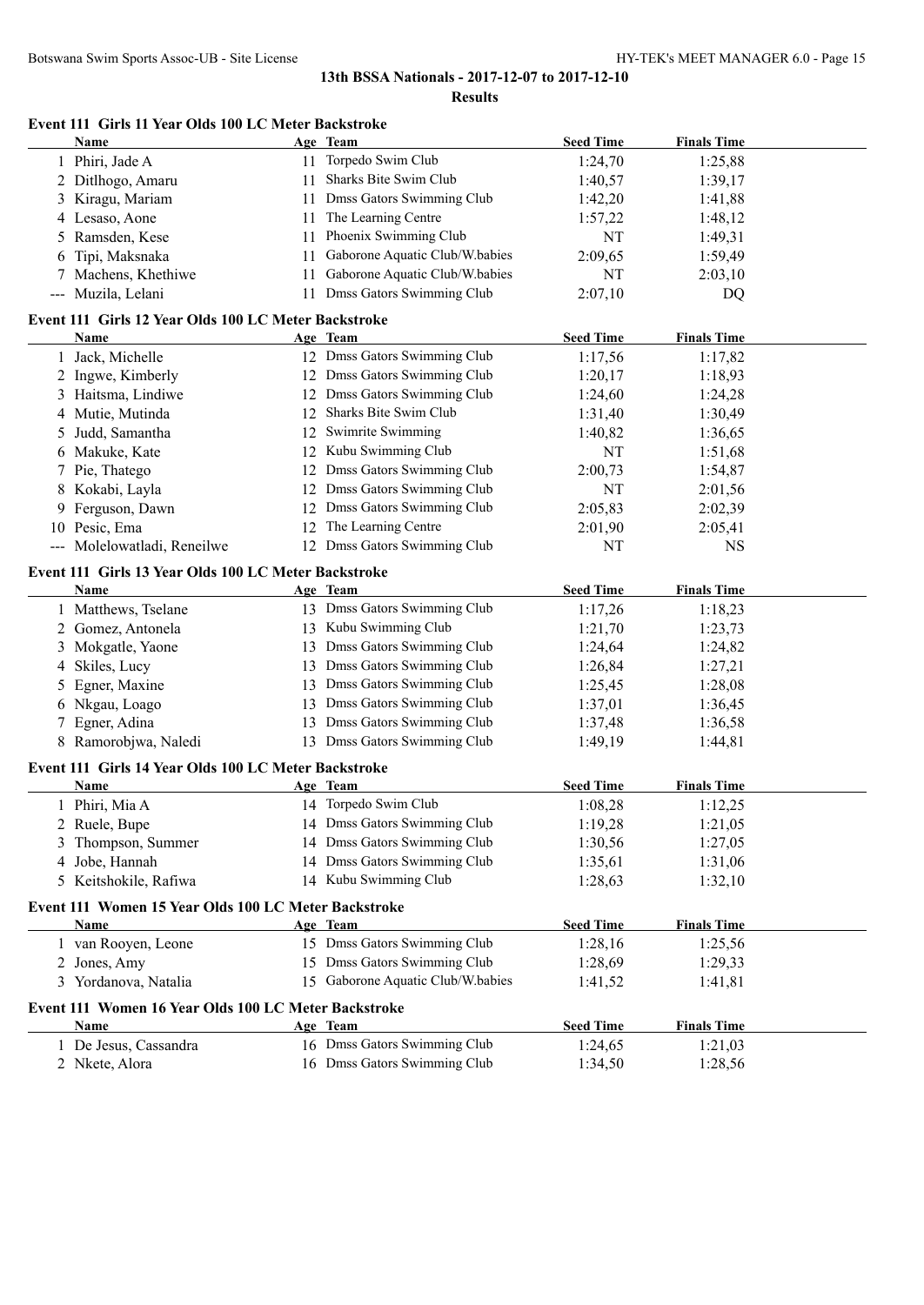## 13th BSSA Nationals - 2017-12-07 to 2017-12-10

### Results

#### Event 111 Girls 11 Year Olds 100 LC Meter Backstroke

| | Name | Age | Team | Seed Time | Finals Time |
|---|---|---|---|---|---|
| 1 | Phiri, Jade A | 11 | Torpedo Swim Club | 1:24,70 | 1:25,88 |
| 2 | Ditlhogo, Amaru | 11 | Sharks Bite Swim Club | 1:40,57 | 1:39,17 |
| 3 | Kiragu, Mariam | 11 | Dmss Gators Swimming Club | 1:42,20 | 1:41,88 |
| 4 | Lesaso, Aone | 11 | The Learning Centre | 1:57,22 | 1:48,12 |
| 5 | Ramsden, Kese | 11 | Phoenix Swimming Club | NT | 1:49,31 |
| 6 | Tipi, Maksnaka | 11 | Gaborone Aquatic Club/W.babies | 2:09,65 | 1:59,49 |
| 7 | Machens, Khethiwe | 11 | Gaborone Aquatic Club/W.babies | NT | 2:03,10 |
| --- | Muzila, Lelani | 11 | Dmss Gators Swimming Club | 2:07,10 | DQ |

#### Event 111 Girls 12 Year Olds 100 LC Meter Backstroke

| | Name | Age | Team | Seed Time | Finals Time |
|---|---|---|---|---|---|
| 1 | Jack, Michelle | 12 | Dmss Gators Swimming Club | 1:17,56 | 1:17,82 |
| 2 | Ingwe, Kimberly | 12 | Dmss Gators Swimming Club | 1:20,17 | 1:18,93 |
| 3 | Haitsma, Lindiwe | 12 | Dmss Gators Swimming Club | 1:24,60 | 1:24,28 |
| 4 | Mutie, Mutinda | 12 | Sharks Bite Swim Club | 1:31,40 | 1:30,49 |
| 5 | Judd, Samantha | 12 | Swimrite Swimming | 1:40,82 | 1:36,65 |
| 6 | Makuke, Kate | 12 | Kubu Swimming Club | NT | 1:51,68 |
| 7 | Pie, Thatego | 12 | Dmss Gators Swimming Club | 2:00,73 | 1:54,87 |
| 8 | Kokabi, Layla | 12 | Dmss Gators Swimming Club | NT | 2:01,56 |
| 9 | Ferguson, Dawn | 12 | Dmss Gators Swimming Club | 2:05,83 | 2:02,39 |
| 10 | Pesic, Ema | 12 | The Learning Centre | 2:01,90 | 2:05,41 |
| --- | Molelowatladi, Reneilwe | 12 | Dmss Gators Swimming Club | NT | NS |

#### Event 111 Girls 13 Year Olds 100 LC Meter Backstroke

| | Name | Age | Team | Seed Time | Finals Time |
|---|---|---|---|---|---|
| 1 | Matthews, Tselane | 13 | Dmss Gators Swimming Club | 1:17,26 | 1:18,23 |
| 2 | Gomez, Antonela | 13 | Kubu Swimming Club | 1:21,70 | 1:23,73 |
| 3 | Mokgatle, Yaone | 13 | Dmss Gators Swimming Club | 1:24,64 | 1:24,82 |
| 4 | Skiles, Lucy | 13 | Dmss Gators Swimming Club | 1:26,84 | 1:27,21 |
| 5 | Egner, Maxine | 13 | Dmss Gators Swimming Club | 1:25,45 | 1:28,08 |
| 6 | Nkgau, Loago | 13 | Dmss Gators Swimming Club | 1:37,01 | 1:36,45 |
| 7 | Egner, Adina | 13 | Dmss Gators Swimming Club | 1:37,48 | 1:36,58 |
| 8 | Ramorobjwa, Naledi | 13 | Dmss Gators Swimming Club | 1:49,19 | 1:44,81 |

#### Event 111 Girls 14 Year Olds 100 LC Meter Backstroke

| | Name | Age | Team | Seed Time | Finals Time |
|---|---|---|---|---|---|
| 1 | Phiri, Mia A | 14 | Torpedo Swim Club | 1:08,28 | 1:12,25 |
| 2 | Ruele, Bupe | 14 | Dmss Gators Swimming Club | 1:19,28 | 1:21,05 |
| 3 | Thompson, Summer | 14 | Dmss Gators Swimming Club | 1:30,56 | 1:27,05 |
| 4 | Jobe, Hannah | 14 | Dmss Gators Swimming Club | 1:35,61 | 1:31,06 |
| 5 | Keitshokile, Rafiwa | 14 | Kubu Swimming Club | 1:28,63 | 1:32,10 |

#### Event 111 Women 15 Year Olds 100 LC Meter Backstroke

| | Name | Age | Team | Seed Time | Finals Time |
|---|---|---|---|---|---|
| 1 | van Rooyen, Leone | 15 | Dmss Gators Swimming Club | 1:28,16 | 1:25,56 |
| 2 | Jones, Amy | 15 | Dmss Gators Swimming Club | 1:28,69 | 1:29,33 |
| 3 | Yordanova, Natalia | 15 | Gaborone Aquatic Club/W.babies | 1:41,52 | 1:41,81 |

#### Event 111 Women 16 Year Olds 100 LC Meter Backstroke

| | Name | Age | Team | Seed Time | Finals Time |
|---|---|---|---|---|---|
| 1 | De Jesus, Cassandra | 16 | Dmss Gators Swimming Club | 1:24,65 | 1:21,03 |
| 2 | Nkete, Alora | 16 | Dmss Gators Swimming Club | 1:34,50 | 1:28,56 |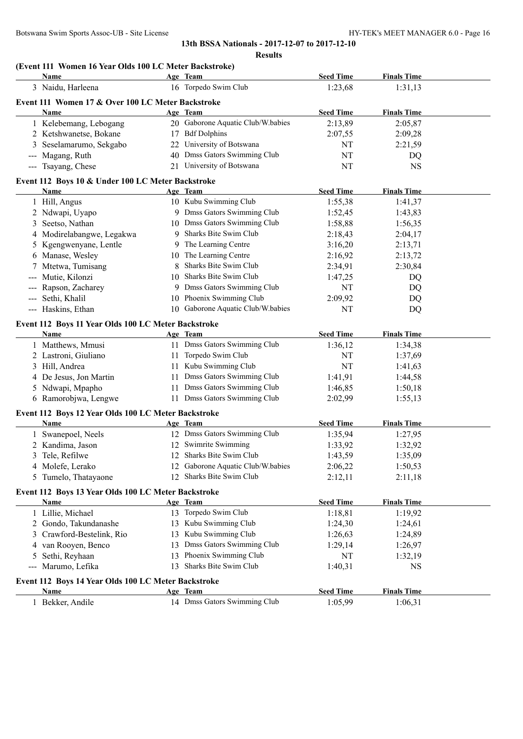**13th BSSA Nationals - 2017-12-07 to 2017-12-10**

**Results**

### (Event 111 Women 16 Year Olds 100 LC Meter Backstroke)

| | Name | Age | Team | Seed Time | Finals Time |
|---|---|---|---|---|---|
| 3 | Naidu, Harleena | 16 | Torpedo Swim Club | 1:23,68 | 1:31,13 |

### Event 111 Women 17 & Over 100 LC Meter Backstroke

| | Name | Age | Team | Seed Time | Finals Time |
|---|---|---|---|---|---|
| 1 | Kelebemang, Lebogang | 20 | Gaborone Aquatic Club/W.babies | 2:13,89 | 2:05,87 |
| 2 | Ketshwanetse, Bokane | 17 | Bdf Dolphins | 2:07,55 | 2:09,28 |
| 3 | Seselamarumo, Sekgabo | 22 | University of Botswana | NT | 2:21,59 |
| --- | Magang, Ruth | 40 | Dmss Gators Swimming Club | NT | DQ |
| --- | Tsayang, Chese | 21 | University of Botswana | NT | NS |

### Event 112 Boys 10 & Under 100 LC Meter Backstroke

| | Name | Age | Team | Seed Time | Finals Time |
|---|---|---|---|---|---|
| 1 | Hill, Angus | 10 | Kubu Swimming Club | 1:55,38 | 1:41,37 |
| 2 | Ndwapi, Uyapo | 9 | Dmss Gators Swimming Club | 1:52,45 | 1:43,83 |
| 3 | Seetso, Nathan | 10 | Dmss Gators Swimming Club | 1:58,88 | 1:56,35 |
| 4 | Modirelabangwe, Legakwa | 9 | Sharks Bite Swim Club | 2:18,43 | 2:04,17 |
| 5 | Kgengwenyane, Lentle | 9 | The Learning Centre | 3:16,20 | 2:13,71 |
| 6 | Manase, Wesley | 10 | The Learning Centre | 2:16,92 | 2:13,72 |
| 7 | Mtetwa, Tumisang | 8 | Sharks Bite Swim Club | 2:34,91 | 2:30,84 |
| --- | Mutie, Kilonzi | 10 | Sharks Bite Swim Club | 1:47,25 | DQ |
| --- | Rapson, Zacharey | 9 | Dmss Gators Swimming Club | NT | DQ |
| --- | Sethi, Khalil | 10 | Phoenix Swimming Club | 2:09,92 | DQ |
| --- | Haskins, Ethan | 10 | Gaborone Aquatic Club/W.babies | NT | DQ |

### Event 112 Boys 11 Year Olds 100 LC Meter Backstroke

| | Name | Age | Team | Seed Time | Finals Time |
|---|---|---|---|---|---|
| 1 | Matthews, Mmusi | 11 | Dmss Gators Swimming Club | 1:36,12 | 1:34,38 |
| 2 | Lastroni, Giuliano | 11 | Torpedo Swim Club | NT | 1:37,69 |
| 3 | Hill, Andrea | 11 | Kubu Swimming Club | NT | 1:41,63 |
| 4 | De Jesus, Jon Martin | 11 | Dmss Gators Swimming Club | 1:41,91 | 1:44,58 |
| 5 | Ndwapi, Mpapho | 11 | Dmss Gators Swimming Club | 1:46,85 | 1:50,18 |
| 6 | Ramorobjwa, Lengwe | 11 | Dmss Gators Swimming Club | 2:02,99 | 1:55,13 |

### Event 112 Boys 12 Year Olds 100 LC Meter Backstroke

| | Name | Age | Team | Seed Time | Finals Time |
|---|---|---|---|---|---|
| 1 | Swanepoel, Neels | 12 | Dmss Gators Swimming Club | 1:35,94 | 1:27,95 |
| 2 | Kandima, Jason | 12 | Swimrite Swimming | 1:33,92 | 1:32,92 |
| 3 | Tele, Refilwe | 12 | Sharks Bite Swim Club | 1:43,59 | 1:35,09 |
| 4 | Molefe, Lerako | 12 | Gaborone Aquatic Club/W.babies | 2:06,22 | 1:50,53 |
| 5 | Tumelo, Thatayaone | 12 | Sharks Bite Swim Club | 2:12,11 | 2:11,18 |

### Event 112 Boys 13 Year Olds 100 LC Meter Backstroke

| | Name | Age | Team | Seed Time | Finals Time |
|---|---|---|---|---|---|
| 1 | Lillie, Michael | 13 | Torpedo Swim Club | 1:18,81 | 1:19,92 |
| 2 | Gondo, Takundanashe | 13 | Kubu Swimming Club | 1:24,30 | 1:24,61 |
| 3 | Crawford-Bestelink, Rio | 13 | Kubu Swimming Club | 1:26,63 | 1:24,89 |
| 4 | van Rooyen, Benco | 13 | Dmss Gators Swimming Club | 1:29,14 | 1:26,97 |
| 5 | Sethi, Reyhaan | 13 | Phoenix Swimming Club | NT | 1:32,19 |
| --- | Marumo, Lefika | 13 | Sharks Bite Swim Club | 1:40,31 | NS |

### Event 112 Boys 14 Year Olds 100 LC Meter Backstroke

| | Name | Age | Team | Seed Time | Finals Time |
|---|---|---|---|---|---|
| 1 | Bekker, Andile | 14 | Dmss Gators Swimming Club | 1:05,99 | 1:06,31 |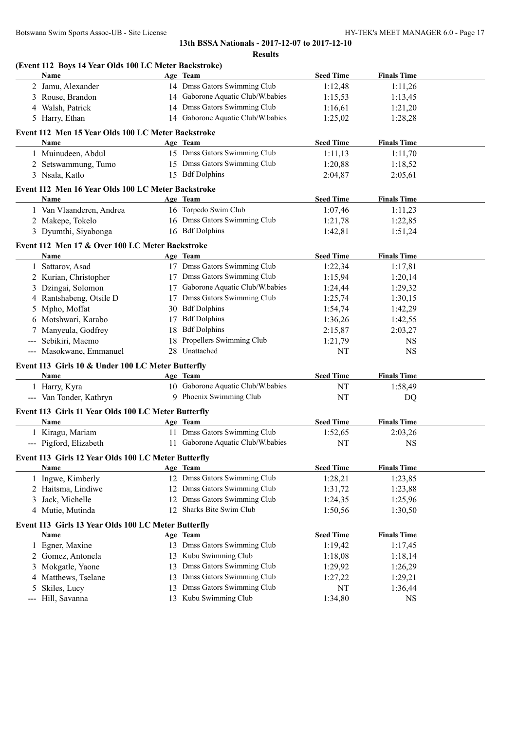## 13th BSSA Nationals - 2017-12-07 to 2017-12-10

### Results

### (Event 112 Boys 14 Year Olds 100 LC Meter Backstroke)

| | Name | Age | Team | Seed Time | Finals Time |
|---|---|---|---|---|---|
| 2 | Jamu, Alexander | 14 | Dmss Gators Swimming Club | 1:12,48 | 1:11,26 |
| 3 | Rouse, Brandon | 14 | Gaborone Aquatic Club/W.babies | 1:15,53 | 1:13,45 |
| 4 | Walsh, Patrick | 14 | Dmss Gators Swimming Club | 1:16,61 | 1:21,20 |
| 5 | Harry, Ethan | 14 | Gaborone Aquatic Club/W.babies | 1:25,02 | 1:28,28 |

### Event 112 Men 15 Year Olds 100 LC Meter Backstroke

| | Name | Age | Team | Seed Time | Finals Time |
|---|---|---|---|---|---|
| 1 | Muinudeen, Abdul | 15 | Dmss Gators Swimming Club | 1:11,13 | 1:11,70 |
| 2 | Setswammung, Tumo | 15 | Dmss Gators Swimming Club | 1:20,88 | 1:18,52 |
| 3 | Nsala, Katlo | 15 | Bdf Dolphins | 2:04,87 | 2:05,61 |

### Event 112 Men 16 Year Olds 100 LC Meter Backstroke

| | Name | Age | Team | Seed Time | Finals Time |
|---|---|---|---|---|---|
| 1 | Van Vlaanderen, Andrea | 16 | Torpedo Swim Club | 1:07,46 | 1:11,23 |
| 2 | Makepe, Tokelo | 16 | Dmss Gators Swimming Club | 1:21,78 | 1:22,85 |
| 3 | Dyumthi, Siyabonga | 16 | Bdf Dolphins | 1:42,81 | 1:51,24 |

### Event 112 Men 17 & Over 100 LC Meter Backstroke

| | Name | Age | Team | Seed Time | Finals Time |
|---|---|---|---|---|---|
| 1 | Sattarov, Asad | 17 | Dmss Gators Swimming Club | 1:22,34 | 1:17,81 |
| 2 | Kurian, Christopher | 17 | Dmss Gators Swimming Club | 1:15,94 | 1:20,14 |
| 3 | Dzingai, Solomon | 17 | Gaborone Aquatic Club/W.babies | 1:24,44 | 1:29,32 |
| 4 | Rantshabeng, Otsile D | 17 | Dmss Gators Swimming Club | 1:25,74 | 1:30,15 |
| 5 | Mpho, Moffat | 30 | Bdf Dolphins | 1:54,74 | 1:42,29 |
| 6 | Motshwari, Karabo | 17 | Bdf Dolphins | 1:36,26 | 1:42,55 |
| 7 | Manyeula, Godfrey | 18 | Bdf Dolphins | 2:15,87 | 2:03,27 |
| --- | Sebikiri, Maemo | 18 | Propellers Swimming Club | 1:21,79 | NS |
| --- | Masokwane, Emmanuel | 28 | Unattached | NT | NS |

### Event 113 Girls 10 & Under 100 LC Meter Butterfly

| | Name | Age | Team | Seed Time | Finals Time |
|---|---|---|---|---|---|
| 1 | Harry, Kyra | 10 | Gaborone Aquatic Club/W.babies | NT | 1:58,49 |
| --- | Van Tonder, Kathryn | 9 | Phoenix Swimming Club | NT | DQ |

### Event 113 Girls 11 Year Olds 100 LC Meter Butterfly

| | Name | Age | Team | Seed Time | Finals Time |
|---|---|---|---|---|---|
| 1 | Kiragu, Mariam | 11 | Dmss Gators Swimming Club | 1:52,65 | 2:03,26 |
| --- | Pigford, Elizabeth | 11 | Gaborone Aquatic Club/W.babies | NT | NS |

### Event 113 Girls 12 Year Olds 100 LC Meter Butterfly

| | Name | Age | Team | Seed Time | Finals Time |
|---|---|---|---|---|---|
| 1 | Ingwe, Kimberly | 12 | Dmss Gators Swimming Club | 1:28,21 | 1:23,85 |
| 2 | Haitsma, Lindiwe | 12 | Dmss Gators Swimming Club | 1:31,72 | 1:23,88 |
| 3 | Jack, Michelle | 12 | Dmss Gators Swimming Club | 1:24,35 | 1:25,96 |
| 4 | Mutie, Mutinda | 12 | Sharks Bite Swim Club | 1:50,56 | 1:30,50 |

### Event 113 Girls 13 Year Olds 100 LC Meter Butterfly

| | Name | Age | Team | Seed Time | Finals Time |
|---|---|---|---|---|---|
| 1 | Egner, Maxine | 13 | Dmss Gators Swimming Club | 1:19,42 | 1:17,45 |
| 2 | Gomez, Antonela | 13 | Kubu Swimming Club | 1:18,08 | 1:18,14 |
| 3 | Mokgatle, Yaone | 13 | Dmss Gators Swimming Club | 1:29,92 | 1:26,29 |
| 4 | Matthews, Tselane | 13 | Dmss Gators Swimming Club | 1:27,22 | 1:29,21 |
| 5 | Skiles, Lucy | 13 | Dmss Gators Swimming Club | NT | 1:36,44 |
| --- | Hill, Savanna | 13 | Kubu Swimming Club | 1:34,80 | NS |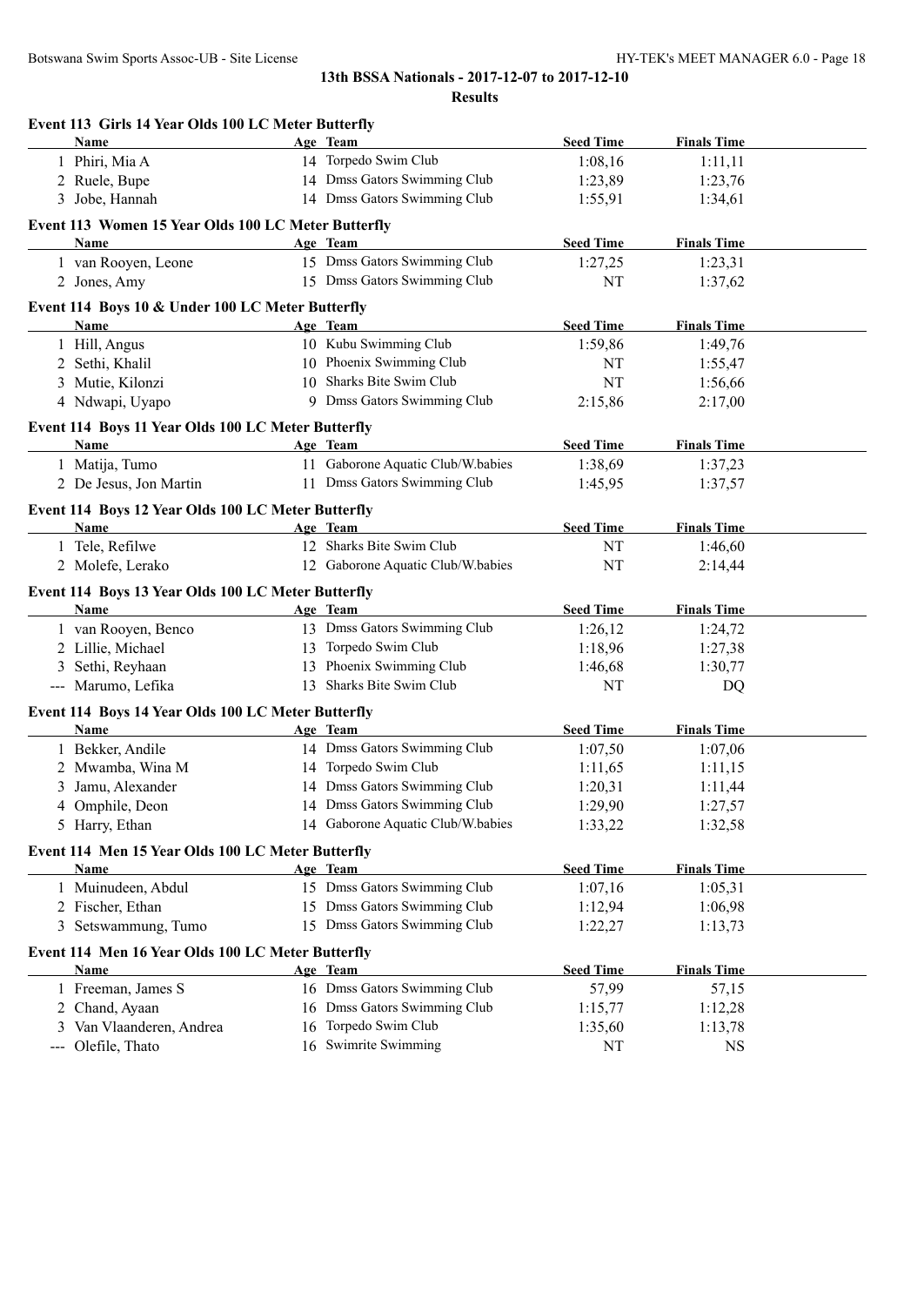## 13th BSSA Nationals - 2017-12-07 to 2017-12-10

### Results

**Event 113 Girls 14 Year Olds 100 LC Meter Butterfly**

| | Name | Age | Team | Seed Time | Finals Time |
|---|---|---|---|---|---|
| 1 | Phiri, Mia A | 14 | Torpedo Swim Club | 1:08,16 | 1:11,11 |
| 2 | Ruele, Bupe | 14 | Dmss Gators Swimming Club | 1:23,89 | 1:23,76 |
| 3 | Jobe, Hannah | 14 | Dmss Gators Swimming Club | 1:55,91 | 1:34,61 |

**Event 113 Women 15 Year Olds 100 LC Meter Butterfly**

| | Name | Age | Team | Seed Time | Finals Time |
|---|---|---|---|---|---|
| 1 | van Rooyen, Leone | 15 | Dmss Gators Swimming Club | 1:27,25 | 1:23,31 |
| 2 | Jones, Amy | 15 | Dmss Gators Swimming Club | NT | 1:37,62 |

**Event 114 Boys 10 & Under 100 LC Meter Butterfly**

| | Name | Age | Team | Seed Time | Finals Time |
|---|---|---|---|---|---|
| 1 | Hill, Angus | 10 | Kubu Swimming Club | 1:59,86 | 1:49,76 |
| 2 | Sethi, Khalil | 10 | Phoenix Swimming Club | NT | 1:55,47 |
| 3 | Mutie, Kilonzi | 10 | Sharks Bite Swim Club | NT | 1:56,66 |
| 4 | Ndwapi, Uyapo | 9 | Dmss Gators Swimming Club | 2:15,86 | 2:17,00 |

**Event 114 Boys 11 Year Olds 100 LC Meter Butterfly**

| | Name | Age | Team | Seed Time | Finals Time |
|---|---|---|---|---|---|
| 1 | Matija, Tumo | 11 | Gaborone Aquatic Club/W.babies | 1:38,69 | 1:37,23 |
| 2 | De Jesus, Jon Martin | 11 | Dmss Gators Swimming Club | 1:45,95 | 1:37,57 |

**Event 114 Boys 12 Year Olds 100 LC Meter Butterfly**

| | Name | Age | Team | Seed Time | Finals Time |
|---|---|---|---|---|---|
| 1 | Tele, Refilwe | 12 | Sharks Bite Swim Club | NT | 1:46,60 |
| 2 | Molefe, Lerako | 12 | Gaborone Aquatic Club/W.babies | NT | 2:14,44 |

**Event 114 Boys 13 Year Olds 100 LC Meter Butterfly**

| | Name | Age | Team | Seed Time | Finals Time |
|---|---|---|---|---|---|
| 1 | van Rooyen, Benco | 13 | Dmss Gators Swimming Club | 1:26,12 | 1:24,72 |
| 2 | Lillie, Michael | 13 | Torpedo Swim Club | 1:18,96 | 1:27,38 |
| 3 | Sethi, Reyhaan | 13 | Phoenix Swimming Club | 1:46,68 | 1:30,77 |
| --- | Marumo, Lefika | 13 | Sharks Bite Swim Club | NT | DQ |

**Event 114 Boys 14 Year Olds 100 LC Meter Butterfly**

| | Name | Age | Team | Seed Time | Finals Time |
|---|---|---|---|---|---|
| 1 | Bekker, Andile | 14 | Dmss Gators Swimming Club | 1:07,50 | 1:07,06 |
| 2 | Mwamba, Wina M | 14 | Torpedo Swim Club | 1:11,65 | 1:11,15 |
| 3 | Jamu, Alexander | 14 | Dmss Gators Swimming Club | 1:20,31 | 1:11,44 |
| 4 | Omphile, Deon | 14 | Dmss Gators Swimming Club | 1:29,90 | 1:27,57 |
| 5 | Harry, Ethan | 14 | Gaborone Aquatic Club/W.babies | 1:33,22 | 1:32,58 |

**Event 114 Men 15 Year Olds 100 LC Meter Butterfly**

| | Name | Age | Team | Seed Time | Finals Time |
|---|---|---|---|---|---|
| 1 | Muinudeen, Abdul | 15 | Dmss Gators Swimming Club | 1:07,16 | 1:05,31 |
| 2 | Fischer, Ethan | 15 | Dmss Gators Swimming Club | 1:12,94 | 1:06,98 |
| 3 | Setswammung, Tumo | 15 | Dmss Gators Swimming Club | 1:22,27 | 1:13,73 |

**Event 114 Men 16 Year Olds 100 LC Meter Butterfly**

| | Name | Age | Team | Seed Time | Finals Time |
|---|---|---|---|---|---|
| 1 | Freeman, James S | 16 | Dmss Gators Swimming Club | 57,99 | 57,15 |
| 2 | Chand, Ayaan | 16 | Dmss Gators Swimming Club | 1:15,77 | 1:12,28 |
| 3 | Van Vlaanderen, Andrea | 16 | Torpedo Swim Club | 1:35,60 | 1:13,78 |
| --- | Olefile, Thato | 16 | Swimrite Swimming | NT | NS |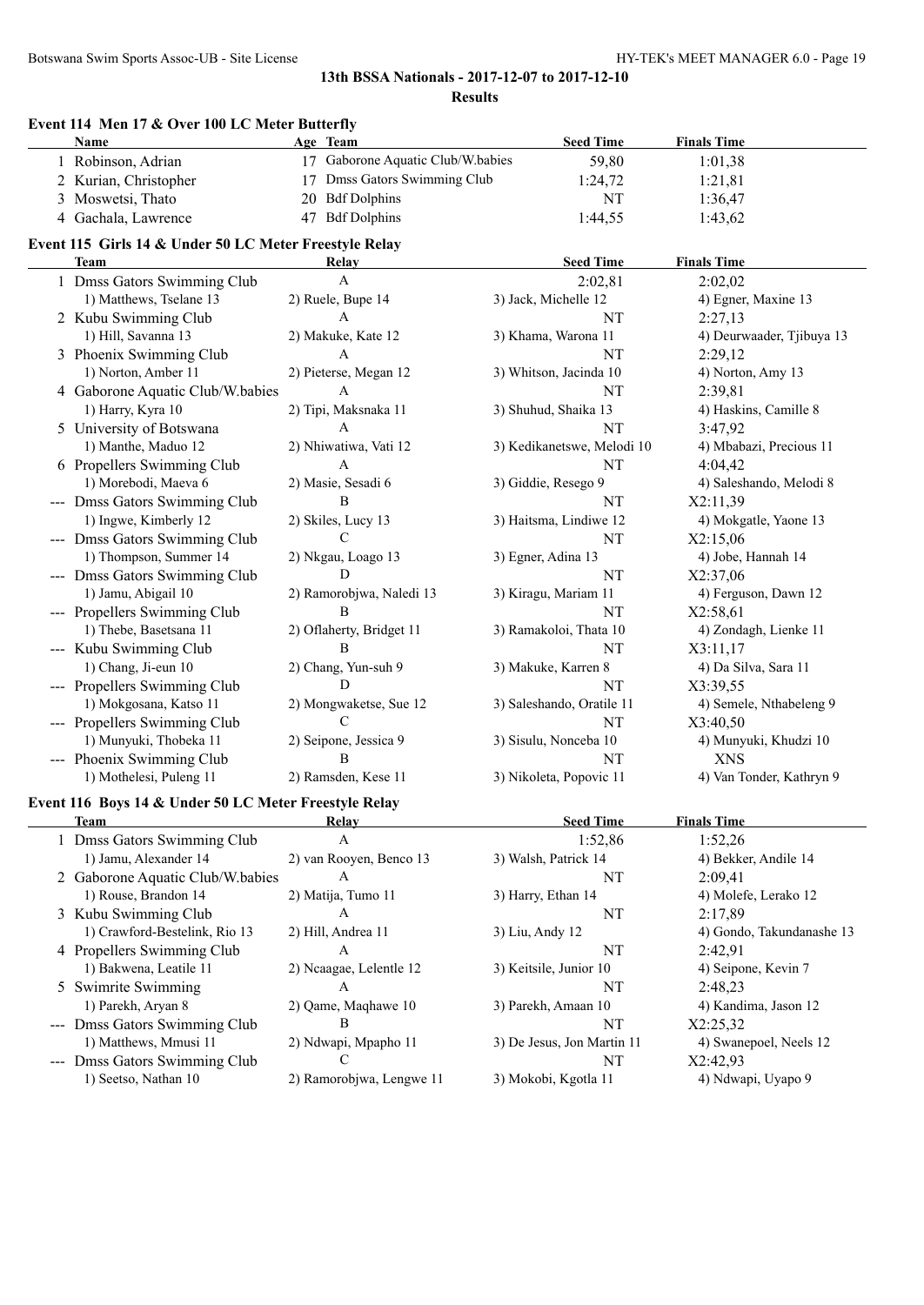## 13th BSSA Nationals - 2017-12-07 to 2017-12-10

### Results

### Event 114 Men 17 & Over 100 LC Meter Butterfly

| | Name | Age | Team | Seed Time | Finals Time |
|---|---|---|---|---|---|
| 1 | Robinson, Adrian | 17 | Gaborone Aquatic Club/W.babies | 59,80 | 1:01,38 |
| 2 | Kurian, Christopher | 17 | Dmss Gators Swimming Club | 1:24,72 | 1:21,81 |
| 3 | Moswetsi, Thato | 20 | Bdf Dolphins | NT | 1:36,47 |
| 4 | Gachala, Lawrence | 47 | Bdf Dolphins | 1:44,55 | 1:43,62 |

### Event 115 Girls 14 & Under 50 LC Meter Freestyle Relay

| | Team | Relay | Seed Time | Finals Time |
|---|---|---|---|---|
| 1 | Dmss Gators Swimming Club | A | 2:02,81 | 2:02,02 |
| | 1) Matthews, Tselane 13 | 2) Ruele, Bupe 14 | 3) Jack, Michelle 12 | 4) Egner, Maxine 13 |
| 2 | Kubu Swimming Club | A | NT | 2:27,13 |
| | 1) Hill, Savanna 13 | 2) Makuke, Kate 12 | 3) Khama, Warona 11 | 4) Deurwaader, Tjibuya 13 |
| 3 | Phoenix Swimming Club | A | NT | 2:29,12 |
| | 1) Norton, Amber 11 | 2) Pieterse, Megan 12 | 3) Whitson, Jacinda 10 | 4) Norton, Amy 13 |
| 4 | Gaborone Aquatic Club/W.babies | A | NT | 2:39,81 |
| | 1) Harry, Kyra 10 | 2) Tipi, Maksnaka 11 | 3) Shuhud, Shaika 13 | 4) Haskins, Camille 8 |
| 5 | University of Botswana | A | NT | 3:47,92 |
| | 1) Manthe, Maduo 12 | 2) Nhiwatiwa, Vati 12 | 3) Kedikanetswe, Melodi 10 | 4) Mbabazi, Precious 11 |
| 6 | Propellers Swimming Club | A | NT | 4:04,42 |
| | 1) Morebodi, Maeva 6 | 2) Masie, Sesadi 6 | 3) Giddie, Resego 9 | 4) Saleshando, Melodi 8 |
| --- | Dmss Gators Swimming Club | B | NT | X2:11,39 |
| | 1) Ingwe, Kimberly 12 | 2) Skiles, Lucy 13 | 3) Haitsma, Lindiwe 12 | 4) Mokgatle, Yaone 13 |
| --- | Dmss Gators Swimming Club | C | NT | X2:15,06 |
| | 1) Thompson, Summer 14 | 2) Nkgau, Loago 13 | 3) Egner, Adina 13 | 4) Jobe, Hannah 14 |
| --- | Dmss Gators Swimming Club | D | NT | X2:37,06 |
| | 1) Jamu, Abigail 10 | 2) Ramorobjwa, Naledi 13 | 3) Kiragu, Mariam 11 | 4) Ferguson, Dawn 12 |
| --- | Propellers Swimming Club | B | NT | X2:58,61 |
| | 1) Thebe, Basetsana 11 | 2) Oflaherty, Bridget 11 | 3) Ramakoloi, Thata 10 | 4) Zondagh, Lienke 11 |
| --- | Kubu Swimming Club | B | NT | X3:11,17 |
| | 1) Chang, Ji-eun 10 | 2) Chang, Yun-suh 9 | 3) Makuke, Karren 8 | 4) Da Silva, Sara 11 |
| --- | Propellers Swimming Club | D | NT | X3:39,55 |
| | 1) Mokgosana, Katso 11 | 2) Mongwaketse, Sue 12 | 3) Saleshando, Oratile 11 | 4) Semele, Nthabeleng 9 |
| --- | Propellers Swimming Club | C | NT | X3:40,50 |
| | 1) Munyuki, Thobeka 11 | 2) Seipone, Jessica 9 | 3) Sisulu, Nonceba 10 | 4) Munyuki, Khudzi 10 |
| --- | Phoenix Swimming Club | B | NT | XNS |
| | 1) Mothelesi, Puleng 11 | 2) Ramsden, Kese 11 | 3) Nikoleta, Popovic 11 | 4) Van Tonder, Kathryn 9 |

### Event 116 Boys 14 & Under 50 LC Meter Freestyle Relay

| | Team | Relay | Seed Time | Finals Time |
|---|---|---|---|---|
| 1 | Dmss Gators Swimming Club | A | 1:52,86 | 1:52,26 |
| | 1) Jamu, Alexander 14 | 2) van Rooyen, Benco 13 | 3) Walsh, Patrick 14 | 4) Bekker, Andile 14 |
| 2 | Gaborone Aquatic Club/W.babies | A | NT | 2:09,41 |
| | 1) Rouse, Brandon 14 | 2) Matija, Tumo 11 | 3) Harry, Ethan 14 | 4) Molefe, Lerako 12 |
| 3 | Kubu Swimming Club | A | NT | 2:17,89 |
| | 1) Crawford-Bestelink, Rio 13 | 2) Hill, Andrea 11 | 3) Liu, Andy 12 | 4) Gondo, Takundanashe 13 |
| 4 | Propellers Swimming Club | A | NT | 2:42,91 |
| | 1) Bakwena, Leatile 11 | 2) Ncaagae, Lelentle 12 | 3) Keitsile, Junior 10 | 4) Seipone, Kevin 7 |
| 5 | Swimrite Swimming | A | NT | 2:48,23 |
| | 1) Parekh, Aryan 8 | 2) Qame, Maqhawe 10 | 3) Parekh, Amaan 10 | 4) Kandima, Jason 12 |
| --- | Dmss Gators Swimming Club | B | NT | X2:25,32 |
| | 1) Matthews, Mmusi 11 | 2) Ndwapi, Mpapho 11 | 3) De Jesus, Jon Martin 11 | 4) Swanepoel, Neels 12 |
| --- | Dmss Gators Swimming Club | C | NT | X2:42,93 |
| | 1) Seetso, Nathan 10 | 2) Ramorobjwa, Lengwe 11 | 3) Mokobi, Kgotla 11 | 4) Ndwapi, Uyapo 9 |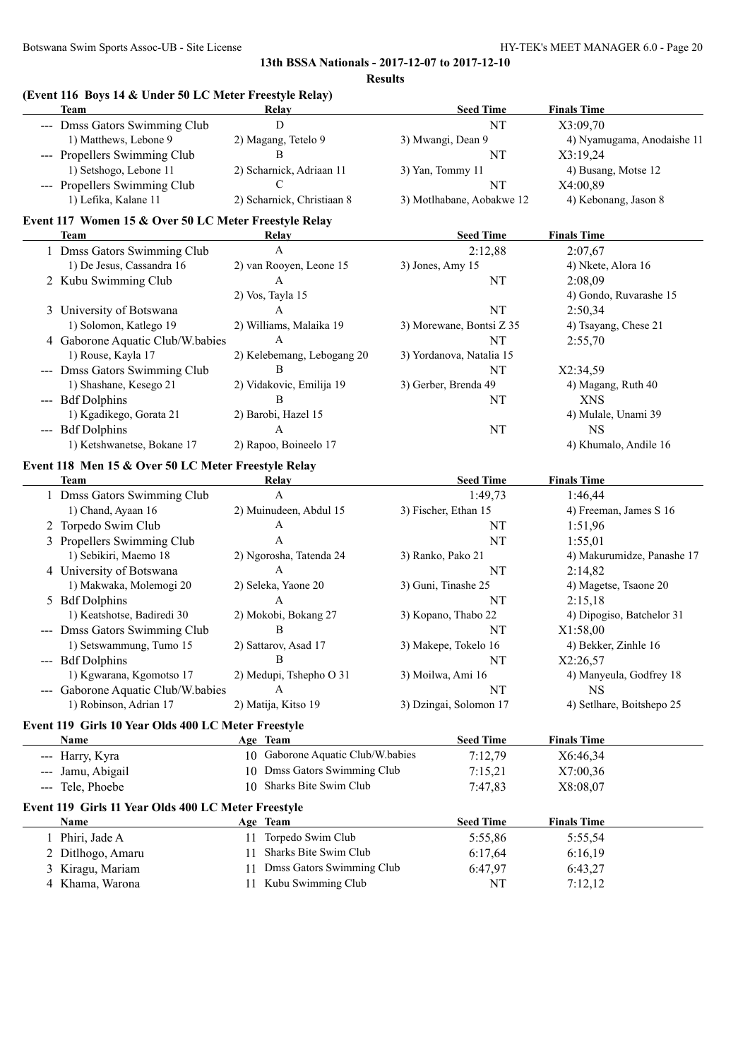**13th BSSA Nationals - 2017-12-07 to 2017-12-10**

**Results**

### (Event 116 Boys 14 & Under 50 LC Meter Freestyle Relay)

| | Team | Relay | Seed Time | Finals Time |
|---|---|---|---|---|
| --- | Dmss Gators Swimming Club | D | NT | X3:09,70 |
| | 1) Matthews, Lebone 9 | 2) Magang, Tetelo 9 | 3) Mwangi, Dean 9 | 4) Nyamugama, Anodaishe 11 |
| --- | Propellers Swimming Club | B | NT | X3:19,24 |
| | 1) Setshogo, Lebone 11 | 2) Scharnick, Adriaan 11 | 3) Yan, Tommy 11 | 4) Busang, Motse 12 |
| --- | Propellers Swimming Club | C | NT | X4:00,89 |
| | 1) Lefika, Kalane 11 | 2) Scharnick, Christiaan 8 | 3) Motlhabane, Aobakwe 12 | 4) Kebonang, Jason 8 |

### Event 117 Women 15 & Over 50 LC Meter Freestyle Relay

| | Team | Relay | Seed Time | Finals Time |
|---|---|---|---|---|
| 1 | Dmss Gators Swimming Club | A | 2:12,88 | 2:07,67 |
| | 1) De Jesus, Cassandra 16 | 2) van Rooyen, Leone 15 | 3) Jones, Amy 15 | 4) Nkete, Alora 16 |
| 2 | Kubu Swimming Club | A | NT | 2:08,09 |
| | | 2) Vos, Tayla 15 | | 4) Gondo, Ruvarashe 15 |
| 3 | University of Botswana | A | NT | 2:50,34 |
| | 1) Solomon, Katlego 19 | 2) Williams, Malaika 19 | 3) Morewane, Bontsi Z 35 | 4) Tsayang, Chese 21 |
| 4 | Gaborone Aquatic Club/W.babies | A | NT | 2:55,70 |
| | 1) Rouse, Kayla 17 | 2) Kelebemang, Lebogang 20 | 3) Yordanova, Natalia 15 | |
| --- | Dmss Gators Swimming Club | B | NT | X2:34,59 |
| | 1) Shashane, Kesego 21 | 2) Vidakovic, Emilija 19 | 3) Gerber, Brenda 49 | 4) Magang, Ruth 40 |
| --- | Bdf Dolphins | B | NT | XNS |
| | 1) Kgadikego, Gorata 21 | 2) Barobi, Hazel 15 | | 4) Mulale, Unami 39 |
| --- | Bdf Dolphins | A | NT | NS |
| | 1) Ketshwanetse, Bokane 17 | 2) Rapoo, Boineelo 17 | | 4) Khumalo, Andile 16 |

### Event 118 Men 15 & Over 50 LC Meter Freestyle Relay

| | Team | Relay | Seed Time | Finals Time |
|---|---|---|---|---|
| 1 | Dmss Gators Swimming Club | A | 1:49,73 | 1:46,44 |
| | 1) Chand, Ayaan 16 | 2) Muinudeen, Abdul 15 | 3) Fischer, Ethan 15 | 4) Freeman, James S 16 |
| 2 | Torpedo Swim Club | A | NT | 1:51,96 |
| 3 | Propellers Swimming Club | A | NT | 1:55,01 |
| | 1) Sebikiri, Maemo 18 | 2) Ngorosha, Tatenda 24 | 3) Ranko, Pako 21 | 4) Makurumidze, Panashe 17 |
| 4 | University of Botswana | A | NT | 2:14,82 |
| | 1) Makwaka, Molemogi 20 | 2) Seleka, Yaone 20 | 3) Guni, Tinashe 25 | 4) Magetse, Tsaone 20 |
| 5 | Bdf Dolphins | A | NT | 2:15,18 |
| | 1) Keatshotse, Badiredi 30 | 2) Mokobi, Bokang 27 | 3) Kopano, Thabo 22 | 4) Dipogiso, Batchelor 31 |
| --- | Dmss Gators Swimming Club | B | NT | X1:58,00 |
| | 1) Setswammung, Tumo 15 | 2) Sattarov, Asad 17 | 3) Makepe, Tokelo 16 | 4) Bekker, Zinhle 16 |
| --- | Bdf Dolphins | B | NT | X2:26,57 |
| | 1) Kgwarana, Kgomotso 17 | 2) Medupi, Tshepho O 31 | 3) Moilwa, Ami 16 | 4) Manyeula, Godfrey 18 |
| --- | Gaborone Aquatic Club/W.babies | A | NT | NS |
| | 1) Robinson, Adrian 17 | 2) Matija, Kitso 19 | 3) Dzingai, Solomon 17 | 4) Setlhare, Boitshepo 25 |

### Event 119 Girls 10 Year Olds 400 LC Meter Freestyle

| | Name | Age | Team | Seed Time | Finals Time |
|---|---|---|---|---|---|
| --- | Harry, Kyra | 10 | Gaborone Aquatic Club/W.babies | 7:12,79 | X6:46,34 |
| --- | Jamu, Abigail | 10 | Dmss Gators Swimming Club | 7:15,21 | X7:00,36 |
| --- | Tele, Phoebe | 10 | Sharks Bite Swim Club | 7:47,83 | X8:08,07 |

### Event 119 Girls 11 Year Olds 400 LC Meter Freestyle

| | Name | Age | Team | Seed Time | Finals Time |
|---|---|---|---|---|---|
| 1 | Phiri, Jade A | 11 | Torpedo Swim Club | 5:55,86 | 5:55,54 |
| 2 | Ditlhogo, Amaru | 11 | Sharks Bite Swim Club | 6:17,64 | 6:16,19 |
| 3 | Kiragu, Mariam | 11 | Dmss Gators Swimming Club | 6:47,97 | 6:43,27 |
| 4 | Khama, Warona | 11 | Kubu Swimming Club | NT | 7:12,12 |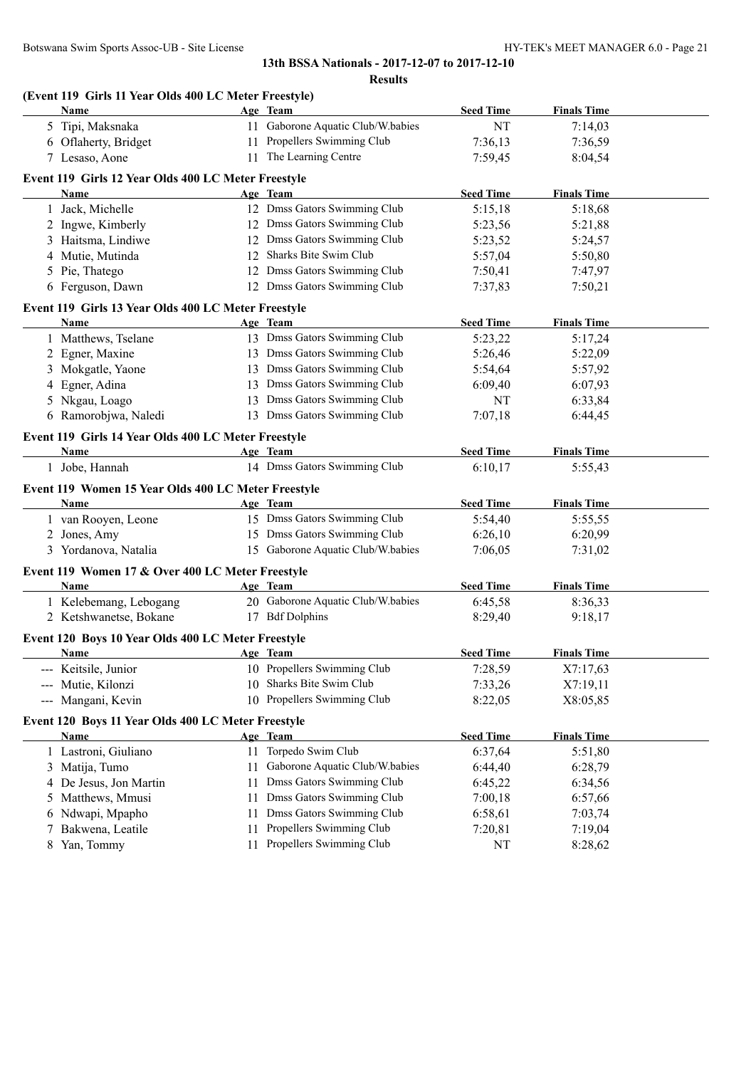## 13th BSSA Nationals - 2017-12-07 to 2017-12-10

### Results

**(Event 119 Girls 11 Year Olds 400 LC Meter Freestyle)**

| | Name | Age | Team | Seed Time | Finals Time |
|---|---|---|---|---|---|
| 5 | Tipi, Maksnaka | 11 | Gaborone Aquatic Club/W.babies | NT | 7:14,03 |
| 6 | Oflaherty, Bridget | 11 | Propellers Swimming Club | 7:36,13 | 7:36,59 |
| 7 | Lesaso, Aone | 11 | The Learning Centre | 7:59,45 | 8:04,54 |

**Event 119 Girls 12 Year Olds 400 LC Meter Freestyle**

| | Name | Age | Team | Seed Time | Finals Time |
|---|---|---|---|---|---|
| 1 | Jack, Michelle | 12 | Dmss Gators Swimming Club | 5:15,18 | 5:18,68 |
| 2 | Ingwe, Kimberly | 12 | Dmss Gators Swimming Club | 5:23,56 | 5:21,88 |
| 3 | Haitsma, Lindiwe | 12 | Dmss Gators Swimming Club | 5:23,52 | 5:24,57 |
| 4 | Mutie, Mutinda | 12 | Sharks Bite Swim Club | 5:57,04 | 5:50,80 |
| 5 | Pie, Thatego | 12 | Dmss Gators Swimming Club | 7:50,41 | 7:47,97 |
| 6 | Ferguson, Dawn | 12 | Dmss Gators Swimming Club | 7:37,83 | 7:50,21 |

**Event 119 Girls 13 Year Olds 400 LC Meter Freestyle**

| | Name | Age | Team | Seed Time | Finals Time |
|---|---|---|---|---|---|
| 1 | Matthews, Tselane | 13 | Dmss Gators Swimming Club | 5:23,22 | 5:17,24 |
| 2 | Egner, Maxine | 13 | Dmss Gators Swimming Club | 5:26,46 | 5:22,09 |
| 3 | Mokgatle, Yaone | 13 | Dmss Gators Swimming Club | 5:54,64 | 5:57,92 |
| 4 | Egner, Adina | 13 | Dmss Gators Swimming Club | 6:09,40 | 6:07,93 |
| 5 | Nkgau, Loago | 13 | Dmss Gators Swimming Club | NT | 6:33,84 |
| 6 | Ramorobjwa, Naledi | 13 | Dmss Gators Swimming Club | 7:07,18 | 6:44,45 |

**Event 119 Girls 14 Year Olds 400 LC Meter Freestyle**

| | Name | Age | Team | Seed Time | Finals Time |
|---|---|---|---|---|---|
| 1 | Jobe, Hannah | 14 | Dmss Gators Swimming Club | 6:10,17 | 5:55,43 |

**Event 119 Women 15 Year Olds 400 LC Meter Freestyle**

| | Name | Age | Team | Seed Time | Finals Time |
|---|---|---|---|---|---|
| 1 | van Rooyen, Leone | 15 | Dmss Gators Swimming Club | 5:54,40 | 5:55,55 |
| 2 | Jones, Amy | 15 | Dmss Gators Swimming Club | 6:26,10 | 6:20,99 |
| 3 | Yordanova, Natalia | 15 | Gaborone Aquatic Club/W.babies | 7:06,05 | 7:31,02 |

**Event 119 Women 17 & Over 400 LC Meter Freestyle**

| | Name | Age | Team | Seed Time | Finals Time |
|---|---|---|---|---|---|
| 1 | Kelebemang, Lebogang | 20 | Gaborone Aquatic Club/W.babies | 6:45,58 | 8:36,33 |
| 2 | Ketshwanetse, Bokane | 17 | Bdf Dolphins | 8:29,40 | 9:18,17 |

**Event 120 Boys 10 Year Olds 400 LC Meter Freestyle**

| | Name | Age | Team | Seed Time | Finals Time |
|---|---|---|---|---|---|
| --- | Keitsile, Junior | 10 | Propellers Swimming Club | 7:28,59 | X7:17,63 |
| --- | Mutie, Kilonzi | 10 | Sharks Bite Swim Club | 7:33,26 | X7:19,11 |
| --- | Mangani, Kevin | 10 | Propellers Swimming Club | 8:22,05 | X8:05,85 |

**Event 120 Boys 11 Year Olds 400 LC Meter Freestyle**

| | Name | Age | Team | Seed Time | Finals Time |
|---|---|---|---|---|---|
| 1 | Lastroni, Giuliano | 11 | Torpedo Swim Club | 6:37,64 | 5:51,80 |
| 3 | Matija, Tumo | 11 | Gaborone Aquatic Club/W.babies | 6:44,40 | 6:28,79 |
| 4 | De Jesus, Jon Martin | 11 | Dmss Gators Swimming Club | 6:45,22 | 6:34,56 |
| 5 | Matthews, Mmusi | 11 | Dmss Gators Swimming Club | 7:00,18 | 6:57,66 |
| 6 | Ndwapi, Mpapho | 11 | Dmss Gators Swimming Club | 6:58,61 | 7:03,74 |
| 7 | Bakwena, Leatile | 11 | Propellers Swimming Club | 7:20,81 | 7:19,04 |
| 8 | Yan, Tommy | 11 | Propellers Swimming Club | NT | 8:28,62 |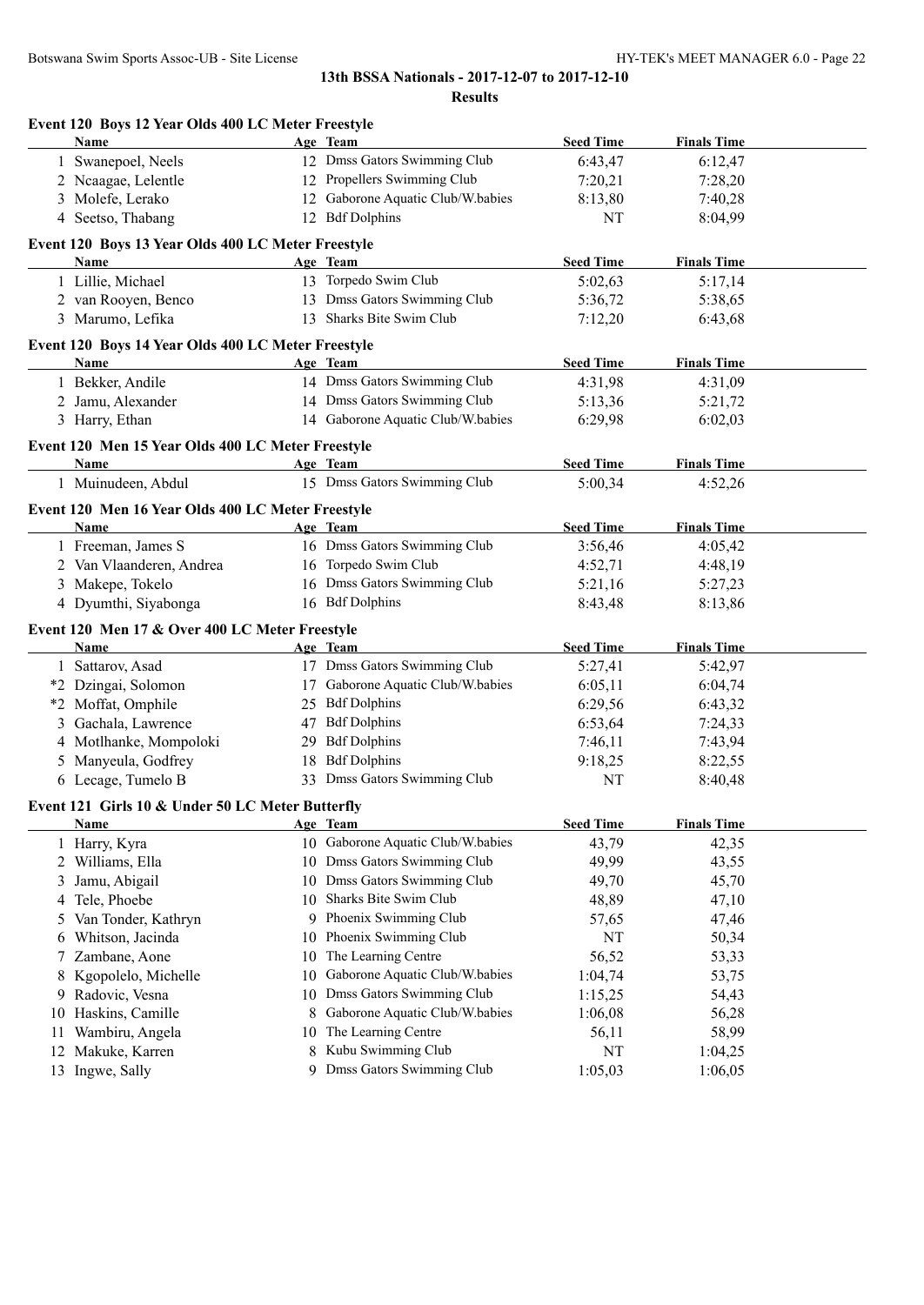# 13th BSSA Nationals - 2017-12-07 to 2017-12-10

## Results

### Event 120 Boys 12 Year Olds 400 LC Meter Freestyle

| | Name | Age | Team | Seed Time | Finals Time |
|---|---|---|---|---|---|
| 1 | Swanepoel, Neels | 12 | Dmss Gators Swimming Club | 6:43,47 | 6:12,47 |
| 2 | Ncaagae, Lelentle | 12 | Propellers Swimming Club | 7:20,21 | 7:28,20 |
| 3 | Molefe, Lerako | 12 | Gaborone Aquatic Club/W.babies | 8:13,80 | 7:40,28 |
| 4 | Seetso, Thabang | 12 | Bdf Dolphins | NT | 8:04,99 |

### Event 120 Boys 13 Year Olds 400 LC Meter Freestyle

| | Name | Age | Team | Seed Time | Finals Time |
|---|---|---|---|---|---|
| 1 | Lillie, Michael | 13 | Torpedo Swim Club | 5:02,63 | 5:17,14 |
| 2 | van Rooyen, Benco | 13 | Dmss Gators Swimming Club | 5:36,72 | 5:38,65 |
| 3 | Marumo, Lefika | 13 | Sharks Bite Swim Club | 7:12,20 | 6:43,68 |

### Event 120 Boys 14 Year Olds 400 LC Meter Freestyle

| | Name | Age | Team | Seed Time | Finals Time |
|---|---|---|---|---|---|
| 1 | Bekker, Andile | 14 | Dmss Gators Swimming Club | 4:31,98 | 4:31,09 |
| 2 | Jamu, Alexander | 14 | Dmss Gators Swimming Club | 5:13,36 | 5:21,72 |
| 3 | Harry, Ethan | 14 | Gaborone Aquatic Club/W.babies | 6:29,98 | 6:02,03 |

### Event 120 Men 15 Year Olds 400 LC Meter Freestyle

| | Name | Age | Team | Seed Time | Finals Time |
|---|---|---|---|---|---|
| 1 | Muinudeen, Abdul | 15 | Dmss Gators Swimming Club | 5:00,34 | 4:52,26 |

### Event 120 Men 16 Year Olds 400 LC Meter Freestyle

| | Name | Age | Team | Seed Time | Finals Time |
|---|---|---|---|---|---|
| 1 | Freeman, James S | 16 | Dmss Gators Swimming Club | 3:56,46 | 4:05,42 |
| 2 | Van Vlaanderen, Andrea | 16 | Torpedo Swim Club | 4:52,71 | 4:48,19 |
| 3 | Makepe, Tokelo | 16 | Dmss Gators Swimming Club | 5:21,16 | 5:27,23 |
| 4 | Dyumthi, Siyabonga | 16 | Bdf Dolphins | 8:43,48 | 8:13,86 |

### Event 120 Men 17 & Over 400 LC Meter Freestyle

| | Name | Age | Team | Seed Time | Finals Time |
|---|---|---|---|---|---|
| 1 | Sattarov, Asad | 17 | Dmss Gators Swimming Club | 5:27,41 | 5:42,97 |
| *2 | Dzingai, Solomon | 17 | Gaborone Aquatic Club/W.babies | 6:05,11 | 6:04,74 |
| *2 | Moffat, Omphile | 25 | Bdf Dolphins | 6:29,56 | 6:43,32 |
| 3 | Gachala, Lawrence | 47 | Bdf Dolphins | 6:53,64 | 7:24,33 |
| 4 | Motlhanke, Mompoloki | 29 | Bdf Dolphins | 7:46,11 | 7:43,94 |
| 5 | Manyeula, Godfrey | 18 | Bdf Dolphins | 9:18,25 | 8:22,55 |
| 6 | Lecage, Tumelo B | 33 | Dmss Gators Swimming Club | NT | 8:40,48 |

### Event 121 Girls 10 & Under 50 LC Meter Butterfly

| | Name | Age | Team | Seed Time | Finals Time |
|---|---|---|---|---|---|
| 1 | Harry, Kyra | 10 | Gaborone Aquatic Club/W.babies | 43,79 | 42,35 |
| 2 | Williams, Ella | 10 | Dmss Gators Swimming Club | 49,99 | 43,55 |
| 3 | Jamu, Abigail | 10 | Dmss Gators Swimming Club | 49,70 | 45,70 |
| 4 | Tele, Phoebe | 10 | Sharks Bite Swim Club | 48,89 | 47,10 |
| 5 | Van Tonder, Kathryn | 9 | Phoenix Swimming Club | 57,65 | 47,46 |
| 6 | Whitson, Jacinda | 10 | Phoenix Swimming Club | NT | 50,34 |
| 7 | Zambane, Aone | 10 | The Learning Centre | 56,52 | 53,33 |
| 8 | Kgopolelo, Michelle | 10 | Gaborone Aquatic Club/W.babies | 1:04,74 | 53,75 |
| 9 | Radovic, Vesna | 10 | Dmss Gators Swimming Club | 1:15,25 | 54,43 |
| 10 | Haskins, Camille | 8 | Gaborone Aquatic Club/W.babies | 1:06,08 | 56,28 |
| 11 | Wambiru, Angela | 10 | The Learning Centre | 56,11 | 58,99 |
| 12 | Makuke, Karren | 8 | Kubu Swimming Club | NT | 1:04,25 |
| 13 | Ingwe, Sally | 9 | Dmss Gators Swimming Club | 1:05,03 | 1:06,05 |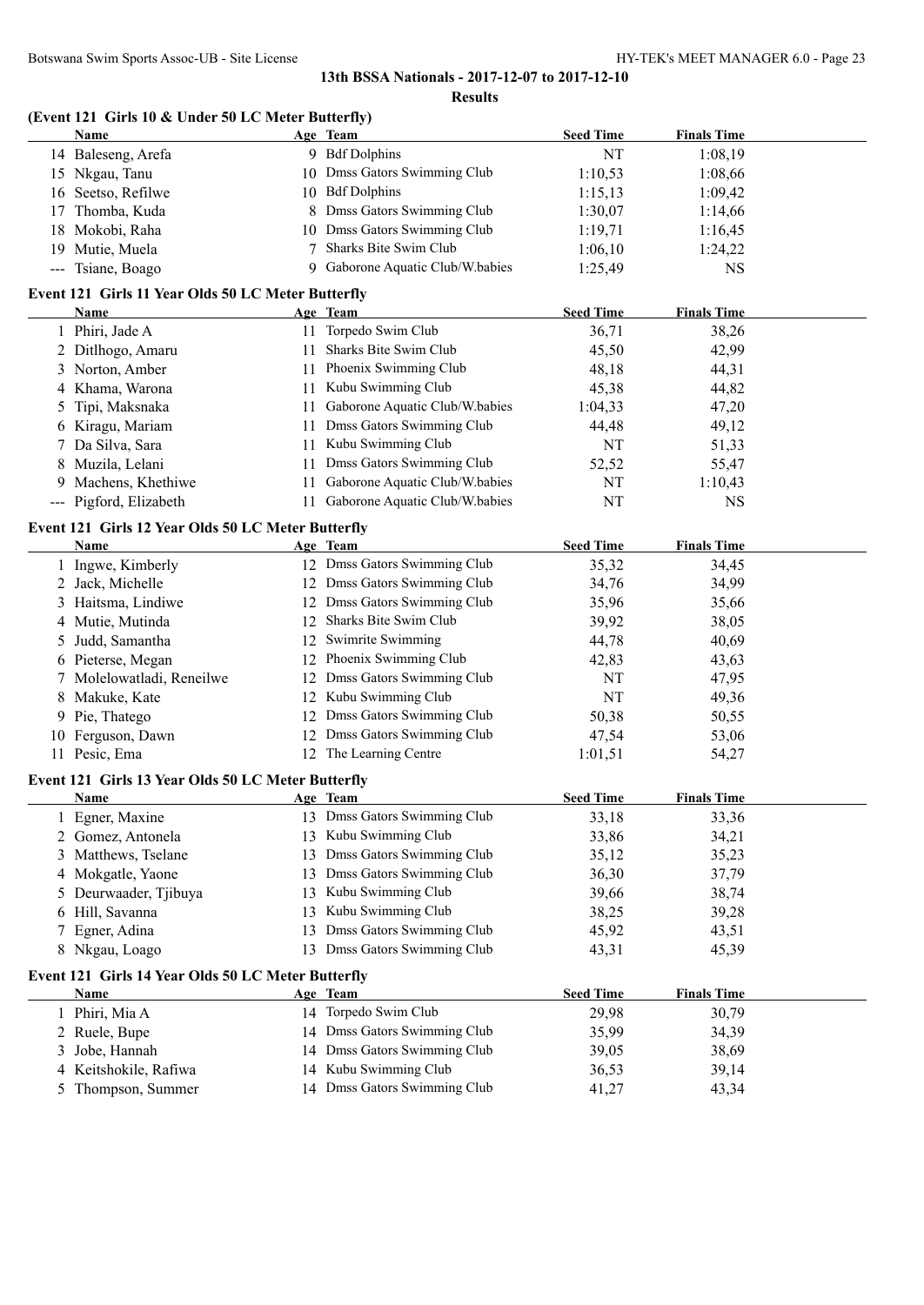## 13th BSSA Nationals - 2017-12-07 to 2017-12-10

### Results

### (Event 121 Girls 10 & Under 50 LC Meter Butterfly)

| | Name | Age | Team | Seed Time | Finals Time |
|---|---|---|---|---|---|
| 14 | Baleseng, Arefa | 9 | Bdf Dolphins | NT | 1:08,19 |
| 15 | Nkgau, Tanu | 10 | Dmss Gators Swimming Club | 1:10,53 | 1:08,66 |
| 16 | Seetso, Refilwe | 10 | Bdf Dolphins | 1:15,13 | 1:09,42 |
| 17 | Thomba, Kuda | 8 | Dmss Gators Swimming Club | 1:30,07 | 1:14,66 |
| 18 | Mokobi, Raha | 10 | Dmss Gators Swimming Club | 1:19,71 | 1:16,45 |
| 19 | Mutie, Muela | 7 | Sharks Bite Swim Club | 1:06,10 | 1:24,22 |
| --- | Tsiane, Boago | 9 | Gaborone Aquatic Club/W.babies | 1:25,49 | NS |

### Event 121 Girls 11 Year Olds 50 LC Meter Butterfly

| | Name | Age | Team | Seed Time | Finals Time |
|---|---|---|---|---|---|
| 1 | Phiri, Jade A | 11 | Torpedo Swim Club | 36,71 | 38,26 |
| 2 | Ditlhogo, Amaru | 11 | Sharks Bite Swim Club | 45,50 | 42,99 |
| 3 | Norton, Amber | 11 | Phoenix Swimming Club | 48,18 | 44,31 |
| 4 | Khama, Warona | 11 | Kubu Swimming Club | 45,38 | 44,82 |
| 5 | Tipi, Maksnaka | 11 | Gaborone Aquatic Club/W.babies | 1:04,33 | 47,20 |
| 6 | Kiragu, Mariam | 11 | Dmss Gators Swimming Club | 44,48 | 49,12 |
| 7 | Da Silva, Sara | 11 | Kubu Swimming Club | NT | 51,33 |
| 8 | Muzila, Lelani | 11 | Dmss Gators Swimming Club | 52,52 | 55,47 |
| 9 | Machens, Khethiwe | 11 | Gaborone Aquatic Club/W.babies | NT | 1:10,43 |
| --- | Pigford, Elizabeth | 11 | Gaborone Aquatic Club/W.babies | NT | NS |

### Event 121 Girls 12 Year Olds 50 LC Meter Butterfly

| | Name | Age | Team | Seed Time | Finals Time |
|---|---|---|---|---|---|
| 1 | Ingwe, Kimberly | 12 | Dmss Gators Swimming Club | 35,32 | 34,45 |
| 2 | Jack, Michelle | 12 | Dmss Gators Swimming Club | 34,76 | 34,99 |
| 3 | Haitsma, Lindiwe | 12 | Dmss Gators Swimming Club | 35,96 | 35,66 |
| 4 | Mutie, Mutinda | 12 | Sharks Bite Swim Club | 39,92 | 38,05 |
| 5 | Judd, Samantha | 12 | Swimrite Swimming | 44,78 | 40,69 |
| 6 | Pieterse, Megan | 12 | Phoenix Swimming Club | 42,83 | 43,63 |
| 7 | Molelowatladi, Reneilwe | 12 | Dmss Gators Swimming Club | NT | 47,95 |
| 8 | Makuke, Kate | 12 | Kubu Swimming Club | NT | 49,36 |
| 9 | Pie, Thatego | 12 | Dmss Gators Swimming Club | 50,38 | 50,55 |
| 10 | Ferguson, Dawn | 12 | Dmss Gators Swimming Club | 47,54 | 53,06 |
| 11 | Pesic, Ema | 12 | The Learning Centre | 1:01,51 | 54,27 |

### Event 121 Girls 13 Year Olds 50 LC Meter Butterfly

| | Name | Age | Team | Seed Time | Finals Time |
|---|---|---|---|---|---|
| 1 | Egner, Maxine | 13 | Dmss Gators Swimming Club | 33,18 | 33,36 |
| 2 | Gomez, Antonela | 13 | Kubu Swimming Club | 33,86 | 34,21 |
| 3 | Matthews, Tselane | 13 | Dmss Gators Swimming Club | 35,12 | 35,23 |
| 4 | Mokgatle, Yaone | 13 | Dmss Gators Swimming Club | 36,30 | 37,79 |
| 5 | Deurwaader, Tjibuya | 13 | Kubu Swimming Club | 39,66 | 38,74 |
| 6 | Hill, Savanna | 13 | Kubu Swimming Club | 38,25 | 39,28 |
| 7 | Egner, Adina | 13 | Dmss Gators Swimming Club | 45,92 | 43,51 |
| 8 | Nkgau, Loago | 13 | Dmss Gators Swimming Club | 43,31 | 45,39 |

### Event 121 Girls 14 Year Olds 50 LC Meter Butterfly

| | Name | Age | Team | Seed Time | Finals Time |
|---|---|---|---|---|---|
| 1 | Phiri, Mia A | 14 | Torpedo Swim Club | 29,98 | 30,79 |
| 2 | Ruele, Bupe | 14 | Dmss Gators Swimming Club | 35,99 | 34,39 |
| 3 | Jobe, Hannah | 14 | Dmss Gators Swimming Club | 39,05 | 38,69 |
| 4 | Keitshokile, Rafiwa | 14 | Kubu Swimming Club | 36,53 | 39,14 |
| 5 | Thompson, Summer | 14 | Dmss Gators Swimming Club | 41,27 | 43,34 |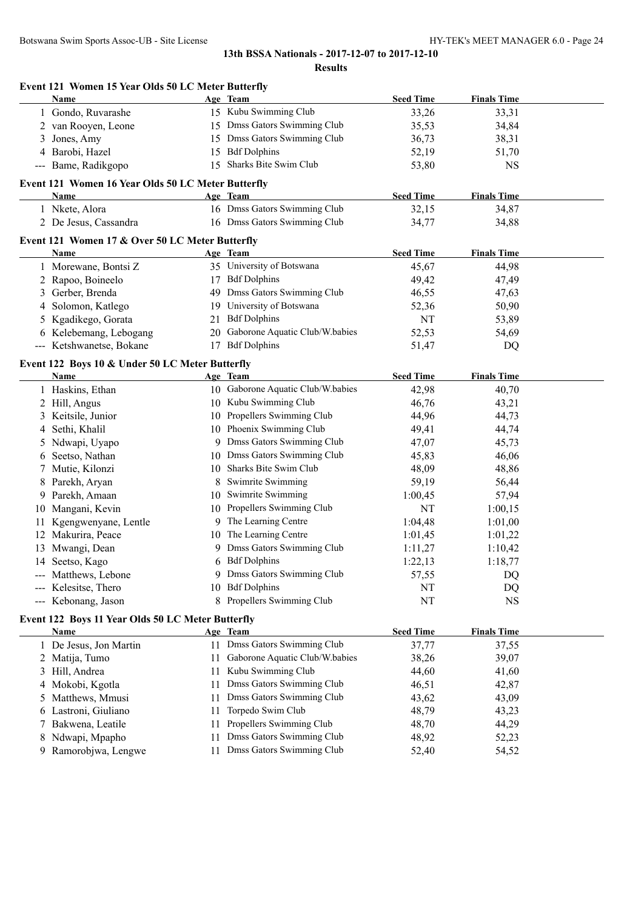# 13th BSSA Nationals - 2017-12-07 to 2017-12-10

## Results

### Event 121 Women 15 Year Olds 50 LC Meter Butterfly

| | Name | Age | Team | Seed Time | Finals Time |
|---|---|---|---|---|---|
| 1 | Gondo, Ruvarashe | 15 | Kubu Swimming Club | 33,26 | 33,31 |
| 2 | van Rooyen, Leone | 15 | Dmss Gators Swimming Club | 35,53 | 34,84 |
| 3 | Jones, Amy | 15 | Dmss Gators Swimming Club | 36,73 | 38,31 |
| 4 | Barobi, Hazel | 15 | Bdf Dolphins | 52,19 | 51,70 |
| --- | Bame, Radikgopo | 15 | Sharks Bite Swim Club | 53,80 | NS |

### Event 121 Women 16 Year Olds 50 LC Meter Butterfly

| | Name | Age | Team | Seed Time | Finals Time |
|---|---|---|---|---|---|
| 1 | Nkete, Alora | 16 | Dmss Gators Swimming Club | 32,15 | 34,87 |
| 2 | De Jesus, Cassandra | 16 | Dmss Gators Swimming Club | 34,77 | 34,88 |

### Event 121 Women 17 & Over 50 LC Meter Butterfly

| | Name | Age | Team | Seed Time | Finals Time |
|---|---|---|---|---|---|
| 1 | Morewane, Bontsi Z | 35 | University of Botswana | 45,67 | 44,98 |
| 2 | Rapoo, Boineelo | 17 | Bdf Dolphins | 49,42 | 47,49 |
| 3 | Gerber, Brenda | 49 | Dmss Gators Swimming Club | 46,55 | 47,63 |
| 4 | Solomon, Katlego | 19 | University of Botswana | 52,36 | 50,90 |
| 5 | Kgadikego, Gorata | 21 | Bdf Dolphins | NT | 53,89 |
| 6 | Kelebemang, Lebogang | 20 | Gaborone Aquatic Club/W.babies | 52,53 | 54,69 |
| --- | Ketshwanetse, Bokane | 17 | Bdf Dolphins | 51,47 | DQ |

### Event 122 Boys 10 & Under 50 LC Meter Butterfly

| | Name | Age | Team | Seed Time | Finals Time |
|---|---|---|---|---|---|
| 1 | Haskins, Ethan | 10 | Gaborone Aquatic Club/W.babies | 42,98 | 40,70 |
| 2 | Hill, Angus | 10 | Kubu Swimming Club | 46,76 | 43,21 |
| 3 | Keitsile, Junior | 10 | Propellers Swimming Club | 44,96 | 44,73 |
| 4 | Sethi, Khalil | 10 | Phoenix Swimming Club | 49,41 | 44,74 |
| 5 | Ndwapi, Uyapo | 9 | Dmss Gators Swimming Club | 47,07 | 45,73 |
| 6 | Seetso, Nathan | 10 | Dmss Gators Swimming Club | 45,83 | 46,06 |
| 7 | Mutie, Kilonzi | 10 | Sharks Bite Swim Club | 48,09 | 48,86 |
| 8 | Parekh, Aryan | 8 | Swimrite Swimming | 59,19 | 56,44 |
| 9 | Parekh, Amaan | 10 | Swimrite Swimming | 1:00,45 | 57,94 |
| 10 | Mangani, Kevin | 10 | Propellers Swimming Club | NT | 1:00,15 |
| 11 | Kgengwenyane, Lentle | 9 | The Learning Centre | 1:04,48 | 1:01,00 |
| 12 | Makurira, Peace | 10 | The Learning Centre | 1:01,45 | 1:01,22 |
| 13 | Mwangi, Dean | 9 | Dmss Gators Swimming Club | 1:11,27 | 1:10,42 |
| 14 | Seetso, Kago | 6 | Bdf Dolphins | 1:22,13 | 1:18,77 |
| --- | Matthews, Lebone | 9 | Dmss Gators Swimming Club | 57,55 | DQ |
| --- | Kelesitse, Thero | 10 | Bdf Dolphins | NT | DQ |
| --- | Kebonang, Jason | 8 | Propellers Swimming Club | NT | NS |

### Event 122 Boys 11 Year Olds 50 LC Meter Butterfly

| | Name | Age | Team | Seed Time | Finals Time |
|---|---|---|---|---|---|
| 1 | De Jesus, Jon Martin | 11 | Dmss Gators Swimming Club | 37,77 | 37,55 |
| 2 | Matija, Tumo | 11 | Gaborone Aquatic Club/W.babies | 38,26 | 39,07 |
| 3 | Hill, Andrea | 11 | Kubu Swimming Club | 44,60 | 41,60 |
| 4 | Mokobi, Kgotla | 11 | Dmss Gators Swimming Club | 46,51 | 42,87 |
| 5 | Matthews, Mmusi | 11 | Dmss Gators Swimming Club | 43,62 | 43,09 |
| 6 | Lastroni, Giuliano | 11 | Torpedo Swim Club | 48,79 | 43,23 |
| 7 | Bakwena, Leatile | 11 | Propellers Swimming Club | 48,70 | 44,29 |
| 8 | Ndwapi, Mpapho | 11 | Dmss Gators Swimming Club | 48,92 | 52,23 |
| 9 | Ramorobjwa, Lengwe | 11 | Dmss Gators Swimming Club | 52,40 | 54,52 |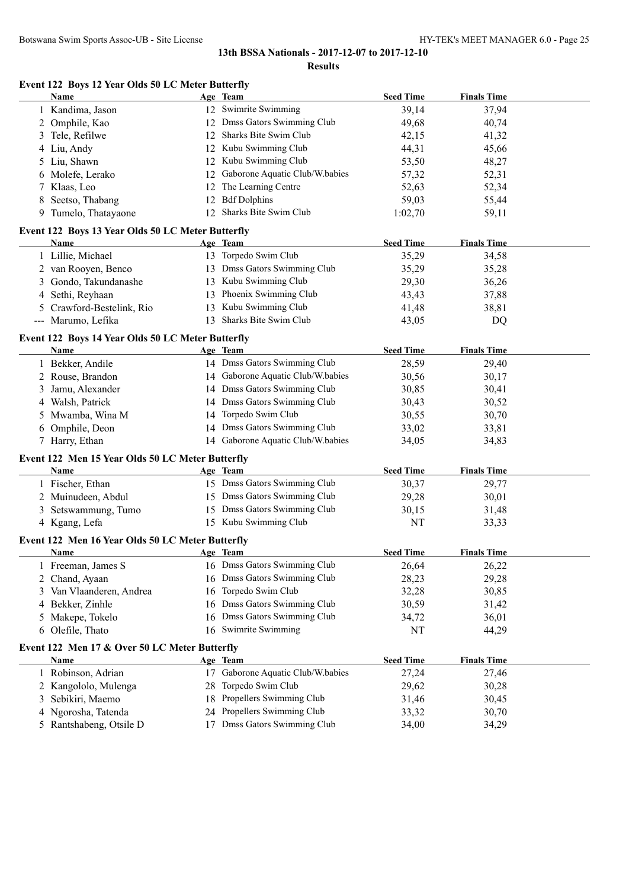## 13th BSSA Nationals - 2017-12-07 to 2017-12-10

### Results

#### Event 122 Boys 12 Year Olds 50 LC Meter Butterfly

| | Name | Age | Team | Seed Time | Finals Time |
|---|---|---|---|---|---|
| 1 | Kandima, Jason | 12 | Swimrite Swimming | 39,14 | 37,94 |
| 2 | Omphile, Kao | 12 | Dmss Gators Swimming Club | 49,68 | 40,74 |
| 3 | Tele, Refilwe | 12 | Sharks Bite Swim Club | 42,15 | 41,32 |
| 4 | Liu, Andy | 12 | Kubu Swimming Club | 44,31 | 45,66 |
| 5 | Liu, Shawn | 12 | Kubu Swimming Club | 53,50 | 48,27 |
| 6 | Molefe, Lerako | 12 | Gaborone Aquatic Club/W.babies | 57,32 | 52,31 |
| 7 | Klaas, Leo | 12 | The Learning Centre | 52,63 | 52,34 |
| 8 | Seetso, Thabang | 12 | Bdf Dolphins | 59,03 | 55,44 |
| 9 | Tumelo, Thatayaone | 12 | Sharks Bite Swim Club | 1:02,70 | 59,11 |

#### Event 122 Boys 13 Year Olds 50 LC Meter Butterfly

| | Name | Age | Team | Seed Time | Finals Time |
|---|---|---|---|---|---|
| 1 | Lillie, Michael | 13 | Torpedo Swim Club | 35,29 | 34,58 |
| 2 | van Rooyen, Benco | 13 | Dmss Gators Swimming Club | 35,29 | 35,28 |
| 3 | Gondo, Takundanashe | 13 | Kubu Swimming Club | 29,30 | 36,26 |
| 4 | Sethi, Reyhaan | 13 | Phoenix Swimming Club | 43,43 | 37,88 |
| 5 | Crawford-Bestelink, Rio | 13 | Kubu Swimming Club | 41,48 | 38,81 |
| --- | Marumo, Lefika | 13 | Sharks Bite Swim Club | 43,05 | DQ |

#### Event 122 Boys 14 Year Olds 50 LC Meter Butterfly

| | Name | Age | Team | Seed Time | Finals Time |
|---|---|---|---|---|---|
| 1 | Bekker, Andile | 14 | Dmss Gators Swimming Club | 28,59 | 29,40 |
| 2 | Rouse, Brandon | 14 | Gaborone Aquatic Club/W.babies | 30,56 | 30,17 |
| 3 | Jamu, Alexander | 14 | Dmss Gators Swimming Club | 30,85 | 30,41 |
| 4 | Walsh, Patrick | 14 | Dmss Gators Swimming Club | 30,43 | 30,52 |
| 5 | Mwamba, Wina M | 14 | Torpedo Swim Club | 30,55 | 30,70 |
| 6 | Omphile, Deon | 14 | Dmss Gators Swimming Club | 33,02 | 33,81 |
| 7 | Harry, Ethan | 14 | Gaborone Aquatic Club/W.babies | 34,05 | 34,83 |

#### Event 122 Men 15 Year Olds 50 LC Meter Butterfly

| | Name | Age | Team | Seed Time | Finals Time |
|---|---|---|---|---|---|
| 1 | Fischer, Ethan | 15 | Dmss Gators Swimming Club | 30,37 | 29,77 |
| 2 | Muinudeen, Abdul | 15 | Dmss Gators Swimming Club | 29,28 | 30,01 |
| 3 | Setswammung, Tumo | 15 | Dmss Gators Swimming Club | 30,15 | 31,48 |
| 4 | Kgang, Lefa | 15 | Kubu Swimming Club | NT | 33,33 |

#### Event 122 Men 16 Year Olds 50 LC Meter Butterfly

| | Name | Age | Team | Seed Time | Finals Time |
|---|---|---|---|---|---|
| 1 | Freeman, James S | 16 | Dmss Gators Swimming Club | 26,64 | 26,22 |
| 2 | Chand, Ayaan | 16 | Dmss Gators Swimming Club | 28,23 | 29,28 |
| 3 | Van Vlaanderen, Andrea | 16 | Torpedo Swim Club | 32,28 | 30,85 |
| 4 | Bekker, Zinhle | 16 | Dmss Gators Swimming Club | 30,59 | 31,42 |
| 5 | Makepe, Tokelo | 16 | Dmss Gators Swimming Club | 34,72 | 36,01 |
| 6 | Olefile, Thato | 16 | Swimrite Swimming | NT | 44,29 |

#### Event 122 Men 17 & Over 50 LC Meter Butterfly

| | Name | Age | Team | Seed Time | Finals Time |
|---|---|---|---|---|---|
| 1 | Robinson, Adrian | 17 | Gaborone Aquatic Club/W.babies | 27,24 | 27,46 |
| 2 | Kangololo, Mulenga | 28 | Torpedo Swim Club | 29,62 | 30,28 |
| 3 | Sebikiri, Maemo | 18 | Propellers Swimming Club | 31,46 | 30,45 |
| 4 | Ngorosha, Tatenda | 24 | Propellers Swimming Club | 33,32 | 30,70 |
| 5 | Rantshabeng, Otsile D | 17 | Dmss Gators Swimming Club | 34,00 | 34,29 |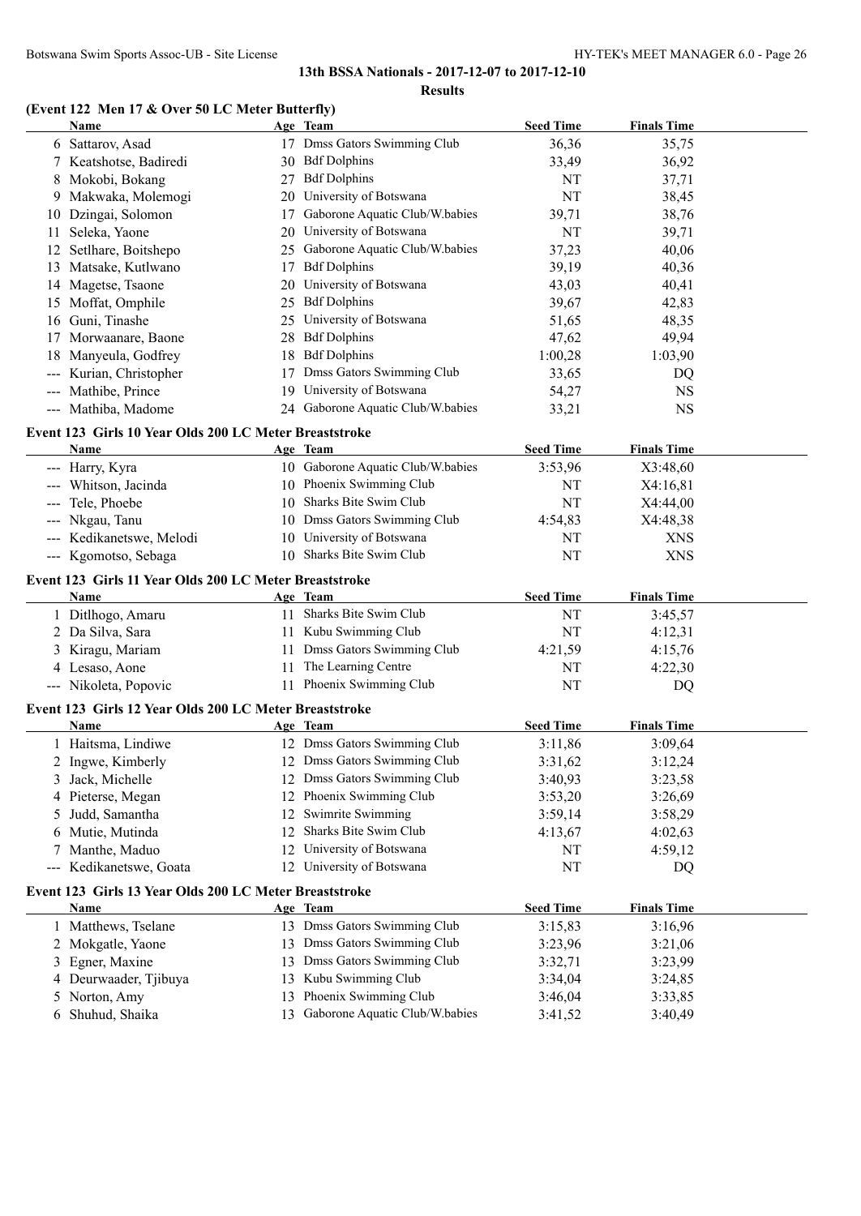## 13th BSSA Nationals - 2017-12-07 to 2017-12-10

### Results

### (Event 122 Men 17 & Over 50 LC Meter Butterfly)

| | Name | Age | Team | Seed Time | Finals Time |
|---|---|---|---|---|---|
| 6 | Sattarov, Asad | 17 | Dmss Gators Swimming Club | 36,36 | 35,75 |
| 7 | Keatshotse, Badiredi | 30 | Bdf Dolphins | 33,49 | 36,92 |
| 8 | Mokobi, Bokang | 27 | Bdf Dolphins | NT | 37,71 |
| 9 | Makwaka, Molemogi | 20 | University of Botswana | NT | 38,45 |
| 10 | Dzingai, Solomon | 17 | Gaborone Aquatic Club/W.babies | 39,71 | 38,76 |
| 11 | Seleka, Yaone | 20 | University of Botswana | NT | 39,71 |
| 12 | Setlhare, Boitshepo | 25 | Gaborone Aquatic Club/W.babies | 37,23 | 40,06 |
| 13 | Matsake, Kutlwano | 17 | Bdf Dolphins | 39,19 | 40,36 |
| 14 | Magetse, Tsaone | 20 | University of Botswana | 43,03 | 40,41 |
| 15 | Moffat, Omphile | 25 | Bdf Dolphins | 39,67 | 42,83 |
| 16 | Guni, Tinashe | 25 | University of Botswana | 51,65 | 48,35 |
| 17 | Morwaanare, Baone | 28 | Bdf Dolphins | 47,62 | 49,94 |
| 18 | Manyeula, Godfrey | 18 | Bdf Dolphins | 1:00,28 | 1:03,90 |
| --- | Kurian, Christopher | 17 | Dmss Gators Swimming Club | 33,65 | DQ |
| --- | Mathibe, Prince | 19 | University of Botswana | 54,27 | NS |
| --- | Mathiba, Madome | 24 | Gaborone Aquatic Club/W.babies | 33,21 | NS |

### Event 123 Girls 10 Year Olds 200 LC Meter Breaststroke

| | Name | Age | Team | Seed Time | Finals Time |
|---|---|---|---|---|---|
| --- | Harry, Kyra | 10 | Gaborone Aquatic Club/W.babies | 3:53,96 | X3:48,60 |
| --- | Whitson, Jacinda | 10 | Phoenix Swimming Club | NT | X4:16,81 |
| --- | Tele, Phoebe | 10 | Sharks Bite Swim Club | NT | X4:44,00 |
| --- | Nkgau, Tanu | 10 | Dmss Gators Swimming Club | 4:54,83 | X4:48,38 |
| --- | Kedikanetswe, Melodi | 10 | University of Botswana | NT | XNS |
| --- | Kgomotso, Sebaga | 10 | Sharks Bite Swim Club | NT | XNS |

### Event 123 Girls 11 Year Olds 200 LC Meter Breaststroke

| | Name | Age | Team | Seed Time | Finals Time |
|---|---|---|---|---|---|
| 1 | Ditlhogo, Amaru | 11 | Sharks Bite Swim Club | NT | 3:45,57 |
| 2 | Da Silva, Sara | 11 | Kubu Swimming Club | NT | 4:12,31 |
| 3 | Kiragu, Mariam | 11 | Dmss Gators Swimming Club | 4:21,59 | 4:15,76 |
| 4 | Lesaso, Aone | 11 | The Learning Centre | NT | 4:22,30 |
| --- | Nikoleta, Popovic | 11 | Phoenix Swimming Club | NT | DQ |

### Event 123 Girls 12 Year Olds 200 LC Meter Breaststroke

| | Name | Age | Team | Seed Time | Finals Time |
|---|---|---|---|---|---|
| 1 | Haitsma, Lindiwe | 12 | Dmss Gators Swimming Club | 3:11,86 | 3:09,64 |
| 2 | Ingwe, Kimberly | 12 | Dmss Gators Swimming Club | 3:31,62 | 3:12,24 |
| 3 | Jack, Michelle | 12 | Dmss Gators Swimming Club | 3:40,93 | 3:23,58 |
| 4 | Pieterse, Megan | 12 | Phoenix Swimming Club | 3:53,20 | 3:26,69 |
| 5 | Judd, Samantha | 12 | Swimrite Swimming | 3:59,14 | 3:58,29 |
| 6 | Mutie, Mutinda | 12 | Sharks Bite Swim Club | 4:13,67 | 4:02,63 |
| 7 | Manthe, Maduo | 12 | University of Botswana | NT | 4:59,12 |
| --- | Kedikanetswe, Goata | 12 | University of Botswana | NT | DQ |

### Event 123 Girls 13 Year Olds 200 LC Meter Breaststroke

| | Name | Age | Team | Seed Time | Finals Time |
|---|---|---|---|---|---|
| 1 | Matthews, Tselane | 13 | Dmss Gators Swimming Club | 3:15,83 | 3:16,96 |
| 2 | Mokgatle, Yaone | 13 | Dmss Gators Swimming Club | 3:23,96 | 3:21,06 |
| 3 | Egner, Maxine | 13 | Dmss Gators Swimming Club | 3:32,71 | 3:23,99 |
| 4 | Deurwaader, Tjibuya | 13 | Kubu Swimming Club | 3:34,04 | 3:24,85 |
| 5 | Norton, Amy | 13 | Phoenix Swimming Club | 3:46,04 | 3:33,85 |
| 6 | Shuhud, Shaika | 13 | Gaborone Aquatic Club/W.babies | 3:41,52 | 3:40,49 |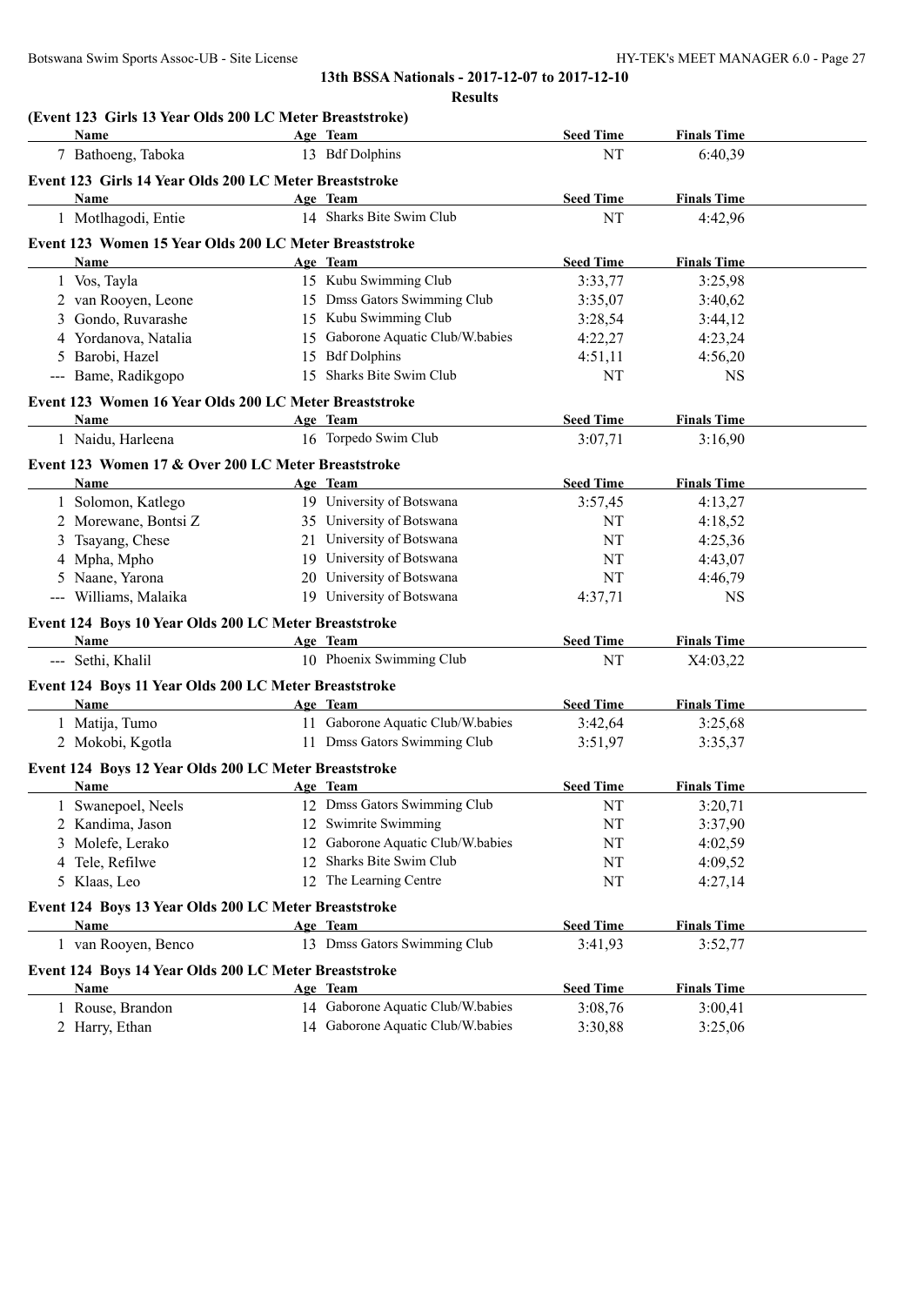## 13th BSSA Nationals - 2017-12-07 to 2017-12-10

### Results

#### (Event 123 Girls 13 Year Olds 200 LC Meter Breaststroke)

| | Name | Age | Team | Seed Time | Finals Time |
|---|---|---|---|---|---|
| 7 | Bathoeng, Taboka | 13 | Bdf Dolphins | NT | 6:40,39 |

#### Event 123 Girls 14 Year Olds 200 LC Meter Breaststroke

| | Name | Age | Team | Seed Time | Finals Time |
|---|---|---|---|---|---|
| 1 | Motlhagodi, Entie | 14 | Sharks Bite Swim Club | NT | 4:42,96 |

#### Event 123 Women 15 Year Olds 200 LC Meter Breaststroke

| | Name | Age | Team | Seed Time | Finals Time |
|---|---|---|---|---|---|
| 1 | Vos, Tayla | 15 | Kubu Swimming Club | 3:33,77 | 3:25,98 |
| 2 | van Rooyen, Leone | 15 | Dmss Gators Swimming Club | 3:35,07 | 3:40,62 |
| 3 | Gondo, Ruvarashe | 15 | Kubu Swimming Club | 3:28,54 | 3:44,12 |
| 4 | Yordanova, Natalia | 15 | Gaborone Aquatic Club/W.babies | 4:22,27 | 4:23,24 |
| 5 | Barobi, Hazel | 15 | Bdf Dolphins | 4:51,11 | 4:56,20 |
| --- | Bame, Radikgopo | 15 | Sharks Bite Swim Club | NT | NS |

#### Event 123 Women 16 Year Olds 200 LC Meter Breaststroke

| | Name | Age | Team | Seed Time | Finals Time |
|---|---|---|---|---|---|
| 1 | Naidu, Harleena | 16 | Torpedo Swim Club | 3:07,71 | 3:16,90 |

#### Event 123 Women 17 & Over 200 LC Meter Breaststroke

| | Name | Age | Team | Seed Time | Finals Time |
|---|---|---|---|---|---|
| 1 | Solomon, Katlego | 19 | University of Botswana | 3:57,45 | 4:13,27 |
| 2 | Morewane, Bontsi Z | 35 | University of Botswana | NT | 4:18,52 |
| 3 | Tsayang, Chese | 21 | University of Botswana | NT | 4:25,36 |
| 4 | Mpha, Mpho | 19 | University of Botswana | NT | 4:43,07 |
| 5 | Naane, Yarona | 20 | University of Botswana | NT | 4:46,79 |
| --- | Williams, Malaika | 19 | University of Botswana | 4:37,71 | NS |

#### Event 124 Boys 10 Year Olds 200 LC Meter Breaststroke

| | Name | Age | Team | Seed Time | Finals Time |
|---|---|---|---|---|---|
| --- | Sethi, Khalil | 10 | Phoenix Swimming Club | NT | X4:03,22 |

#### Event 124 Boys 11 Year Olds 200 LC Meter Breaststroke

| | Name | Age | Team | Seed Time | Finals Time |
|---|---|---|---|---|---|
| 1 | Matija, Tumo | 11 | Gaborone Aquatic Club/W.babies | 3:42,64 | 3:25,68 |
| 2 | Mokobi, Kgotla | 11 | Dmss Gators Swimming Club | 3:51,97 | 3:35,37 |

#### Event 124 Boys 12 Year Olds 200 LC Meter Breaststroke

| | Name | Age | Team | Seed Time | Finals Time |
|---|---|---|---|---|---|
| 1 | Swanepoel, Neels | 12 | Dmss Gators Swimming Club | NT | 3:20,71 |
| 2 | Kandima, Jason | 12 | Swimrite Swimming | NT | 3:37,90 |
| 3 | Molefe, Lerako | 12 | Gaborone Aquatic Club/W.babies | NT | 4:02,59 |
| 4 | Tele, Refilwe | 12 | Sharks Bite Swim Club | NT | 4:09,52 |
| 5 | Klaas, Leo | 12 | The Learning Centre | NT | 4:27,14 |

#### Event 124 Boys 13 Year Olds 200 LC Meter Breaststroke

| | Name | Age | Team | Seed Time | Finals Time |
|---|---|---|---|---|---|
| 1 | van Rooyen, Benco | 13 | Dmss Gators Swimming Club | 3:41,93 | 3:52,77 |

#### Event 124 Boys 14 Year Olds 200 LC Meter Breaststroke

| | Name | Age | Team | Seed Time | Finals Time |
|---|---|---|---|---|---|
| 1 | Rouse, Brandon | 14 | Gaborone Aquatic Club/W.babies | 3:08,76 | 3:00,41 |
| 2 | Harry, Ethan | 14 | Gaborone Aquatic Club/W.babies | 3:30,88 | 3:25,06 |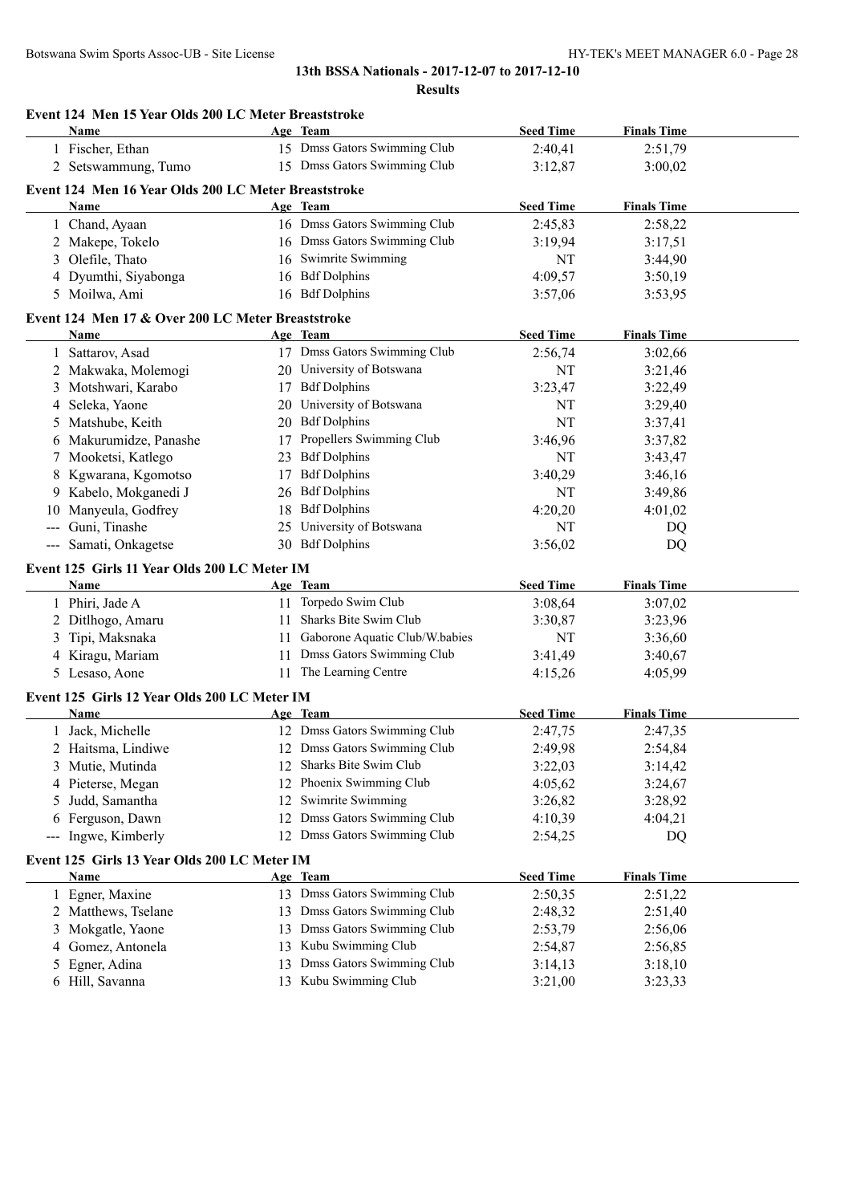# 13th BSSA Nationals - 2017-12-07 to 2017-12-10

## Results

### Event 124 Men 15 Year Olds 200 LC Meter Breaststroke

| | Name | Age | Team | Seed Time | Finals Time |
|---|---|---|---|---|---|
| 1 | Fischer, Ethan | 15 | Dmss Gators Swimming Club | 2:40,41 | 2:51,79 |
| 2 | Setswammung, Tumo | 15 | Dmss Gators Swimming Club | 3:12,87 | 3:00,02 |

### Event 124 Men 16 Year Olds 200 LC Meter Breaststroke

| | Name | Age | Team | Seed Time | Finals Time |
|---|---|---|---|---|---|
| 1 | Chand, Ayaan | 16 | Dmss Gators Swimming Club | 2:45,83 | 2:58,22 |
| 2 | Makepe, Tokelo | 16 | Dmss Gators Swimming Club | 3:19,94 | 3:17,51 |
| 3 | Olefile, Thato | 16 | Swimrite Swimming | NT | 3:44,90 |
| 4 | Dyumthi, Siyabonga | 16 | Bdf Dolphins | 4:09,57 | 3:50,19 |
| 5 | Moilwa, Ami | 16 | Bdf Dolphins | 3:57,06 | 3:53,95 |

### Event 124 Men 17 & Over 200 LC Meter Breaststroke

| | Name | Age | Team | Seed Time | Finals Time |
|---|---|---|---|---|---|
| 1 | Sattarov, Asad | 17 | Dmss Gators Swimming Club | 2:56,74 | 3:02,66 |
| 2 | Makwaka, Molemogi | 20 | University of Botswana | NT | 3:21,46 |
| 3 | Motshwari, Karabo | 17 | Bdf Dolphins | 3:23,47 | 3:22,49 |
| 4 | Seleka, Yaone | 20 | University of Botswana | NT | 3:29,40 |
| 5 | Matshube, Keith | 20 | Bdf Dolphins | NT | 3:37,41 |
| 6 | Makurumidze, Panashe | 17 | Propellers Swimming Club | 3:46,96 | 3:37,82 |
| 7 | Mooketsi, Katlego | 23 | Bdf Dolphins | NT | 3:43,47 |
| 8 | Kgwarana, Kgomotso | 17 | Bdf Dolphins | 3:40,29 | 3:46,16 |
| 9 | Kabelo, Mokganedi J | 26 | Bdf Dolphins | NT | 3:49,86 |
| 10 | Manyeula, Godfrey | 18 | Bdf Dolphins | 4:20,20 | 4:01,02 |
| --- | Guni, Tinashe | 25 | University of Botswana | NT | DQ |
| --- | Samati, Onkagetse | 30 | Bdf Dolphins | 3:56,02 | DQ |

### Event 125 Girls 11 Year Olds 200 LC Meter IM

| | Name | Age | Team | Seed Time | Finals Time |
|---|---|---|---|---|---|
| 1 | Phiri, Jade A | 11 | Torpedo Swim Club | 3:08,64 | 3:07,02 |
| 2 | Ditlhogo, Amaru | 11 | Sharks Bite Swim Club | 3:30,87 | 3:23,96 |
| 3 | Tipi, Maksnaka | 11 | Gaborone Aquatic Club/W.babies | NT | 3:36,60 |
| 4 | Kiragu, Mariam | 11 | Dmss Gators Swimming Club | 3:41,49 | 3:40,67 |
| 5 | Lesaso, Aone | 11 | The Learning Centre | 4:15,26 | 4:05,99 |

### Event 125 Girls 12 Year Olds 200 LC Meter IM

| | Name | Age | Team | Seed Time | Finals Time |
|---|---|---|---|---|---|
| 1 | Jack, Michelle | 12 | Dmss Gators Swimming Club | 2:47,75 | 2:47,35 |
| 2 | Haitsma, Lindiwe | 12 | Dmss Gators Swimming Club | 2:49,98 | 2:54,84 |
| 3 | Mutie, Mutinda | 12 | Sharks Bite Swim Club | 3:22,03 | 3:14,42 |
| 4 | Pieterse, Megan | 12 | Phoenix Swimming Club | 4:05,62 | 3:24,67 |
| 5 | Judd, Samantha | 12 | Swimrite Swimming | 3:26,82 | 3:28,92 |
| 6 | Ferguson, Dawn | 12 | Dmss Gators Swimming Club | 4:10,39 | 4:04,21 |
| --- | Ingwe, Kimberly | 12 | Dmss Gators Swimming Club | 2:54,25 | DQ |

### Event 125 Girls 13 Year Olds 200 LC Meter IM

| | Name | Age | Team | Seed Time | Finals Time |
|---|---|---|---|---|---|
| 1 | Egner, Maxine | 13 | Dmss Gators Swimming Club | 2:50,35 | 2:51,22 |
| 2 | Matthews, Tselane | 13 | Dmss Gators Swimming Club | 2:48,32 | 2:51,40 |
| 3 | Mokgatle, Yaone | 13 | Dmss Gators Swimming Club | 2:53,79 | 2:56,06 |
| 4 | Gomez, Antonela | 13 | Kubu Swimming Club | 2:54,87 | 2:56,85 |
| 5 | Egner, Adina | 13 | Dmss Gators Swimming Club | 3:14,13 | 3:18,10 |
| 6 | Hill, Savanna | 13 | Kubu Swimming Club | 3:21,00 | 3:23,33 |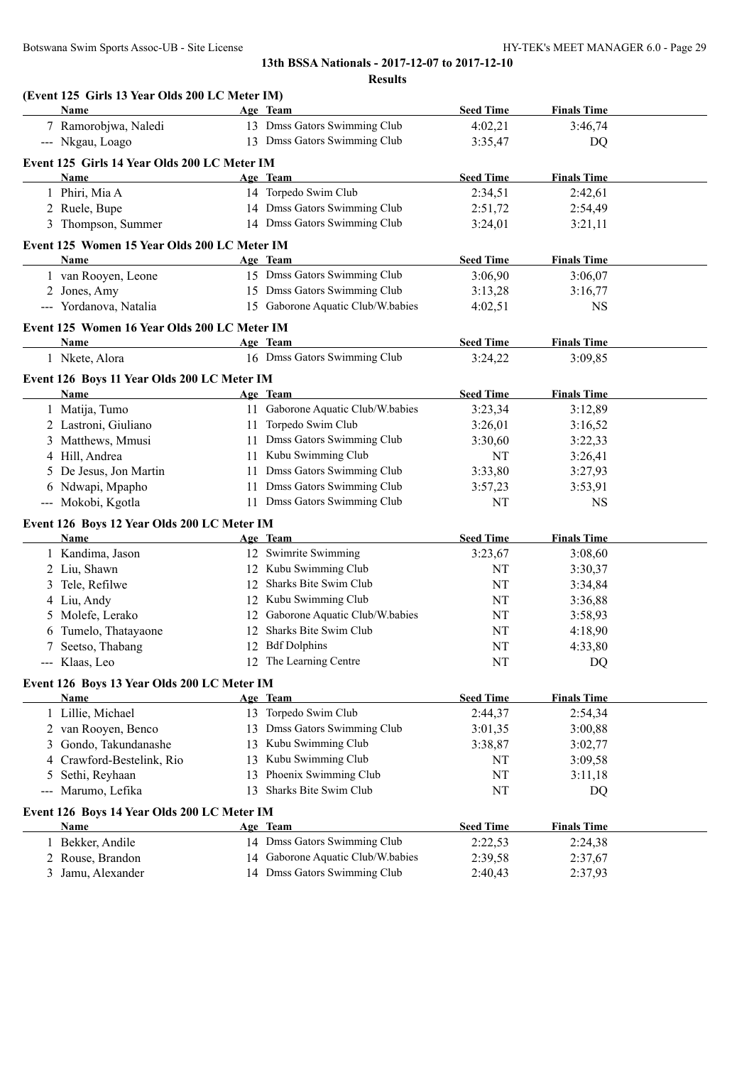**13th BSSA Nationals - 2017-12-07 to 2017-12-10**

**Results**

### (Event 125 Girls 13 Year Olds 200 LC Meter IM)

| | Name | Age | Team | Seed Time | Finals Time |
|---|---|---|---|---|---|
| 7 | Ramorobjwa, Naledi | 13 | Dmss Gators Swimming Club | 4:02,21 | 3:46,74 |
| --- | Nkgau, Loago | 13 | Dmss Gators Swimming Club | 3:35,47 | DQ |

### Event 125 Girls 14 Year Olds 200 LC Meter IM

| | Name | Age | Team | Seed Time | Finals Time |
|---|---|---|---|---|---|
| 1 | Phiri, Mia A | 14 | Torpedo Swim Club | 2:34,51 | 2:42,61 |
| 2 | Ruele, Bupe | 14 | Dmss Gators Swimming Club | 2:51,72 | 2:54,49 |
| 3 | Thompson, Summer | 14 | Dmss Gators Swimming Club | 3:24,01 | 3:21,11 |

### Event 125 Women 15 Year Olds 200 LC Meter IM

| | Name | Age | Team | Seed Time | Finals Time |
|---|---|---|---|---|---|
| 1 | van Rooyen, Leone | 15 | Dmss Gators Swimming Club | 3:06,90 | 3:06,07 |
| 2 | Jones, Amy | 15 | Dmss Gators Swimming Club | 3:13,28 | 3:16,77 |
| --- | Yordanova, Natalia | 15 | Gaborone Aquatic Club/W.babies | 4:02,51 | NS |

### Event 125 Women 16 Year Olds 200 LC Meter IM

| | Name | Age | Team | Seed Time | Finals Time |
|---|---|---|---|---|---|
| 1 | Nkete, Alora | 16 | Dmss Gators Swimming Club | 3:24,22 | 3:09,85 |

### Event 126 Boys 11 Year Olds 200 LC Meter IM

| | Name | Age | Team | Seed Time | Finals Time |
|---|---|---|---|---|---|
| 1 | Matija, Tumo | 11 | Gaborone Aquatic Club/W.babies | 3:23,34 | 3:12,89 |
| 2 | Lastroni, Giuliano | 11 | Torpedo Swim Club | 3:26,01 | 3:16,52 |
| 3 | Matthews, Mmusi | 11 | Dmss Gators Swimming Club | 3:30,60 | 3:22,33 |
| 4 | Hill, Andrea | 11 | Kubu Swimming Club | NT | 3:26,41 |
| 5 | De Jesus, Jon Martin | 11 | Dmss Gators Swimming Club | 3:33,80 | 3:27,93 |
| 6 | Ndwapi, Mpapho | 11 | Dmss Gators Swimming Club | 3:57,23 | 3:53,91 |
| --- | Mokobi, Kgotla | 11 | Dmss Gators Swimming Club | NT | NS |

### Event 126 Boys 12 Year Olds 200 LC Meter IM

| | Name | Age | Team | Seed Time | Finals Time |
|---|---|---|---|---|---|
| 1 | Kandima, Jason | 12 | Swimrite Swimming | 3:23,67 | 3:08,60 |
| 2 | Liu, Shawn | 12 | Kubu Swimming Club | NT | 3:30,37 |
| 3 | Tele, Refilwe | 12 | Sharks Bite Swim Club | NT | 3:34,84 |
| 4 | Liu, Andy | 12 | Kubu Swimming Club | NT | 3:36,88 |
| 5 | Molefe, Lerako | 12 | Gaborone Aquatic Club/W.babies | NT | 3:58,93 |
| 6 | Tumelo, Thatayaone | 12 | Sharks Bite Swim Club | NT | 4:18,90 |
| 7 | Seetso, Thabang | 12 | Bdf Dolphins | NT | 4:33,80 |
| --- | Klaas, Leo | 12 | The Learning Centre | NT | DQ |

### Event 126 Boys 13 Year Olds 200 LC Meter IM

| | Name | Age | Team | Seed Time | Finals Time |
|---|---|---|---|---|---|
| 1 | Lillie, Michael | 13 | Torpedo Swim Club | 2:44,37 | 2:54,34 |
| 2 | van Rooyen, Benco | 13 | Dmss Gators Swimming Club | 3:01,35 | 3:00,88 |
| 3 | Gondo, Takundanashe | 13 | Kubu Swimming Club | 3:38,87 | 3:02,77 |
| 4 | Crawford-Bestelink, Rio | 13 | Kubu Swimming Club | NT | 3:09,58 |
| 5 | Sethi, Reyhaan | 13 | Phoenix Swimming Club | NT | 3:11,18 |
| --- | Marumo, Lefika | 13 | Sharks Bite Swim Club | NT | DQ |

### Event 126 Boys 14 Year Olds 200 LC Meter IM

| | Name | Age | Team | Seed Time | Finals Time |
|---|---|---|---|---|---|
| 1 | Bekker, Andile | 14 | Dmss Gators Swimming Club | 2:22,53 | 2:24,38 |
| 2 | Rouse, Brandon | 14 | Gaborone Aquatic Club/W.babies | 2:39,58 | 2:37,67 |
| 3 | Jamu, Alexander | 14 | Dmss Gators Swimming Club | 2:40,43 | 2:37,93 |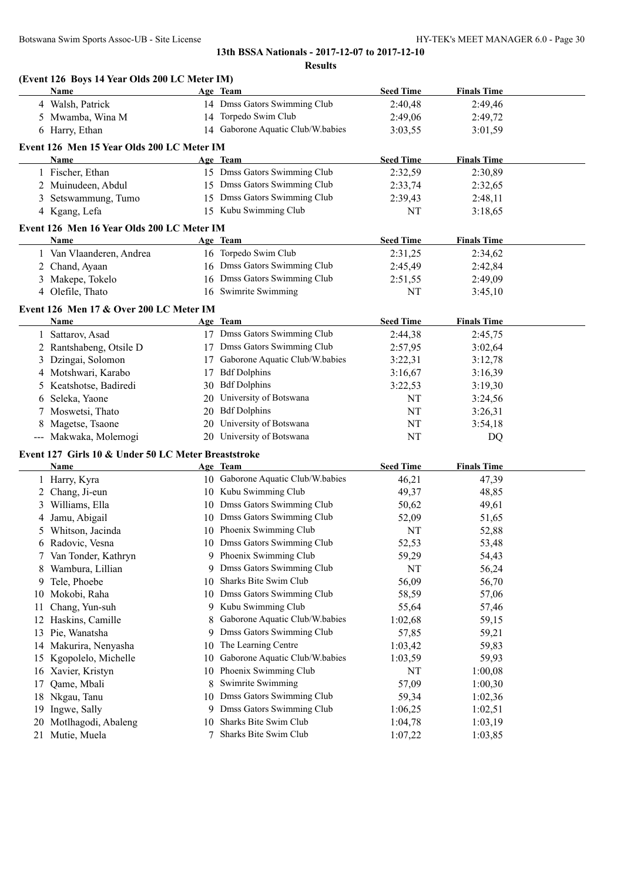**13th BSSA Nationals - 2017-12-07 to 2017-12-10**

**Results**

### (Event 126 Boys 14 Year Olds 200 LC Meter IM)

| | Name | Age | Team | Seed Time | Finals Time |
|---|---|---|---|---|---|
| 4 | Walsh, Patrick | 14 | Dmss Gators Swimming Club | 2:40,48 | 2:49,46 |
| 5 | Mwamba, Wina M | 14 | Torpedo Swim Club | 2:49,06 | 2:49,72 |
| 6 | Harry, Ethan | 14 | Gaborone Aquatic Club/W.babies | 3:03,55 | 3:01,59 |

### Event 126 Men 15 Year Olds 200 LC Meter IM

| | Name | Age | Team | Seed Time | Finals Time |
|---|---|---|---|---|---|
| 1 | Fischer, Ethan | 15 | Dmss Gators Swimming Club | 2:32,59 | 2:30,89 |
| 2 | Muinudeen, Abdul | 15 | Dmss Gators Swimming Club | 2:33,74 | 2:32,65 |
| 3 | Setswammung, Tumo | 15 | Dmss Gators Swimming Club | 2:39,43 | 2:48,11 |
| 4 | Kgang, Lefa | 15 | Kubu Swimming Club | NT | 3:18,65 |

### Event 126 Men 16 Year Olds 200 LC Meter IM

| | Name | Age | Team | Seed Time | Finals Time |
|---|---|---|---|---|---|
| 1 | Van Vlaanderen, Andrea | 16 | Torpedo Swim Club | 2:31,25 | 2:34,62 |
| 2 | Chand, Ayaan | 16 | Dmss Gators Swimming Club | 2:45,49 | 2:42,84 |
| 3 | Makepe, Tokelo | 16 | Dmss Gators Swimming Club | 2:51,55 | 2:49,09 |
| 4 | Olefile, Thato | 16 | Swimrite Swimming | NT | 3:45,10 |

### Event 126 Men 17 & Over 200 LC Meter IM

| | Name | Age | Team | Seed Time | Finals Time |
|---|---|---|---|---|---|
| 1 | Sattarov, Asad | 17 | Dmss Gators Swimming Club | 2:44,38 | 2:45,75 |
| 2 | Rantshabeng, Otsile D | 17 | Dmss Gators Swimming Club | 2:57,95 | 3:02,64 |
| 3 | Dzingai, Solomon | 17 | Gaborone Aquatic Club/W.babies | 3:22,31 | 3:12,78 |
| 4 | Motshwari, Karabo | 17 | Bdf Dolphins | 3:16,67 | 3:16,39 |
| 5 | Keatshotse, Badiredi | 30 | Bdf Dolphins | 3:22,53 | 3:19,30 |
| 6 | Seleka, Yaone | 20 | University of Botswana | NT | 3:24,56 |
| 7 | Moswetsi, Thato | 20 | Bdf Dolphins | NT | 3:26,31 |
| 8 | Magetse, Tsaone | 20 | University of Botswana | NT | 3:54,18 |
| --- | Makwaka, Molemogi | 20 | University of Botswana | NT | DQ |

### Event 127 Girls 10 & Under 50 LC Meter Breaststroke

| | Name | Age | Team | Seed Time | Finals Time |
|---|---|---|---|---|---|
| 1 | Harry, Kyra | 10 | Gaborone Aquatic Club/W.babies | 46,21 | 47,39 |
| 2 | Chang, Ji-eun | 10 | Kubu Swimming Club | 49,37 | 48,85 |
| 3 | Williams, Ella | 10 | Dmss Gators Swimming Club | 50,62 | 49,61 |
| 4 | Jamu, Abigail | 10 | Dmss Gators Swimming Club | 52,09 | 51,65 |
| 5 | Whitson, Jacinda | 10 | Phoenix Swimming Club | NT | 52,88 |
| 6 | Radovic, Vesna | 10 | Dmss Gators Swimming Club | 52,53 | 53,48 |
| 7 | Van Tonder, Kathryn | 9 | Phoenix Swimming Club | 59,29 | 54,43 |
| 8 | Wambura, Lillian | 9 | Dmss Gators Swimming Club | NT | 56,24 |
| 9 | Tele, Phoebe | 10 | Sharks Bite Swim Club | 56,09 | 56,70 |
| 10 | Mokobi, Raha | 10 | Dmss Gators Swimming Club | 58,59 | 57,06 |
| 11 | Chang, Yun-suh | 9 | Kubu Swimming Club | 55,64 | 57,46 |
| 12 | Haskins, Camille | 8 | Gaborone Aquatic Club/W.babies | 1:02,68 | 59,15 |
| 13 | Pie, Wanatsha | 9 | Dmss Gators Swimming Club | 57,85 | 59,21 |
| 14 | Makurira, Nenyasha | 10 | The Learning Centre | 1:03,42 | 59,83 |
| 15 | Kgopolelo, Michelle | 10 | Gaborone Aquatic Club/W.babies | 1:03,59 | 59,93 |
| 16 | Xavier, Kristyn | 10 | Phoenix Swimming Club | NT | 1:00,08 |
| 17 | Qame, Mbali | 8 | Swimrite Swimming | 57,09 | 1:00,30 |
| 18 | Nkgau, Tanu | 10 | Dmss Gators Swimming Club | 59,34 | 1:02,36 |
| 19 | Ingwe, Sally | 9 | Dmss Gators Swimming Club | 1:06,25 | 1:02,51 |
| 20 | Motlhagodi, Abaleng | 10 | Sharks Bite Swim Club | 1:04,78 | 1:03,19 |
| 21 | Mutie, Muela | 7 | Sharks Bite Swim Club | 1:07,22 | 1:03,85 |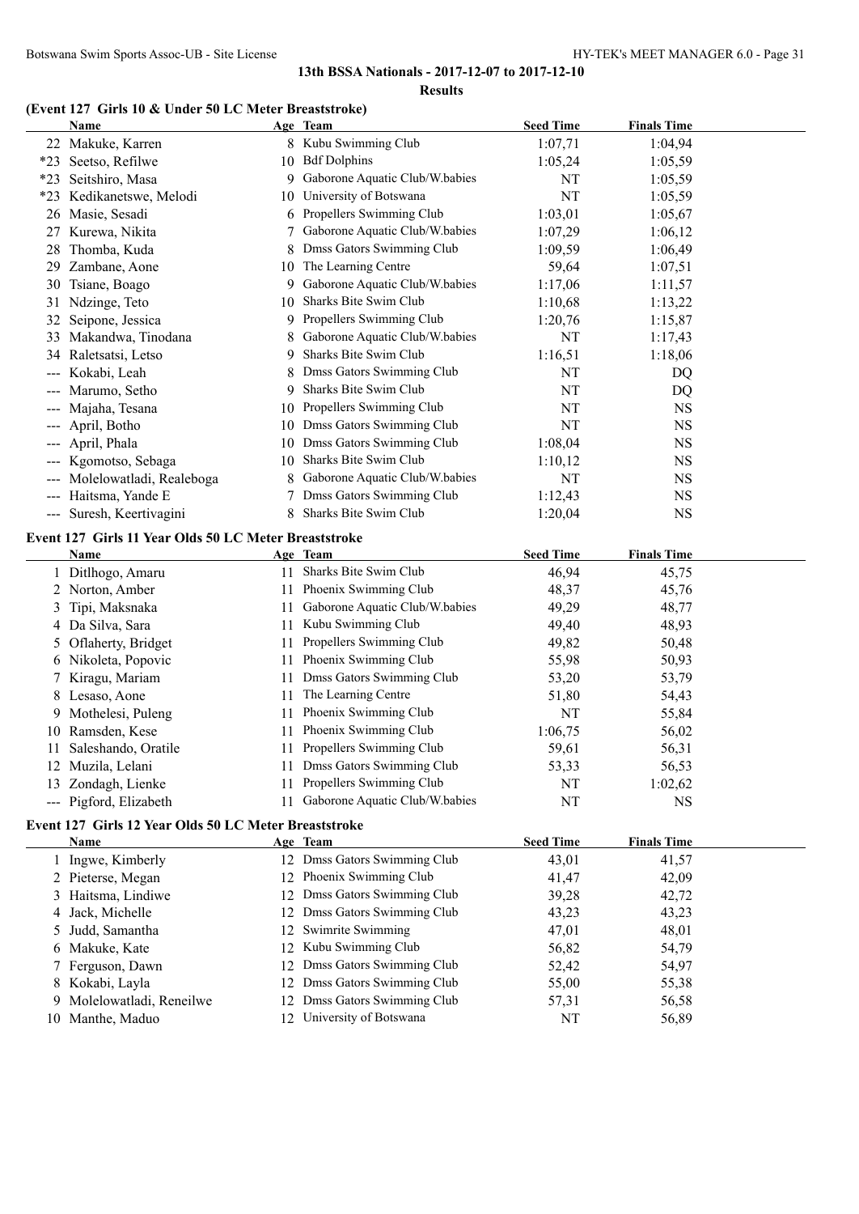**13th BSSA Nationals - 2017-12-07 to 2017-12-10**

**Results**

### (Event 127 Girls 10 & Under 50 LC Meter Breaststroke)

| | Name | Age | Team | Seed Time | Finals Time |
|---|---|---|---|---|---|
| 22 | Makuke, Karren | 8 | Kubu Swimming Club | 1:07,71 | 1:04,94 |
| *23 | Seetso, Refilwe | 10 | Bdf Dolphins | 1:05,24 | 1:05,59 |
| *23 | Seitshiro, Masa | 9 | Gaborone Aquatic Club/W.babies | NT | 1:05,59 |
| *23 | Kedikanetswe, Melodi | 10 | University of Botswana | NT | 1:05,59 |
| 26 | Masie, Sesadi | 6 | Propellers Swimming Club | 1:03,01 | 1:05,67 |
| 27 | Kurewa, Nikita | 7 | Gaborone Aquatic Club/W.babies | 1:07,29 | 1:06,12 |
| 28 | Thomba, Kuda | 8 | Dmss Gators Swimming Club | 1:09,59 | 1:06,49 |
| 29 | Zambane, Aone | 10 | The Learning Centre | 59,64 | 1:07,51 |
| 30 | Tsiane, Boago | 9 | Gaborone Aquatic Club/W.babies | 1:17,06 | 1:11,57 |
| 31 | Ndzinge, Teto | 10 | Sharks Bite Swim Club | 1:10,68 | 1:13,22 |
| 32 | Seipone, Jessica | 9 | Propellers Swimming Club | 1:20,76 | 1:15,87 |
| 33 | Makandwa, Tinodana | 8 | Gaborone Aquatic Club/W.babies | NT | 1:17,43 |
| 34 | Raletsatsi, Letso | 9 | Sharks Bite Swim Club | 1:16,51 | 1:18,06 |
| --- | Kokabi, Leah | 8 | Dmss Gators Swimming Club | NT | DQ |
| --- | Marumo, Setho | 9 | Sharks Bite Swim Club | NT | DQ |
| --- | Majaha, Tesana | 10 | Propellers Swimming Club | NT | NS |
| --- | April, Botho | 10 | Dmss Gators Swimming Club | NT | NS |
| --- | April, Phala | 10 | Dmss Gators Swimming Club | 1:08,04 | NS |
| --- | Kgomotso, Sebaga | 10 | Sharks Bite Swim Club | 1:10,12 | NS |
| --- | Molelowatladi, Realeboga | 8 | Gaborone Aquatic Club/W.babies | NT | NS |
| --- | Haitsma, Yande E | 7 | Dmss Gators Swimming Club | 1:12,43 | NS |
| --- | Suresh, Keertivagini | 8 | Sharks Bite Swim Club | 1:20,04 | NS |

### Event 127 Girls 11 Year Olds 50 LC Meter Breaststroke

| | Name | Age | Team | Seed Time | Finals Time |
|---|---|---|---|---|---|
| 1 | Ditlhogo, Amaru | 11 | Sharks Bite Swim Club | 46,94 | 45,75 |
| 2 | Norton, Amber | 11 | Phoenix Swimming Club | 48,37 | 45,76 |
| 3 | Tipi, Maksnaka | 11 | Gaborone Aquatic Club/W.babies | 49,29 | 48,77 |
| 4 | Da Silva, Sara | 11 | Kubu Swimming Club | 49,40 | 48,93 |
| 5 | Oflaherty, Bridget | 11 | Propellers Swimming Club | 49,82 | 50,48 |
| 6 | Nikoleta, Popovic | 11 | Phoenix Swimming Club | 55,98 | 50,93 |
| 7 | Kiragu, Mariam | 11 | Dmss Gators Swimming Club | 53,20 | 53,79 |
| 8 | Lesaso, Aone | 11 | The Learning Centre | 51,80 | 54,43 |
| 9 | Mothelesi, Puleng | 11 | Phoenix Swimming Club | NT | 55,84 |
| 10 | Ramsden, Kese | 11 | Phoenix Swimming Club | 1:06,75 | 56,02 |
| 11 | Saleshando, Oratile | 11 | Propellers Swimming Club | 59,61 | 56,31 |
| 12 | Muzila, Lelani | 11 | Dmss Gators Swimming Club | 53,33 | 56,53 |
| 13 | Zondagh, Lienke | 11 | Propellers Swimming Club | NT | 1:02,62 |
| --- | Pigford, Elizabeth | 11 | Gaborone Aquatic Club/W.babies | NT | NS |

### Event 127 Girls 12 Year Olds 50 LC Meter Breaststroke

| | Name | Age | Team | Seed Time | Finals Time |
|---|---|---|---|---|---|
| 1 | Ingwe, Kimberly | 12 | Dmss Gators Swimming Club | 43,01 | 41,57 |
| 2 | Pieterse, Megan | 12 | Phoenix Swimming Club | 41,47 | 42,09 |
| 3 | Haitsma, Lindiwe | 12 | Dmss Gators Swimming Club | 39,28 | 42,72 |
| 4 | Jack, Michelle | 12 | Dmss Gators Swimming Club | 43,23 | 43,23 |
| 5 | Judd, Samantha | 12 | Swimrite Swimming | 47,01 | 48,01 |
| 6 | Makuke, Kate | 12 | Kubu Swimming Club | 56,82 | 54,79 |
| 7 | Ferguson, Dawn | 12 | Dmss Gators Swimming Club | 52,42 | 54,97 |
| 8 | Kokabi, Layla | 12 | Dmss Gators Swimming Club | 55,00 | 55,38 |
| 9 | Molelowatladi, Reneilwe | 12 | Dmss Gators Swimming Club | 57,31 | 56,58 |
| 10 | Manthe, Maduo | 12 | University of Botswana | NT | 56,89 |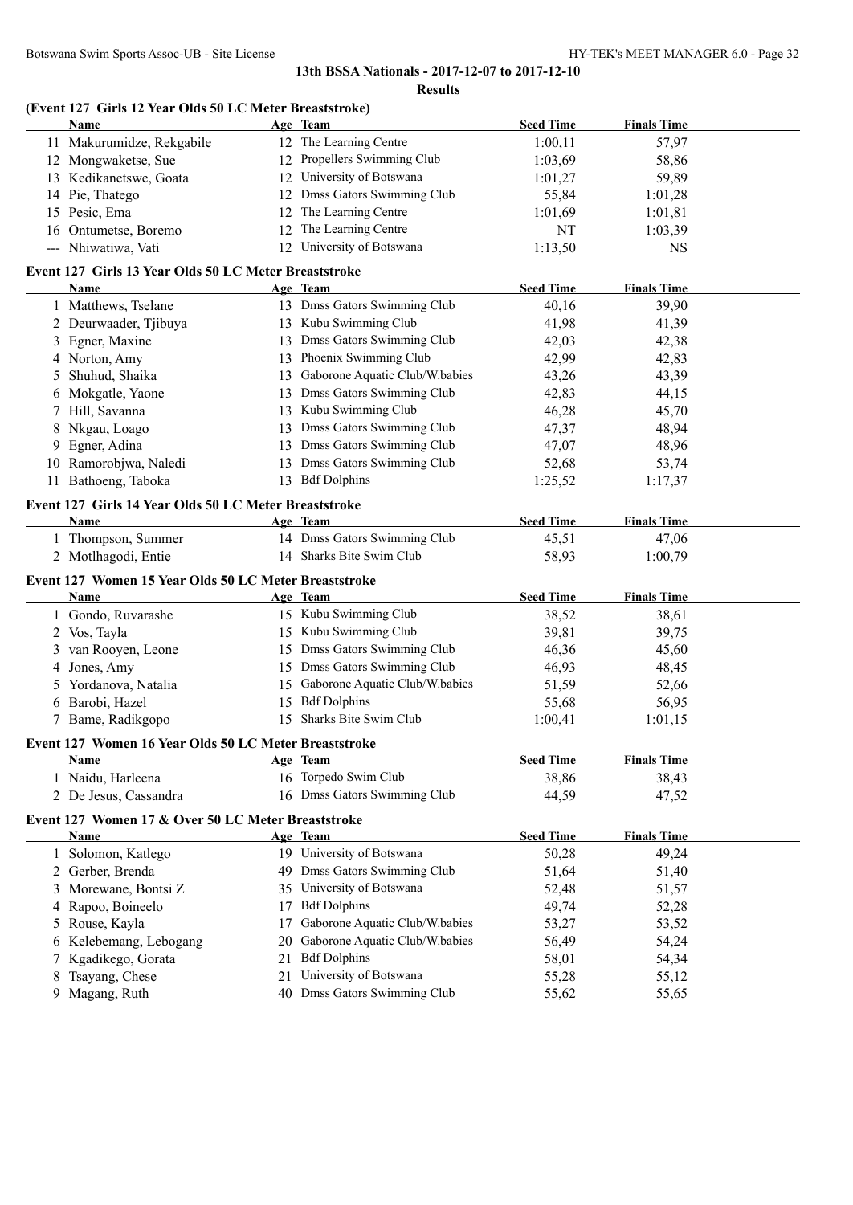**13th BSSA Nationals - 2017-12-07 to 2017-12-10**

**Results**

### (Event 127 Girls 12 Year Olds 50 LC Meter Breaststroke)

| | Name | Age | Team | Seed Time | Finals Time |
|---|---|---|---|---|---|
| 11 | Makurumidze, Rekgabile | 12 | The Learning Centre | 1:00,11 | 57,97 |
| 12 | Mongwaketse, Sue | 12 | Propellers Swimming Club | 1:03,69 | 58,86 |
| 13 | Kedikanetswe, Goata | 12 | University of Botswana | 1:01,27 | 59,89 |
| 14 | Pie, Thatego | 12 | Dmss Gators Swimming Club | 55,84 | 1:01,28 |
| 15 | Pesic, Ema | 12 | The Learning Centre | 1:01,69 | 1:01,81 |
| 16 | Ontumetse, Boremo | 12 | The Learning Centre | NT | 1:03,39 |
| --- | Nhiwatiwa, Vati | 12 | University of Botswana | 1:13,50 | NS |

### Event 127 Girls 13 Year Olds 50 LC Meter Breaststroke

| | Name | Age | Team | Seed Time | Finals Time |
|---|---|---|---|---|---|
| 1 | Matthews, Tselane | 13 | Dmss Gators Swimming Club | 40,16 | 39,90 |
| 2 | Deurwaader, Tjibuya | 13 | Kubu Swimming Club | 41,98 | 41,39 |
| 3 | Egner, Maxine | 13 | Dmss Gators Swimming Club | 42,03 | 42,38 |
| 4 | Norton, Amy | 13 | Phoenix Swimming Club | 42,99 | 42,83 |
| 5 | Shuhud, Shaika | 13 | Gaborone Aquatic Club/W.babies | 43,26 | 43,39 |
| 6 | Mokgatle, Yaone | 13 | Dmss Gators Swimming Club | 42,83 | 44,15 |
| 7 | Hill, Savanna | 13 | Kubu Swimming Club | 46,28 | 45,70 |
| 8 | Nkgau, Loago | 13 | Dmss Gators Swimming Club | 47,37 | 48,94 |
| 9 | Egner, Adina | 13 | Dmss Gators Swimming Club | 47,07 | 48,96 |
| 10 | Ramorobjwa, Naledi | 13 | Dmss Gators Swimming Club | 52,68 | 53,74 |
| 11 | Bathoeng, Taboka | 13 | Bdf Dolphins | 1:25,52 | 1:17,37 |

### Event 127 Girls 14 Year Olds 50 LC Meter Breaststroke

| | Name | Age | Team | Seed Time | Finals Time |
|---|---|---|---|---|---|
| 1 | Thompson, Summer | 14 | Dmss Gators Swimming Club | 45,51 | 47,06 |
| 2 | Motlhagodi, Entie | 14 | Sharks Bite Swim Club | 58,93 | 1:00,79 |

### Event 127 Women 15 Year Olds 50 LC Meter Breaststroke

| | Name | Age | Team | Seed Time | Finals Time |
|---|---|---|---|---|---|
| 1 | Gondo, Ruvarashe | 15 | Kubu Swimming Club | 38,52 | 38,61 |
| 2 | Vos, Tayla | 15 | Kubu Swimming Club | 39,81 | 39,75 |
| 3 | van Rooyen, Leone | 15 | Dmss Gators Swimming Club | 46,36 | 45,60 |
| 4 | Jones, Amy | 15 | Dmss Gators Swimming Club | 46,93 | 48,45 |
| 5 | Yordanova, Natalia | 15 | Gaborone Aquatic Club/W.babies | 51,59 | 52,66 |
| 6 | Barobi, Hazel | 15 | Bdf Dolphins | 55,68 | 56,95 |
| 7 | Bame, Radikgopo | 15 | Sharks Bite Swim Club | 1:00,41 | 1:01,15 |

### Event 127 Women 16 Year Olds 50 LC Meter Breaststroke

| | Name | Age | Team | Seed Time | Finals Time |
|---|---|---|---|---|---|
| 1 | Naidu, Harleena | 16 | Torpedo Swim Club | 38,86 | 38,43 |
| 2 | De Jesus, Cassandra | 16 | Dmss Gators Swimming Club | 44,59 | 47,52 |

### Event 127 Women 17 & Over 50 LC Meter Breaststroke

| | Name | Age | Team | Seed Time | Finals Time |
|---|---|---|---|---|---|
| 1 | Solomon, Katlego | 19 | University of Botswana | 50,28 | 49,24 |
| 2 | Gerber, Brenda | 49 | Dmss Gators Swimming Club | 51,64 | 51,40 |
| 3 | Morewane, Bontsi Z | 35 | University of Botswana | 52,48 | 51,57 |
| 4 | Rapoo, Boineelo | 17 | Bdf Dolphins | 49,74 | 52,28 |
| 5 | Rouse, Kayla | 17 | Gaborone Aquatic Club/W.babies | 53,27 | 53,52 |
| 6 | Kelebemang, Lebogang | 20 | Gaborone Aquatic Club/W.babies | 56,49 | 54,24 |
| 7 | Kgadikego, Gorata | 21 | Bdf Dolphins | 58,01 | 54,34 |
| 8 | Tsayang, Chese | 21 | University of Botswana | 55,28 | 55,12 |
| 9 | Magang, Ruth | 40 | Dmss Gators Swimming Club | 55,62 | 55,65 |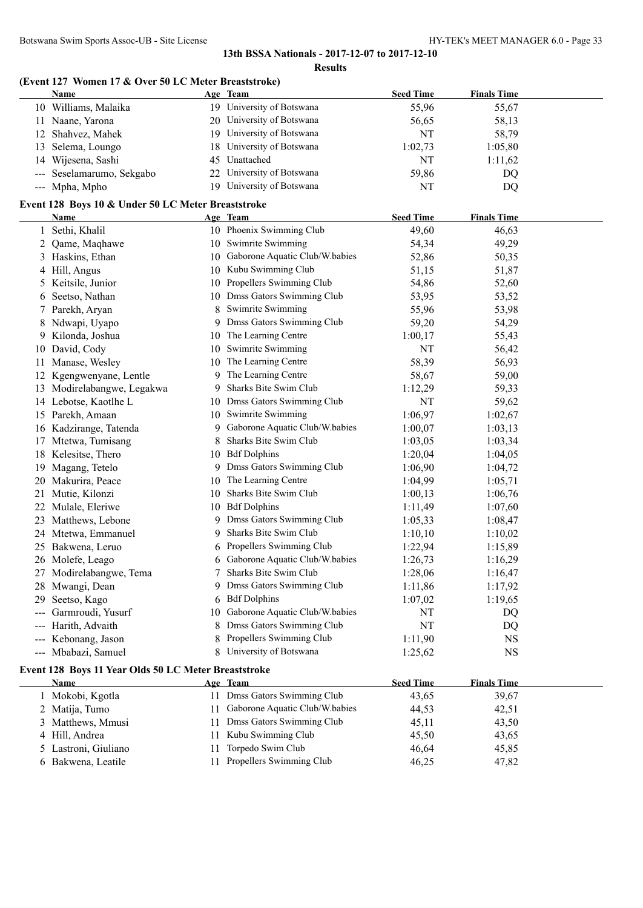## 13th BSSA Nationals - 2017-12-07 to 2017-12-10

### Results

### (Event 127 Women 17 & Over 50 LC Meter Breaststroke)

| | Name | Age | Team | Seed Time | Finals Time |
|---|---|---|---|---|---|
| 10 | Williams, Malaika | 19 | University of Botswana | 55,96 | 55,67 |
| 11 | Naane, Yarona | 20 | University of Botswana | 56,65 | 58,13 |
| 12 | Shahvez, Mahek | 19 | University of Botswana | NT | 58,79 |
| 13 | Selema, Loungo | 18 | University of Botswana | 1:02,73 | 1:05,80 |
| 14 | Wijesena, Sashi | 45 | Unattached | NT | 1:11,62 |
| --- | Seselamarumo, Sekgabo | 22 | University of Botswana | 59,86 | DQ |
| --- | Mpha, Mpho | 19 | University of Botswana | NT | DQ |

### Event 128 Boys 10 & Under 50 LC Meter Breaststroke

| | Name | Age | Team | Seed Time | Finals Time |
|---|---|---|---|---|---|
| 1 | Sethi, Khalil | 10 | Phoenix Swimming Club | 49,60 | 46,63 |
| 2 | Qame, Maqhawe | 10 | Swimrite Swimming | 54,34 | 49,29 |
| 3 | Haskins, Ethan | 10 | Gaborone Aquatic Club/W.babies | 52,86 | 50,35 |
| 4 | Hill, Angus | 10 | Kubu Swimming Club | 51,15 | 51,87 |
| 5 | Keitsile, Junior | 10 | Propellers Swimming Club | 54,86 | 52,60 |
| 6 | Seetso, Nathan | 10 | Dmss Gators Swimming Club | 53,95 | 53,52 |
| 7 | Parekh, Aryan | 8 | Swimrite Swimming | 55,96 | 53,98 |
| 8 | Ndwapi, Uyapo | 9 | Dmss Gators Swimming Club | 59,20 | 54,29 |
| 9 | Kilonda, Joshua | 10 | The Learning Centre | 1:00,17 | 55,43 |
| 10 | David, Cody | 10 | Swimrite Swimming | NT | 56,42 |
| 11 | Manase, Wesley | 10 | The Learning Centre | 58,39 | 56,93 |
| 12 | Kgengwenyane, Lentle | 9 | The Learning Centre | 58,67 | 59,00 |
| 13 | Modirelabangwe, Legakwa | 9 | Sharks Bite Swim Club | 1:12,29 | 59,33 |
| 14 | Lebotse, Kaotlhe L | 10 | Dmss Gators Swimming Club | NT | 59,62 |
| 15 | Parekh, Amaan | 10 | Swimrite Swimming | 1:06,97 | 1:02,67 |
| 16 | Kadzirange, Tatenda | 9 | Gaborone Aquatic Club/W.babies | 1:00,07 | 1:03,13 |
| 17 | Mtetwa, Tumisang | 8 | Sharks Bite Swim Club | 1:03,05 | 1:03,34 |
| 18 | Kelesitse, Thero | 10 | Bdf Dolphins | 1:20,04 | 1:04,05 |
| 19 | Magang, Tetelo | 9 | Dmss Gators Swimming Club | 1:06,90 | 1:04,72 |
| 20 | Makurira, Peace | 10 | The Learning Centre | 1:04,99 | 1:05,71 |
| 21 | Mutie, Kilonzi | 10 | Sharks Bite Swim Club | 1:00,13 | 1:06,76 |
| 22 | Mulale, Eleriwe | 10 | Bdf Dolphins | 1:11,49 | 1:07,60 |
| 23 | Matthews, Lebone | 9 | Dmss Gators Swimming Club | 1:05,33 | 1:08,47 |
| 24 | Mtetwa, Emmanuel | 9 | Sharks Bite Swim Club | 1:10,10 | 1:10,02 |
| 25 | Bakwena, Leruo | 6 | Propellers Swimming Club | 1:22,94 | 1:15,89 |
| 26 | Molefe, Leago | 6 | Gaborone Aquatic Club/W.babies | 1:26,73 | 1:16,29 |
| 27 | Modirelabangwe, Tema | 7 | Sharks Bite Swim Club | 1:28,06 | 1:16,47 |
| 28 | Mwangi, Dean | 9 | Dmss Gators Swimming Club | 1:11,86 | 1:17,92 |
| 29 | Seetso, Kago | 6 | Bdf Dolphins | 1:07,02 | 1:19,65 |
| --- | Garmroudi, Yusurf | 10 | Gaborone Aquatic Club/W.babies | NT | DQ |
| --- | Harith, Advaith | 8 | Dmss Gators Swimming Club | NT | DQ |
| --- | Kebonang, Jason | 8 | Propellers Swimming Club | 1:11,90 | NS |
| --- | Mbabazi, Samuel | 8 | University of Botswana | 1:25,62 | NS |

### Event 128 Boys 11 Year Olds 50 LC Meter Breaststroke

| | Name | Age | Team | Seed Time | Finals Time |
|---|---|---|---|---|---|
| 1 | Mokobi, Kgotla | 11 | Dmss Gators Swimming Club | 43,65 | 39,67 |
| 2 | Matija, Tumo | 11 | Gaborone Aquatic Club/W.babies | 44,53 | 42,51 |
| 3 | Matthews, Mmusi | 11 | Dmss Gators Swimming Club | 45,11 | 43,50 |
| 4 | Hill, Andrea | 11 | Kubu Swimming Club | 45,50 | 43,65 |
| 5 | Lastroni, Giuliano | 11 | Torpedo Swim Club | 46,64 | 45,85 |
| 6 | Bakwena, Leatile | 11 | Propellers Swimming Club | 46,25 | 47,82 |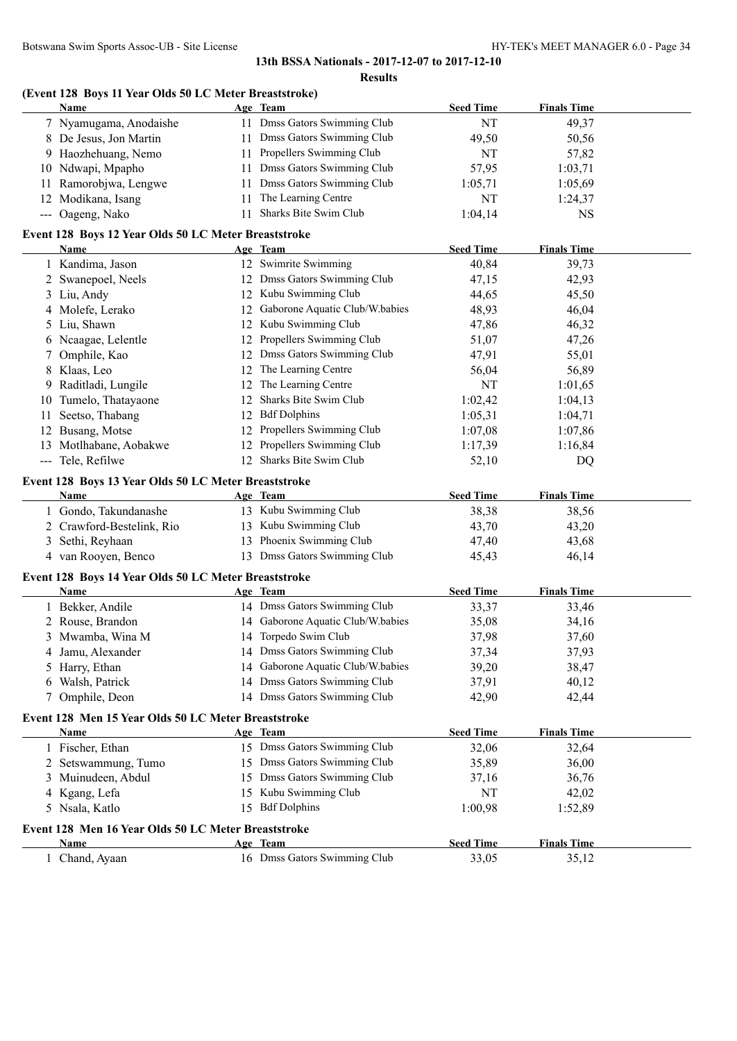**13th BSSA Nationals - 2017-12-07 to 2017-12-10**

**Results**

### (Event 128 Boys 11 Year Olds 50 LC Meter Breaststroke)

| | Name | Age | Team | Seed Time | Finals Time |
|---|---|---|---|---|---|
| 7 | Nyamugama, Anodaishe | 11 | Dmss Gators Swimming Club | NT | 49,37 |
| 8 | De Jesus, Jon Martin | 11 | Dmss Gators Swimming Club | 49,50 | 50,56 |
| 9 | Haozhehuang, Nemo | 11 | Propellers Swimming Club | NT | 57,82 |
| 10 | Ndwapi, Mpapho | 11 | Dmss Gators Swimming Club | 57,95 | 1:03,71 |
| 11 | Ramorobjwa, Lengwe | 11 | Dmss Gators Swimming Club | 1:05,71 | 1:05,69 |
| 12 | Modikana, Isang | 11 | The Learning Centre | NT | 1:24,37 |
| --- | Oageng, Nako | 11 | Sharks Bite Swim Club | 1:04,14 | NS |

### Event 128 Boys 12 Year Olds 50 LC Meter Breaststroke

| | Name | Age | Team | Seed Time | Finals Time |
|---|---|---|---|---|---|
| 1 | Kandima, Jason | 12 | Swimrite Swimming | 40,84 | 39,73 |
| 2 | Swanepoel, Neels | 12 | Dmss Gators Swimming Club | 47,15 | 42,93 |
| 3 | Liu, Andy | 12 | Kubu Swimming Club | 44,65 | 45,50 |
| 4 | Molefe, Lerako | 12 | Gaborone Aquatic Club/W.babies | 48,93 | 46,04 |
| 5 | Liu, Shawn | 12 | Kubu Swimming Club | 47,86 | 46,32 |
| 6 | Ncaagae, Lelentle | 12 | Propellers Swimming Club | 51,07 | 47,26 |
| 7 | Omphile, Kao | 12 | Dmss Gators Swimming Club | 47,91 | 55,01 |
| 8 | Klaas, Leo | 12 | The Learning Centre | 56,04 | 56,89 |
| 9 | Raditladi, Lungile | 12 | The Learning Centre | NT | 1:01,65 |
| 10 | Tumelo, Thatayaone | 12 | Sharks Bite Swim Club | 1:02,42 | 1:04,13 |
| 11 | Seetso, Thabang | 12 | Bdf Dolphins | 1:05,31 | 1:04,71 |
| 12 | Busang, Motse | 12 | Propellers Swimming Club | 1:07,08 | 1:07,86 |
| 13 | Motlhabane, Aobakwe | 12 | Propellers Swimming Club | 1:17,39 | 1:16,84 |
| --- | Tele, Refilwe | 12 | Sharks Bite Swim Club | 52,10 | DQ |

### Event 128 Boys 13 Year Olds 50 LC Meter Breaststroke

| | Name | Age | Team | Seed Time | Finals Time |
|---|---|---|---|---|---|
| 1 | Gondo, Takundanashe | 13 | Kubu Swimming Club | 38,38 | 38,56 |
| 2 | Crawford-Bestelink, Rio | 13 | Kubu Swimming Club | 43,70 | 43,20 |
| 3 | Sethi, Reyhaan | 13 | Phoenix Swimming Club | 47,40 | 43,68 |
| 4 | van Rooyen, Benco | 13 | Dmss Gators Swimming Club | 45,43 | 46,14 |

### Event 128 Boys 14 Year Olds 50 LC Meter Breaststroke

| | Name | Age | Team | Seed Time | Finals Time |
|---|---|---|---|---|---|
| 1 | Bekker, Andile | 14 | Dmss Gators Swimming Club | 33,37 | 33,46 |
| 2 | Rouse, Brandon | 14 | Gaborone Aquatic Club/W.babies | 35,08 | 34,16 |
| 3 | Mwamba, Wina M | 14 | Torpedo Swim Club | 37,98 | 37,60 |
| 4 | Jamu, Alexander | 14 | Dmss Gators Swimming Club | 37,34 | 37,93 |
| 5 | Harry, Ethan | 14 | Gaborone Aquatic Club/W.babies | 39,20 | 38,47 |
| 6 | Walsh, Patrick | 14 | Dmss Gators Swimming Club | 37,91 | 40,12 |
| 7 | Omphile, Deon | 14 | Dmss Gators Swimming Club | 42,90 | 42,44 |

### Event 128 Men 15 Year Olds 50 LC Meter Breaststroke

| | Name | Age | Team | Seed Time | Finals Time |
|---|---|---|---|---|---|
| 1 | Fischer, Ethan | 15 | Dmss Gators Swimming Club | 32,06 | 32,64 |
| 2 | Setswammung, Tumo | 15 | Dmss Gators Swimming Club | 35,89 | 36,00 |
| 3 | Muinudeen, Abdul | 15 | Dmss Gators Swimming Club | 37,16 | 36,76 |
| 4 | Kgang, Lefa | 15 | Kubu Swimming Club | NT | 42,02 |
| 5 | Nsala, Katlo | 15 | Bdf Dolphins | 1:00,98 | 1:52,89 |

### Event 128 Men 16 Year Olds 50 LC Meter Breaststroke

| | Name | Age | Team | Seed Time | Finals Time |
|---|---|---|---|---|---|
| 1 | Chand, Ayaan | 16 | Dmss Gators Swimming Club | 33,05 | 35,12 |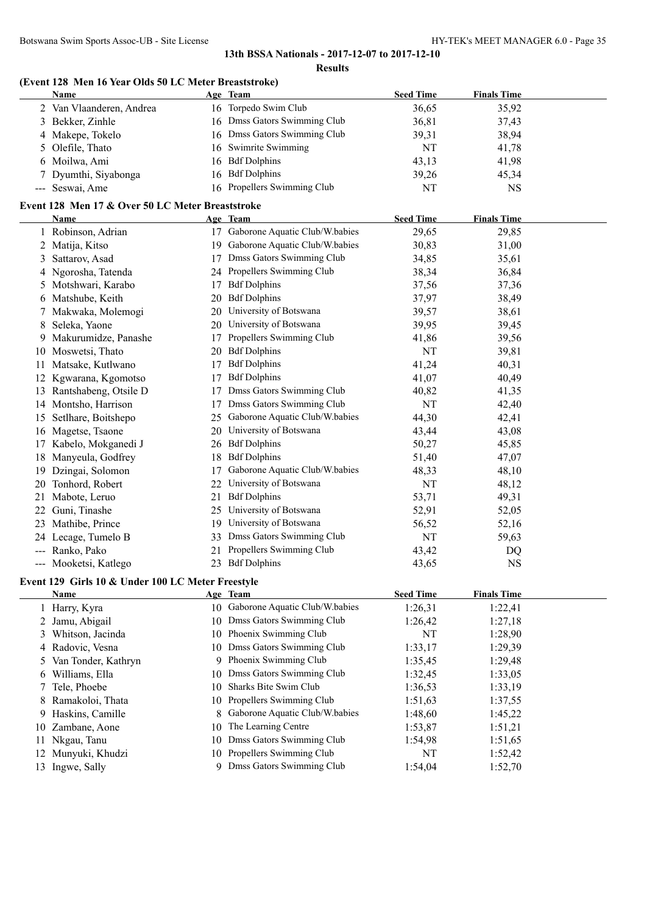## 13th BSSA Nationals - 2017-12-07 to 2017-12-10

### Results

#### (Event 128 Men 16 Year Olds 50 LC Meter Breaststroke)

| | Name | Age | Team | Seed Time | Finals Time |
|---|---|---|---|---|---|
| 2 | Van Vlaanderen, Andrea | 16 | Torpedo Swim Club | 36,65 | 35,92 |
| 3 | Bekker, Zinhle | 16 | Dmss Gators Swimming Club | 36,81 | 37,43 |
| 4 | Makepe, Tokelo | 16 | Dmss Gators Swimming Club | 39,31 | 38,94 |
| 5 | Olefile, Thato | 16 | Swimrite Swimming | NT | 41,78 |
| 6 | Moilwa, Ami | 16 | Bdf Dolphins | 43,13 | 41,98 |
| 7 | Dyumthi, Siyabonga | 16 | Bdf Dolphins | 39,26 | 45,34 |
| --- | Seswai, Ame | 16 | Propellers Swimming Club | NT | NS |

#### Event 128 Men 17 & Over 50 LC Meter Breaststroke

| | Name | Age | Team | Seed Time | Finals Time |
|---|---|---|---|---|---|
| 1 | Robinson, Adrian | 17 | Gaborone Aquatic Club/W.babies | 29,65 | 29,85 |
| 2 | Matija, Kitso | 19 | Gaborone Aquatic Club/W.babies | 30,83 | 31,00 |
| 3 | Sattarov, Asad | 17 | Dmss Gators Swimming Club | 34,85 | 35,61 |
| 4 | Ngorosha, Tatenda | 24 | Propellers Swimming Club | 38,34 | 36,84 |
| 5 | Motshwari, Karabo | 17 | Bdf Dolphins | 37,56 | 37,36 |
| 6 | Matshube, Keith | 20 | Bdf Dolphins | 37,97 | 38,49 |
| 7 | Makwaka, Molemogi | 20 | University of Botswana | 39,57 | 38,61 |
| 8 | Seleka, Yaone | 20 | University of Botswana | 39,95 | 39,45 |
| 9 | Makurumidze, Panashe | 17 | Propellers Swimming Club | 41,86 | 39,56 |
| 10 | Moswetsi, Thato | 20 | Bdf Dolphins | NT | 39,81 |
| 11 | Matsake, Kutlwano | 17 | Bdf Dolphins | 41,24 | 40,31 |
| 12 | Kgwarana, Kgomotso | 17 | Bdf Dolphins | 41,07 | 40,49 |
| 13 | Rantshabeng, Otsile D | 17 | Dmss Gators Swimming Club | 40,82 | 41,35 |
| 14 | Montsho, Harrison | 17 | Dmss Gators Swimming Club | NT | 42,40 |
| 15 | Setlhare, Boitshepo | 25 | Gaborone Aquatic Club/W.babies | 44,30 | 42,41 |
| 16 | Magetse, Tsaone | 20 | University of Botswana | 43,44 | 43,08 |
| 17 | Kabelo, Mokganedi J | 26 | Bdf Dolphins | 50,27 | 45,85 |
| 18 | Manyeula, Godfrey | 18 | Bdf Dolphins | 51,40 | 47,07 |
| 19 | Dzingai, Solomon | 17 | Gaborone Aquatic Club/W.babies | 48,33 | 48,10 |
| 20 | Tonhord, Robert | 22 | University of Botswana | NT | 48,12 |
| 21 | Mabote, Leruo | 21 | Bdf Dolphins | 53,71 | 49,31 |
| 22 | Guni, Tinashe | 25 | University of Botswana | 52,91 | 52,05 |
| 23 | Mathibe, Prince | 19 | University of Botswana | 56,52 | 52,16 |
| 24 | Lecage, Tumelo B | 33 | Dmss Gators Swimming Club | NT | 59,63 |
| --- | Ranko, Pako | 21 | Propellers Swimming Club | 43,42 | DQ |
| --- | Mooketsi, Katlego | 23 | Bdf Dolphins | 43,65 | NS |

#### Event 129 Girls 10 & Under 100 LC Meter Freestyle

| | Name | Age | Team | Seed Time | Finals Time |
|---|---|---|---|---|---|
| 1 | Harry, Kyra | 10 | Gaborone Aquatic Club/W.babies | 1:26,31 | 1:22,41 |
| 2 | Jamu, Abigail | 10 | Dmss Gators Swimming Club | 1:26,42 | 1:27,18 |
| 3 | Whitson, Jacinda | 10 | Phoenix Swimming Club | NT | 1:28,90 |
| 4 | Radovic, Vesna | 10 | Dmss Gators Swimming Club | 1:33,17 | 1:29,39 |
| 5 | Van Tonder, Kathryn | 9 | Phoenix Swimming Club | 1:35,45 | 1:29,48 |
| 6 | Williams, Ella | 10 | Dmss Gators Swimming Club | 1:32,45 | 1:33,05 |
| 7 | Tele, Phoebe | 10 | Sharks Bite Swim Club | 1:36,53 | 1:33,19 |
| 8 | Ramakoloi, Thata | 10 | Propellers Swimming Club | 1:51,63 | 1:37,55 |
| 9 | Haskins, Camille | 8 | Gaborone Aquatic Club/W.babies | 1:48,60 | 1:45,22 |
| 10 | Zambane, Aone | 10 | The Learning Centre | 1:53,87 | 1:51,21 |
| 11 | Nkgau, Tanu | 10 | Dmss Gators Swimming Club | 1:54,98 | 1:51,65 |
| 12 | Munyuki, Khudzi | 10 | Propellers Swimming Club | NT | 1:52,42 |
| 13 | Ingwe, Sally | 9 | Dmss Gators Swimming Club | 1:54,04 | 1:52,70 |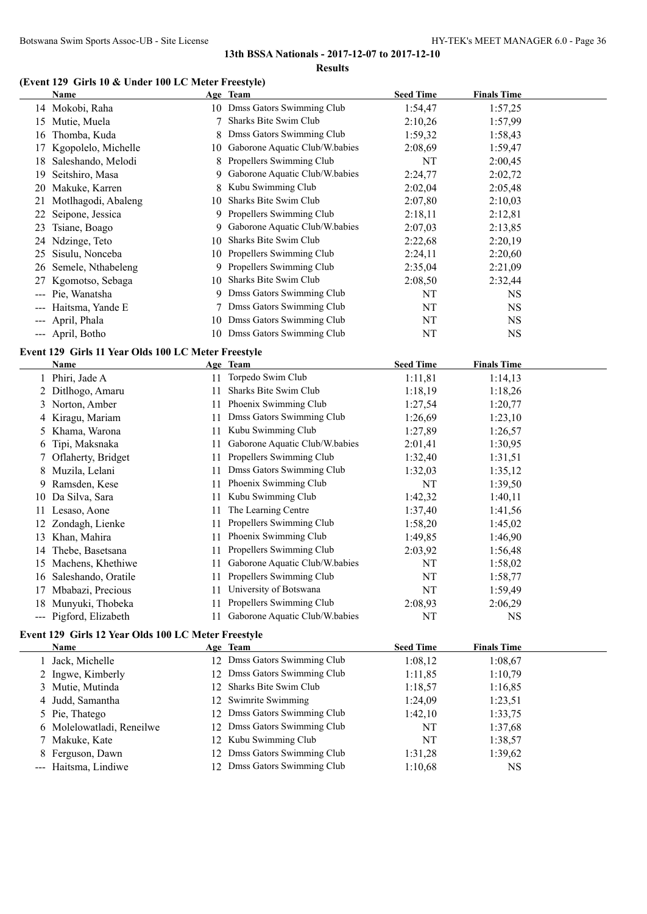## 13th BSSA Nationals - 2017-12-07 to 2017-12-10

### Results

### (Event 129 Girls 10 & Under 100 LC Meter Freestyle)

| | Name | Age | Team | Seed Time | Finals Time |
|---|---|---|---|---|---|
| 14 | Mokobi, Raha | 10 | Dmss Gators Swimming Club | 1:54,47 | 1:57,25 |
| 15 | Mutie, Muela | 7 | Sharks Bite Swim Club | 2:10,26 | 1:57,99 |
| 16 | Thomba, Kuda | 8 | Dmss Gators Swimming Club | 1:59,32 | 1:58,43 |
| 17 | Kgopolelo, Michelle | 10 | Gaborone Aquatic Club/W.babies | 2:08,69 | 1:59,47 |
| 18 | Saleshando, Melodi | 8 | Propellers Swimming Club | NT | 2:00,45 |
| 19 | Seitshiro, Masa | 9 | Gaborone Aquatic Club/W.babies | 2:24,77 | 2:02,72 |
| 20 | Makuke, Karren | 8 | Kubu Swimming Club | 2:02,04 | 2:05,48 |
| 21 | Motlhagodi, Abaleng | 10 | Sharks Bite Swim Club | 2:07,80 | 2:10,03 |
| 22 | Seipone, Jessica | 9 | Propellers Swimming Club | 2:18,11 | 2:12,81 |
| 23 | Tsiane, Boago | 9 | Gaborone Aquatic Club/W.babies | 2:07,03 | 2:13,85 |
| 24 | Ndzinge, Teto | 10 | Sharks Bite Swim Club | 2:22,68 | 2:20,19 |
| 25 | Sisulu, Nonceba | 10 | Propellers Swimming Club | 2:24,11 | 2:20,60 |
| 26 | Semele, Nthabeleng | 9 | Propellers Swimming Club | 2:35,04 | 2:21,09 |
| 27 | Kgomotso, Sebaga | 10 | Sharks Bite Swim Club | 2:08,50 | 2:32,44 |
| --- | Pie, Wanatsha | 9 | Dmss Gators Swimming Club | NT | NS |
| --- | Haitsma, Yande E | 7 | Dmss Gators Swimming Club | NT | NS |
| --- | April, Phala | 10 | Dmss Gators Swimming Club | NT | NS |
| --- | April, Botho | 10 | Dmss Gators Swimming Club | NT | NS |

### Event 129 Girls 11 Year Olds 100 LC Meter Freestyle

| | Name | Age | Team | Seed Time | Finals Time |
|---|---|---|---|---|---|
| 1 | Phiri, Jade A | 11 | Torpedo Swim Club | 1:11,81 | 1:14,13 |
| 2 | Ditlhogo, Amaru | 11 | Sharks Bite Swim Club | 1:18,19 | 1:18,26 |
| 3 | Norton, Amber | 11 | Phoenix Swimming Club | 1:27,54 | 1:20,77 |
| 4 | Kiragu, Mariam | 11 | Dmss Gators Swimming Club | 1:26,69 | 1:23,10 |
| 5 | Khama, Warona | 11 | Kubu Swimming Club | 1:27,89 | 1:26,57 |
| 6 | Tipi, Maksnaka | 11 | Gaborone Aquatic Club/W.babies | 2:01,41 | 1:30,95 |
| 7 | Oflaherty, Bridget | 11 | Propellers Swimming Club | 1:32,40 | 1:31,51 |
| 8 | Muzila, Lelani | 11 | Dmss Gators Swimming Club | 1:32,03 | 1:35,12 |
| 9 | Ramsden, Kese | 11 | Phoenix Swimming Club | NT | 1:39,50 |
| 10 | Da Silva, Sara | 11 | Kubu Swimming Club | 1:42,32 | 1:40,11 |
| 11 | Lesaso, Aone | 11 | The Learning Centre | 1:37,40 | 1:41,56 |
| 12 | Zondagh, Lienke | 11 | Propellers Swimming Club | 1:58,20 | 1:45,02 |
| 13 | Khan, Mahira | 11 | Phoenix Swimming Club | 1:49,85 | 1:46,90 |
| 14 | Thebe, Basetsana | 11 | Propellers Swimming Club | 2:03,92 | 1:56,48 |
| 15 | Machens, Khethiwe | 11 | Gaborone Aquatic Club/W.babies | NT | 1:58,02 |
| 16 | Saleshando, Oratile | 11 | Propellers Swimming Club | NT | 1:58,77 |
| 17 | Mbabazi, Precious | 11 | University of Botswana | NT | 1:59,49 |
| 18 | Munyuki, Thobeka | 11 | Propellers Swimming Club | 2:08,93 | 2:06,29 |
| --- | Pigford, Elizabeth | 11 | Gaborone Aquatic Club/W.babies | NT | NS |

### Event 129 Girls 12 Year Olds 100 LC Meter Freestyle

| | Name | Age | Team | Seed Time | Finals Time |
|---|---|---|---|---|---|
| 1 | Jack, Michelle | 12 | Dmss Gators Swimming Club | 1:08,12 | 1:08,67 |
| 2 | Ingwe, Kimberly | 12 | Dmss Gators Swimming Club | 1:11,85 | 1:10,79 |
| 3 | Mutie, Mutinda | 12 | Sharks Bite Swim Club | 1:18,57 | 1:16,85 |
| 4 | Judd, Samantha | 12 | Swimrite Swimming | 1:24,09 | 1:23,51 |
| 5 | Pie, Thatego | 12 | Dmss Gators Swimming Club | 1:42,10 | 1:33,75 |
| 6 | Molelowatladi, Reneilwe | 12 | Dmss Gators Swimming Club | NT | 1:37,68 |
| 7 | Makuke, Kate | 12 | Kubu Swimming Club | NT | 1:38,57 |
| 8 | Ferguson, Dawn | 12 | Dmss Gators Swimming Club | 1:31,28 | 1:39,62 |
| --- | Haitsma, Lindiwe | 12 | Dmss Gators Swimming Club | 1:10,68 | NS |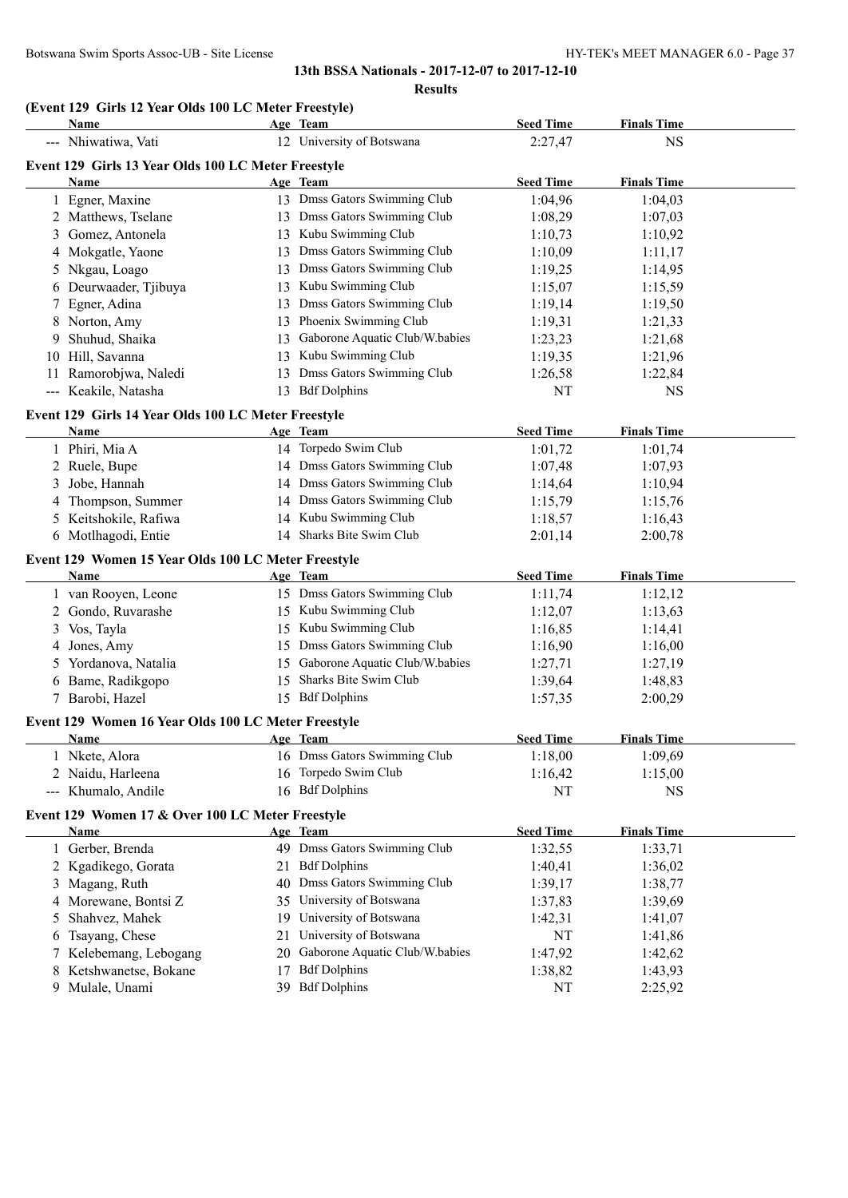# 13th BSSA Nationals - 2017-12-07 to 2017-12-10

## Results

### (Event 129 Girls 12 Year Olds 100 LC Meter Freestyle)

| | Name | Age | Team | Seed Time | Finals Time |
|---|---|---|---|---|---|
| --- | Nhiwatiwa, Vati | 12 | University of Botswana | 2:27,47 | NS |

### Event 129 Girls 13 Year Olds 100 LC Meter Freestyle

| | Name | Age | Team | Seed Time | Finals Time |
|---|---|---|---|---|---|
| 1 | Egner, Maxine | 13 | Dmss Gators Swimming Club | 1:04,96 | 1:04,03 |
| 2 | Matthews, Tselane | 13 | Dmss Gators Swimming Club | 1:08,29 | 1:07,03 |
| 3 | Gomez, Antonela | 13 | Kubu Swimming Club | 1:10,73 | 1:10,92 |
| 4 | Mokgatle, Yaone | 13 | Dmss Gators Swimming Club | 1:10,09 | 1:11,17 |
| 5 | Nkgau, Loago | 13 | Dmss Gators Swimming Club | 1:19,25 | 1:14,95 |
| 6 | Deurwaader, Tjibuya | 13 | Kubu Swimming Club | 1:15,07 | 1:15,59 |
| 7 | Egner, Adina | 13 | Dmss Gators Swimming Club | 1:19,14 | 1:19,50 |
| 8 | Norton, Amy | 13 | Phoenix Swimming Club | 1:19,31 | 1:21,33 |
| 9 | Shuhud, Shaika | 13 | Gaborone Aquatic Club/W.babies | 1:23,23 | 1:21,68 |
| 10 | Hill, Savanna | 13 | Kubu Swimming Club | 1:19,35 | 1:21,96 |
| 11 | Ramorobjwa, Naledi | 13 | Dmss Gators Swimming Club | 1:26,58 | 1:22,84 |
| --- | Keakile, Natasha | 13 | Bdf Dolphins | NT | NS |

### Event 129 Girls 14 Year Olds 100 LC Meter Freestyle

| | Name | Age | Team | Seed Time | Finals Time |
|---|---|---|---|---|---|
| 1 | Phiri, Mia A | 14 | Torpedo Swim Club | 1:01,72 | 1:01,74 |
| 2 | Ruele, Bupe | 14 | Dmss Gators Swimming Club | 1:07,48 | 1:07,93 |
| 3 | Jobe, Hannah | 14 | Dmss Gators Swimming Club | 1:14,64 | 1:10,94 |
| 4 | Thompson, Summer | 14 | Dmss Gators Swimming Club | 1:15,79 | 1:15,76 |
| 5 | Keitshokile, Rafiwa | 14 | Kubu Swimming Club | 1:18,57 | 1:16,43 |
| 6 | Motlhagodi, Entie | 14 | Sharks Bite Swim Club | 2:01,14 | 2:00,78 |

### Event 129 Women 15 Year Olds 100 LC Meter Freestyle

| | Name | Age | Team | Seed Time | Finals Time |
|---|---|---|---|---|---|
| 1 | van Rooyen, Leone | 15 | Dmss Gators Swimming Club | 1:11,74 | 1:12,12 |
| 2 | Gondo, Ruvarashe | 15 | Kubu Swimming Club | 1:12,07 | 1:13,63 |
| 3 | Vos, Tayla | 15 | Kubu Swimming Club | 1:16,85 | 1:14,41 |
| 4 | Jones, Amy | 15 | Dmss Gators Swimming Club | 1:16,90 | 1:16,00 |
| 5 | Yordanova, Natalia | 15 | Gaborone Aquatic Club/W.babies | 1:27,71 | 1:27,19 |
| 6 | Bame, Radikgopo | 15 | Sharks Bite Swim Club | 1:39,64 | 1:48,83 |
| 7 | Barobi, Hazel | 15 | Bdf Dolphins | 1:57,35 | 2:00,29 |

### Event 129 Women 16 Year Olds 100 LC Meter Freestyle

| | Name | Age | Team | Seed Time | Finals Time |
|---|---|---|---|---|---|
| 1 | Nkete, Alora | 16 | Dmss Gators Swimming Club | 1:18,00 | 1:09,69 |
| 2 | Naidu, Harleena | 16 | Torpedo Swim Club | 1:16,42 | 1:15,00 |
| --- | Khumalo, Andile | 16 | Bdf Dolphins | NT | NS |

### Event 129 Women 17 & Over 100 LC Meter Freestyle

| | Name | Age | Team | Seed Time | Finals Time |
|---|---|---|---|---|---|
| 1 | Gerber, Brenda | 49 | Dmss Gators Swimming Club | 1:32,55 | 1:33,71 |
| 2 | Kgadikego, Gorata | 21 | Bdf Dolphins | 1:40,41 | 1:36,02 |
| 3 | Magang, Ruth | 40 | Dmss Gators Swimming Club | 1:39,17 | 1:38,77 |
| 4 | Morewane, Bontsi Z | 35 | University of Botswana | 1:37,83 | 1:39,69 |
| 5 | Shahvez, Mahek | 19 | University of Botswana | 1:42,31 | 1:41,07 |
| 6 | Tsayang, Chese | 21 | University of Botswana | NT | 1:41,86 |
| 7 | Kelebemang, Lebogang | 20 | Gaborone Aquatic Club/W.babies | 1:47,92 | 1:42,62 |
| 8 | Ketshwanetse, Bokane | 17 | Bdf Dolphins | 1:38,82 | 1:43,93 |
| 9 | Mulale, Unami | 39 | Bdf Dolphins | NT | 2:25,92 |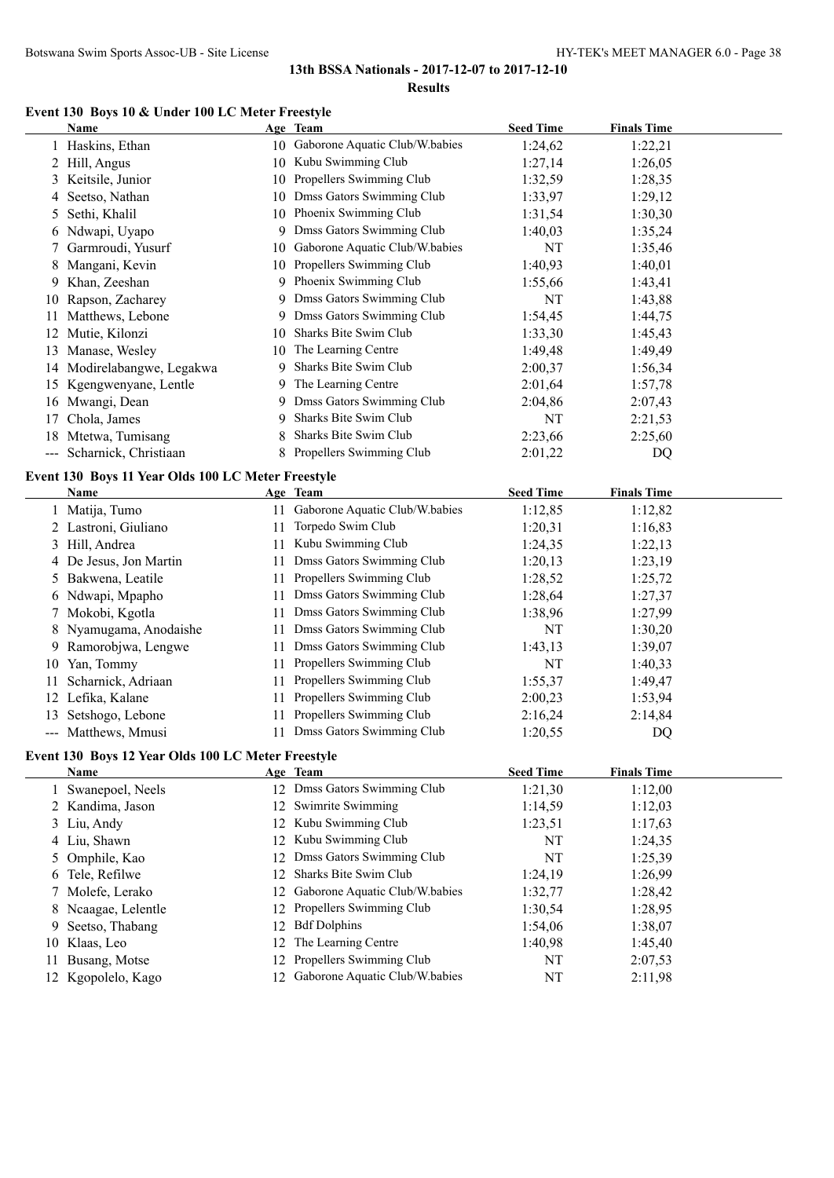## 13th BSSA Nationals - 2017-12-07 to 2017-12-10

### Results

#### Event 130 Boys 10 & Under 100 LC Meter Freestyle

| | Name | Age | Team | Seed Time | Finals Time |
|---|---|---|---|---|---|
| 1 | Haskins, Ethan | 10 | Gaborone Aquatic Club/W.babies | 1:24,62 | 1:22,21 |
| 2 | Hill, Angus | 10 | Kubu Swimming Club | 1:27,14 | 1:26,05 |
| 3 | Keitsile, Junior | 10 | Propellers Swimming Club | 1:32,59 | 1:28,35 |
| 4 | Seetso, Nathan | 10 | Dmss Gators Swimming Club | 1:33,97 | 1:29,12 |
| 5 | Sethi, Khalil | 10 | Phoenix Swimming Club | 1:31,54 | 1:30,30 |
| 6 | Ndwapi, Uyapo | 9 | Dmss Gators Swimming Club | 1:40,03 | 1:35,24 |
| 7 | Garmroudi, Yusurf | 10 | Gaborone Aquatic Club/W.babies | NT | 1:35,46 |
| 8 | Mangani, Kevin | 10 | Propellers Swimming Club | 1:40,93 | 1:40,01 |
| 9 | Khan, Zeeshan | 9 | Phoenix Swimming Club | 1:55,66 | 1:43,41 |
| 10 | Rapson, Zacharey | 9 | Dmss Gators Swimming Club | NT | 1:43,88 |
| 11 | Matthews, Lebone | 9 | Dmss Gators Swimming Club | 1:54,45 | 1:44,75 |
| 12 | Mutie, Kilonzi | 10 | Sharks Bite Swim Club | 1:33,30 | 1:45,43 |
| 13 | Manase, Wesley | 10 | The Learning Centre | 1:49,48 | 1:49,49 |
| 14 | Modirelabangwe, Legakwa | 9 | Sharks Bite Swim Club | 2:00,37 | 1:56,34 |
| 15 | Kgengwenyane, Lentle | 9 | The Learning Centre | 2:01,64 | 1:57,78 |
| 16 | Mwangi, Dean | 9 | Dmss Gators Swimming Club | 2:04,86 | 2:07,43 |
| 17 | Chola, James | 9 | Sharks Bite Swim Club | NT | 2:21,53 |
| 18 | Mtetwa, Tumisang | 8 | Sharks Bite Swim Club | 2:23,66 | 2:25,60 |
| --- | Scharnick, Christiaan | 8 | Propellers Swimming Club | 2:01,22 | DQ |

#### Event 130 Boys 11 Year Olds 100 LC Meter Freestyle

| | Name | Age | Team | Seed Time | Finals Time |
|---|---|---|---|---|---|
| 1 | Matija, Tumo | 11 | Gaborone Aquatic Club/W.babies | 1:12,85 | 1:12,82 |
| 2 | Lastroni, Giuliano | 11 | Torpedo Swim Club | 1:20,31 | 1:16,83 |
| 3 | Hill, Andrea | 11 | Kubu Swimming Club | 1:24,35 | 1:22,13 |
| 4 | De Jesus, Jon Martin | 11 | Dmss Gators Swimming Club | 1:20,13 | 1:23,19 |
| 5 | Bakwena, Leatile | 11 | Propellers Swimming Club | 1:28,52 | 1:25,72 |
| 6 | Ndwapi, Mpapho | 11 | Dmss Gators Swimming Club | 1:28,64 | 1:27,37 |
| 7 | Mokobi, Kgotla | 11 | Dmss Gators Swimming Club | 1:38,96 | 1:27,99 |
| 8 | Nyamugama, Anodaishe | 11 | Dmss Gators Swimming Club | NT | 1:30,20 |
| 9 | Ramorobjwa, Lengwe | 11 | Dmss Gators Swimming Club | 1:43,13 | 1:39,07 |
| 10 | Yan, Tommy | 11 | Propellers Swimming Club | NT | 1:40,33 |
| 11 | Scharnick, Adriaan | 11 | Propellers Swimming Club | 1:55,37 | 1:49,47 |
| 12 | Lefika, Kalane | 11 | Propellers Swimming Club | 2:00,23 | 1:53,94 |
| 13 | Setshogo, Lebone | 11 | Propellers Swimming Club | 2:16,24 | 2:14,84 |
| --- | Matthews, Mmusi | 11 | Dmss Gators Swimming Club | 1:20,55 | DQ |

#### Event 130 Boys 12 Year Olds 100 LC Meter Freestyle

| | Name | Age | Team | Seed Time | Finals Time |
|---|---|---|---|---|---|
| 1 | Swanepoel, Neels | 12 | Dmss Gators Swimming Club | 1:21,30 | 1:12,00 |
| 2 | Kandima, Jason | 12 | Swimrite Swimming | 1:14,59 | 1:12,03 |
| 3 | Liu, Andy | 12 | Kubu Swimming Club | 1:23,51 | 1:17,63 |
| 4 | Liu, Shawn | 12 | Kubu Swimming Club | NT | 1:24,35 |
| 5 | Omphile, Kao | 12 | Dmss Gators Swimming Club | NT | 1:25,39 |
| 6 | Tele, Refilwe | 12 | Sharks Bite Swim Club | 1:24,19 | 1:26,99 |
| 7 | Molefe, Lerako | 12 | Gaborone Aquatic Club/W.babies | 1:32,77 | 1:28,42 |
| 8 | Ncaagae, Lelentle | 12 | Propellers Swimming Club | 1:30,54 | 1:28,95 |
| 9 | Seetso, Thabang | 12 | Bdf Dolphins | 1:54,06 | 1:38,07 |
| 10 | Klaas, Leo | 12 | The Learning Centre | 1:40,98 | 1:45,40 |
| 11 | Busang, Motse | 12 | Propellers Swimming Club | NT | 2:07,53 |
| 12 | Kgopolelo, Kago | 12 | Gaborone Aquatic Club/W.babies | NT | 2:11,98 |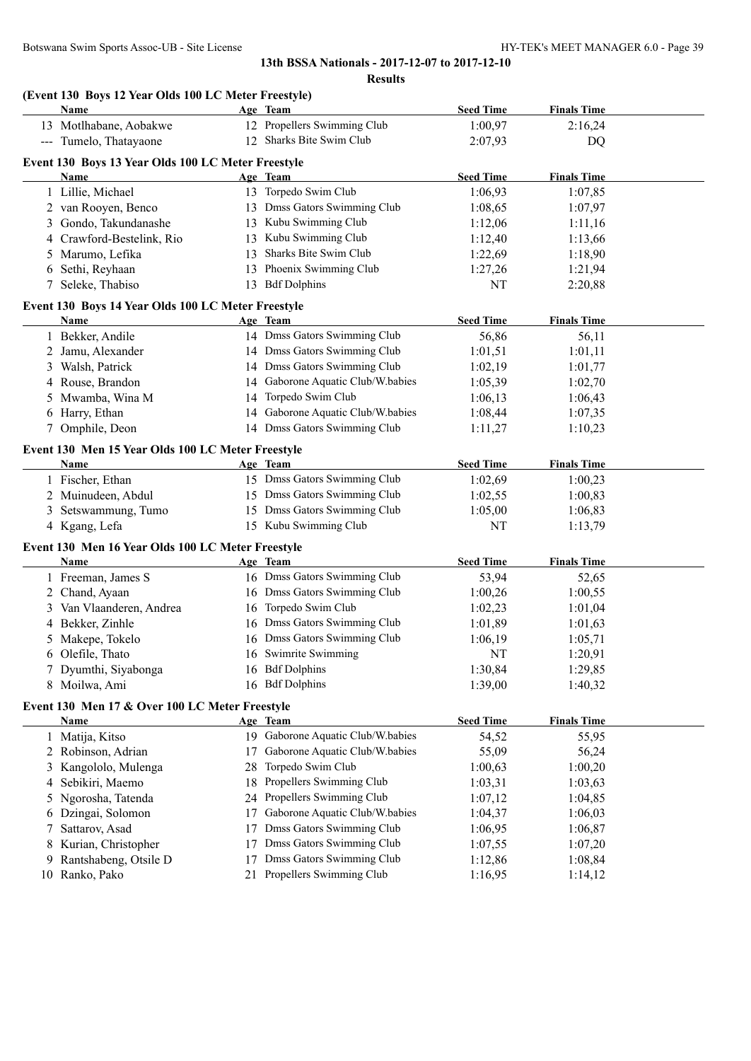**13th BSSA Nationals - 2017-12-07 to 2017-12-10**

**Results**

### (Event 130 Boys 12 Year Olds 100 LC Meter Freestyle)

| | Name | Age | Team | Seed Time | Finals Time |
|---|---|---|---|---|---|
| 13 | Motlhabane, Aobakwe | 12 | Propellers Swimming Club | 1:00,97 | 2:16,24 |
| --- | Tumelo, Thatayaone | 12 | Sharks Bite Swim Club | 2:07,93 | DQ |

### Event 130 Boys 13 Year Olds 100 LC Meter Freestyle

| | Name | Age | Team | Seed Time | Finals Time |
|---|---|---|---|---|---|
| 1 | Lillie, Michael | 13 | Torpedo Swim Club | 1:06,93 | 1:07,85 |
| 2 | van Rooyen, Benco | 13 | Dmss Gators Swimming Club | 1:08,65 | 1:07,97 |
| 3 | Gondo, Takundanashe | 13 | Kubu Swimming Club | 1:12,06 | 1:11,16 |
| 4 | Crawford-Bestelink, Rio | 13 | Kubu Swimming Club | 1:12,40 | 1:13,66 |
| 5 | Marumo, Lefika | 13 | Sharks Bite Swim Club | 1:22,69 | 1:18,90 |
| 6 | Sethi, Reyhaan | 13 | Phoenix Swimming Club | 1:27,26 | 1:21,94 |
| 7 | Seleke, Thabiso | 13 | Bdf Dolphins | NT | 2:20,88 |

### Event 130 Boys 14 Year Olds 100 LC Meter Freestyle

| | Name | Age | Team | Seed Time | Finals Time |
|---|---|---|---|---|---|
| 1 | Bekker, Andile | 14 | Dmss Gators Swimming Club | 56,86 | 56,11 |
| 2 | Jamu, Alexander | 14 | Dmss Gators Swimming Club | 1:01,51 | 1:01,11 |
| 3 | Walsh, Patrick | 14 | Dmss Gators Swimming Club | 1:02,19 | 1:01,77 |
| 4 | Rouse, Brandon | 14 | Gaborone Aquatic Club/W.babies | 1:05,39 | 1:02,70 |
| 5 | Mwamba, Wina M | 14 | Torpedo Swim Club | 1:06,13 | 1:06,43 |
| 6 | Harry, Ethan | 14 | Gaborone Aquatic Club/W.babies | 1:08,44 | 1:07,35 |
| 7 | Omphile, Deon | 14 | Dmss Gators Swimming Club | 1:11,27 | 1:10,23 |

### Event 130 Men 15 Year Olds 100 LC Meter Freestyle

| | Name | Age | Team | Seed Time | Finals Time |
|---|---|---|---|---|---|
| 1 | Fischer, Ethan | 15 | Dmss Gators Swimming Club | 1:02,69 | 1:00,23 |
| 2 | Muinudeen, Abdul | 15 | Dmss Gators Swimming Club | 1:02,55 | 1:00,83 |
| 3 | Setswammung, Tumo | 15 | Dmss Gators Swimming Club | 1:05,00 | 1:06,83 |
| 4 | Kgang, Lefa | 15 | Kubu Swimming Club | NT | 1:13,79 |

### Event 130 Men 16 Year Olds 100 LC Meter Freestyle

| | Name | Age | Team | Seed Time | Finals Time |
|---|---|---|---|---|---|
| 1 | Freeman, James S | 16 | Dmss Gators Swimming Club | 53,94 | 52,65 |
| 2 | Chand, Ayaan | 16 | Dmss Gators Swimming Club | 1:00,26 | 1:00,55 |
| 3 | Van Vlaanderen, Andrea | 16 | Torpedo Swim Club | 1:02,23 | 1:01,04 |
| 4 | Bekker, Zinhle | 16 | Dmss Gators Swimming Club | 1:01,89 | 1:01,63 |
| 5 | Makepe, Tokelo | 16 | Dmss Gators Swimming Club | 1:06,19 | 1:05,71 |
| 6 | Olefile, Thato | 16 | Swimrite Swimming | NT | 1:20,91 |
| 7 | Dyumthi, Siyabonga | 16 | Bdf Dolphins | 1:30,84 | 1:29,85 |
| 8 | Moilwa, Ami | 16 | Bdf Dolphins | 1:39,00 | 1:40,32 |

### Event 130 Men 17 & Over 100 LC Meter Freestyle

| | Name | Age | Team | Seed Time | Finals Time |
|---|---|---|---|---|---|
| 1 | Matija, Kitso | 19 | Gaborone Aquatic Club/W.babies | 54,52 | 55,95 |
| 2 | Robinson, Adrian | 17 | Gaborone Aquatic Club/W.babies | 55,09 | 56,24 |
| 3 | Kangololo, Mulenga | 28 | Torpedo Swim Club | 1:00,63 | 1:00,20 |
| 4 | Sebikiri, Maemo | 18 | Propellers Swimming Club | 1:03,31 | 1:03,63 |
| 5 | Ngorosha, Tatenda | 24 | Propellers Swimming Club | 1:07,12 | 1:04,85 |
| 6 | Dzingai, Solomon | 17 | Gaborone Aquatic Club/W.babies | 1:04,37 | 1:06,03 |
| 7 | Sattarov, Asad | 17 | Dmss Gators Swimming Club | 1:06,95 | 1:06,87 |
| 8 | Kurian, Christopher | 17 | Dmss Gators Swimming Club | 1:07,55 | 1:07,20 |
| 9 | Rantshabeng, Otsile D | 17 | Dmss Gators Swimming Club | 1:12,86 | 1:08,84 |
| 10 | Ranko, Pako | 21 | Propellers Swimming Club | 1:16,95 | 1:14,12 |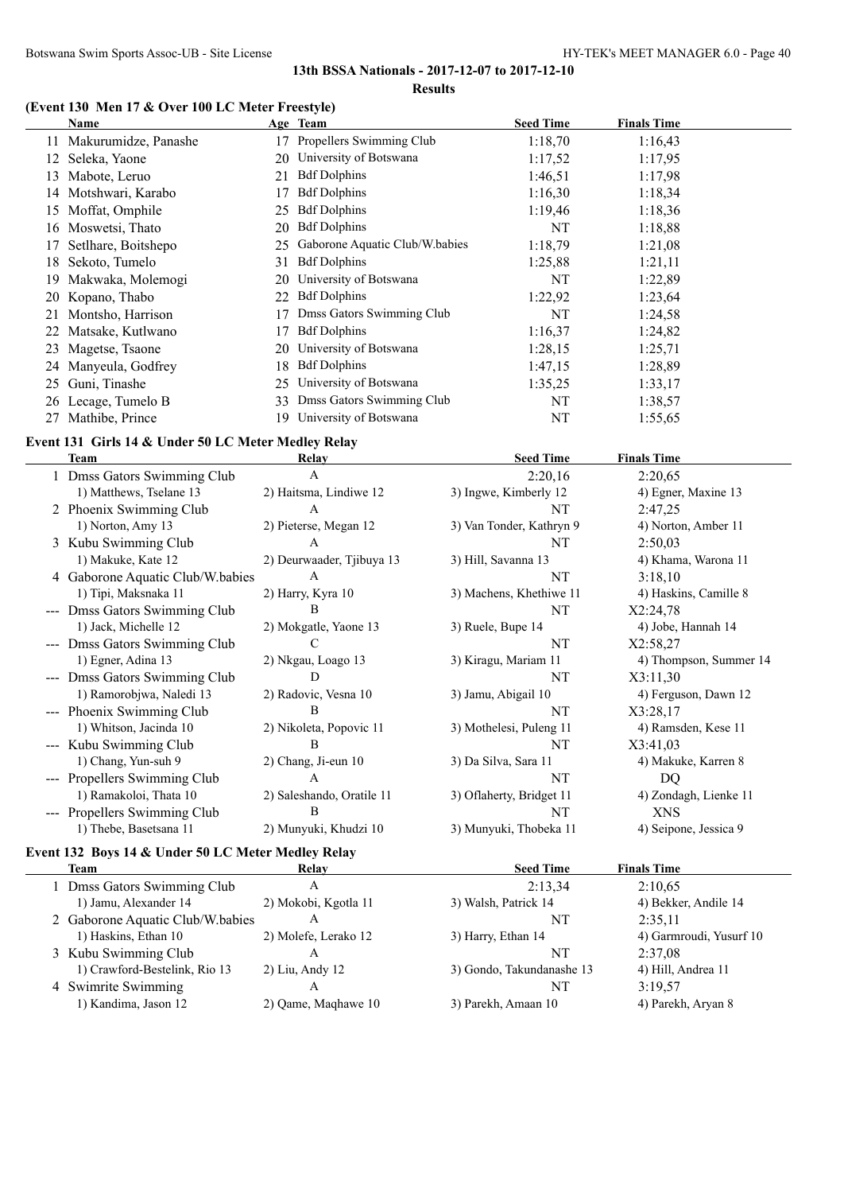## 13th BSSA Nationals - 2017-12-07 to 2017-12-10

### Results

### (Event 130 Men 17 & Over 100 LC Meter Freestyle)

| | Name | Age | Team | Seed Time | Finals Time |
|---|---|---|---|---|---|
| 11 | Makurumidze, Panashe | 17 | Propellers Swimming Club | 1:18,70 | 1:16,43 |
| 12 | Seleka, Yaone | 20 | University of Botswana | 1:17,52 | 1:17,95 |
| 13 | Mabote, Leruo | 21 | Bdf Dolphins | 1:46,51 | 1:17,98 |
| 14 | Motshwari, Karabo | 17 | Bdf Dolphins | 1:16,30 | 1:18,34 |
| 15 | Moffat, Omphile | 25 | Bdf Dolphins | 1:19,46 | 1:18,36 |
| 16 | Moswetsi, Thato | 20 | Bdf Dolphins | NT | 1:18,88 |
| 17 | Setlhare, Boitshepo | 25 | Gaborone Aquatic Club/W.babies | 1:18,79 | 1:21,08 |
| 18 | Sekoto, Tumelo | 31 | Bdf Dolphins | 1:25,88 | 1:21,11 |
| 19 | Makwaka, Molemogi | 20 | University of Botswana | NT | 1:22,89 |
| 20 | Kopano, Thabo | 22 | Bdf Dolphins | 1:22,92 | 1:23,64 |
| 21 | Montsho, Harrison | 17 | Dmss Gators Swimming Club | NT | 1:24,58 |
| 22 | Matsake, Kutlwano | 17 | Bdf Dolphins | 1:16,37 | 1:24,82 |
| 23 | Magetse, Tsaone | 20 | University of Botswana | 1:28,15 | 1:25,71 |
| 24 | Manyeula, Godfrey | 18 | Bdf Dolphins | 1:47,15 | 1:28,89 |
| 25 | Guni, Tinashe | 25 | University of Botswana | 1:35,25 | 1:33,17 |
| 26 | Lecage, Tumelo B | 33 | Dmss Gators Swimming Club | NT | 1:38,57 |
| 27 | Mathibe, Prince | 19 | University of Botswana | NT | 1:55,65 |

### Event 131 Girls 14 & Under 50 LC Meter Medley Relay

| | Team | Relay | Seed Time | Finals Time |
|---|---|---|---|---|
| 1 | Dmss Gators Swimming Club | A | 2:20,16 | 2:20,65 |
| | 1) Matthews, Tselane 13 | 2) Haitsma, Lindiwe 12 | 3) Ingwe, Kimberly 12 | 4) Egner, Maxine 13 |
| 2 | Phoenix Swimming Club | A | NT | 2:47,25 |
| | 1) Norton, Amy 13 | 2) Pieterse, Megan 12 | 3) Van Tonder, Kathryn 9 | 4) Norton, Amber 11 |
| 3 | Kubu Swimming Club | A | NT | 2:50,03 |
| | 1) Makuke, Kate 12 | 2) Deurwaader, Tjibuya 13 | 3) Hill, Savanna 13 | 4) Khama, Warona 11 |
| 4 | Gaborone Aquatic Club/W.babies | A | NT | 3:18,10 |
| | 1) Tipi, Maksnaka 11 | 2) Harry, Kyra 10 | 3) Machens, Khethiwe 11 | 4) Haskins, Camille 8 |
| --- | Dmss Gators Swimming Club | B | NT | X2:24,78 |
| | 1) Jack, Michelle 12 | 2) Mokgatle, Yaone 13 | 3) Ruele, Bupe 14 | 4) Jobe, Hannah 14 |
| --- | Dmss Gators Swimming Club | C | NT | X2:58,27 |
| | 1) Egner, Adina 13 | 2) Nkgau, Loago 13 | 3) Kiragu, Mariam 11 | 4) Thompson, Summer 14 |
| --- | Dmss Gators Swimming Club | D | NT | X3:11,30 |
| | 1) Ramorobjwa, Naledi 13 | 2) Radovic, Vesna 10 | 3) Jamu, Abigail 10 | 4) Ferguson, Dawn 12 |
| --- | Phoenix Swimming Club | B | NT | X3:28,17 |
| | 1) Whitson, Jacinda 10 | 2) Nikoleta, Popovic 11 | 3) Mothelesi, Puleng 11 | 4) Ramsden, Kese 11 |
| --- | Kubu Swimming Club | B | NT | X3:41,03 |
| | 1) Chang, Yun-suh 9 | 2) Chang, Ji-eun 10 | 3) Da Silva, Sara 11 | 4) Makuke, Karren 8 |
| --- | Propellers Swimming Club | A | NT | DQ |
| | 1) Ramakoloi, Thata 10 | 2) Saleshando, Oratile 11 | 3) Oflaherty, Bridget 11 | 4) Zondagh, Lienke 11 |
| --- | Propellers Swimming Club | B | NT | XNS |
| | 1) Thebe, Basetsana 11 | 2) Munyuki, Khudzi 10 | 3) Munyuki, Thobeka 11 | 4) Seipone, Jessica 9 |

### Event 132 Boys 14 & Under 50 LC Meter Medley Relay

| | Team | Relay | Seed Time | Finals Time |
|---|---|---|---|---|
| 1 | Dmss Gators Swimming Club | A | 2:13,34 | 2:10,65 |
| | 1) Jamu, Alexander 14 | 2) Mokobi, Kgotla 11 | 3) Walsh, Patrick 14 | 4) Bekker, Andile 14 |
| 2 | Gaborone Aquatic Club/W.babies | A | NT | 2:35,11 |
| | 1) Haskins, Ethan 10 | 2) Molefe, Lerako 12 | 3) Harry, Ethan 14 | 4) Garmroudi, Yusurf 10 |
| 3 | Kubu Swimming Club | A | NT | 2:37,08 |
| | 1) Crawford-Bestelink, Rio 13 | 2) Liu, Andy 12 | 3) Gondo, Takundanashe 13 | 4) Hill, Andrea 11 |
| 4 | Swimrite Swimming | A | NT | 3:19,57 |
| | 1) Kandima, Jason 12 | 2) Qame, Maqhawe 10 | 3) Parekh, Amaan 10 | 4) Parekh, Aryan 8 |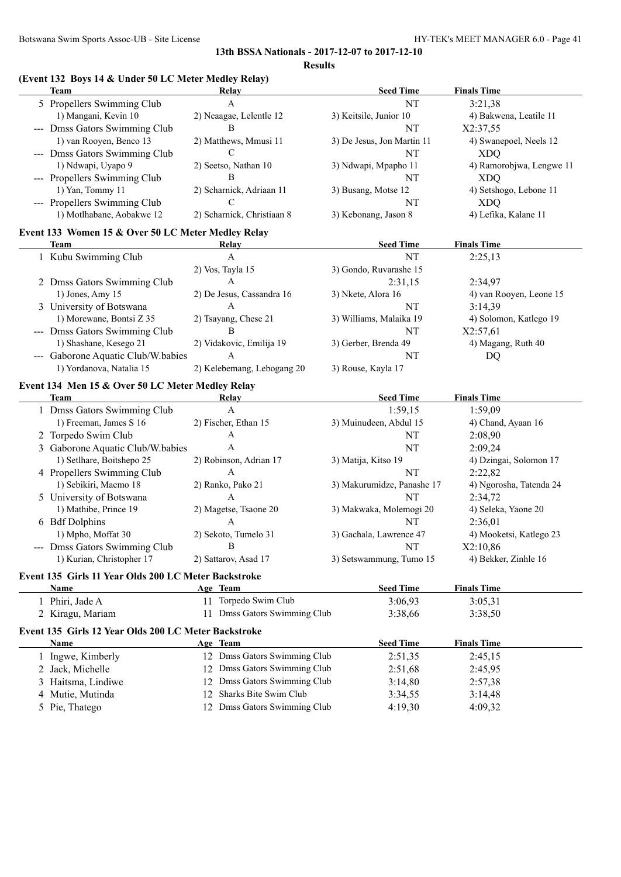## 13th BSSA Nationals - 2017-12-07 to 2017-12-10

### Results

### (Event 132 Boys 14 & Under 50 LC Meter Medley Relay)

| | Team | Relay | Seed Time | Finals Time |
|---|---|---|---|---|
| 5 | Propellers Swimming Club | A | NT | 3:21,38 |
| | 1) Mangani, Kevin 10 | 2) Ncaagae, Lelentle 12 | 3) Keitsile, Junior 10 | 4) Bakwena, Leatile 11 |
| --- | Dmss Gators Swimming Club | B | NT | X2:37,55 |
| | 1) van Rooyen, Benco 13 | 2) Matthews, Mmusi 11 | 3) De Jesus, Jon Martin 11 | 4) Swanepoel, Neels 12 |
| --- | Dmss Gators Swimming Club | C | NT | XDQ |
| | 1) Ndwapi, Uyapo 9 | 2) Seetso, Nathan 10 | 3) Ndwapi, Mpapho 11 | 4) Ramorobjwa, Lengwe 11 |
| --- | Propellers Swimming Club | B | NT | XDQ |
| | 1) Yan, Tommy 11 | 2) Scharnick, Adriaan 11 | 3) Busang, Motse 12 | 4) Setshogo, Lebone 11 |
| --- | Propellers Swimming Club | C | NT | XDQ |
| | 1) Motlhabane, Aobakwe 12 | 2) Scharnick, Christiaan 8 | 3) Kebonang, Jason 8 | 4) Lefika, Kalane 11 |

### Event 133 Women 15 & Over 50 LC Meter Medley Relay

| | Team | Relay | Seed Time | Finals Time |
|---|---|---|---|---|
| 1 | Kubu Swimming Club | A | NT | 2:25,13 |
| | | 2) Vos, Tayla 15 | 3) Gondo, Ruvarashe 15 | |
| 2 | Dmss Gators Swimming Club | A | 2:31,15 | 2:34,97 |
| | 1) Jones, Amy 15 | 2) De Jesus, Cassandra 16 | 3) Nkete, Alora 16 | 4) van Rooyen, Leone 15 |
| 3 | University of Botswana | A | NT | 3:14,39 |
| | 1) Morewane, Bontsi Z 35 | 2) Tsayang, Chese 21 | 3) Williams, Malaika 19 | 4) Solomon, Katlego 19 |
| --- | Dmss Gators Swimming Club | B | NT | X2:57,61 |
| | 1) Shashane, Kesego 21 | 2) Vidakovic, Emilija 19 | 3) Gerber, Brenda 49 | 4) Magang, Ruth 40 |
| --- | Gaborone Aquatic Club/W.babies | A | NT | DQ |
| | 1) Yordanova, Natalia 15 | 2) Kelebemang, Lebogang 20 | 3) Rouse, Kayla 17 | |

### Event 134 Men 15 & Over 50 LC Meter Medley Relay

| | Team | Relay | Seed Time | Finals Time |
|---|---|---|---|---|
| 1 | Dmss Gators Swimming Club | A | 1:59,15 | 1:59,09 |
| | 1) Freeman, James S 16 | 2) Fischer, Ethan 15 | 3) Muinudeen, Abdul 15 | 4) Chand, Ayaan 16 |
| 2 | Torpedo Swim Club | A | NT | 2:08,90 |
| 3 | Gaborone Aquatic Club/W.babies | A | NT | 2:09,24 |
| | 1) Setlhare, Boitshepo 25 | 2) Robinson, Adrian 17 | 3) Matija, Kitso 19 | 4) Dzingai, Solomon 17 |
| 4 | Propellers Swimming Club | A | NT | 2:22,82 |
| | 1) Sebikiri, Maemo 18 | 2) Ranko, Pako 21 | 3) Makurumidze, Panashe 17 | 4) Ngorosha, Tatenda 24 |
| 5 | University of Botswana | A | NT | 2:34,72 |
| | 1) Mathibe, Prince 19 | 2) Magetse, Tsaone 20 | 3) Makwaka, Molemogi 20 | 4) Seleka, Yaone 20 |
| 6 | Bdf Dolphins | A | NT | 2:36,01 |
| | 1) Mpho, Moffat 30 | 2) Sekoto, Tumelo 31 | 3) Gachala, Lawrence 47 | 4) Mooketsi, Katlego 23 |
| --- | Dmss Gators Swimming Club | B | NT | X2:10,86 |
| | 1) Kurian, Christopher 17 | 2) Sattarov, Asad 17 | 3) Setswammung, Tumo 15 | 4) Bekker, Zinhle 16 |

### Event 135 Girls 11 Year Olds 200 LC Meter Backstroke

| | Name | Age | Team | Seed Time | Finals Time |
|---|---|---|---|---|---|
| 1 | Phiri, Jade A | 11 | Torpedo Swim Club | 3:06,93 | 3:05,31 |
| 2 | Kiragu, Mariam | 11 | Dmss Gators Swimming Club | 3:38,66 | 3:38,50 |

### Event 135 Girls 12 Year Olds 200 LC Meter Backstroke

| | Name | Age | Team | Seed Time | Finals Time |
|---|---|---|---|---|---|
| 1 | Ingwe, Kimberly | 12 | Dmss Gators Swimming Club | 2:51,35 | 2:45,15 |
| 2 | Jack, Michelle | 12 | Dmss Gators Swimming Club | 2:51,68 | 2:45,95 |
| 3 | Haitsma, Lindiwe | 12 | Dmss Gators Swimming Club | 3:14,80 | 2:57,38 |
| 4 | Mutie, Mutinda | 12 | Sharks Bite Swim Club | 3:34,55 | 3:14,48 |
| 5 | Pie, Thatego | 12 | Dmss Gators Swimming Club | 4:19,30 | 4:09,32 |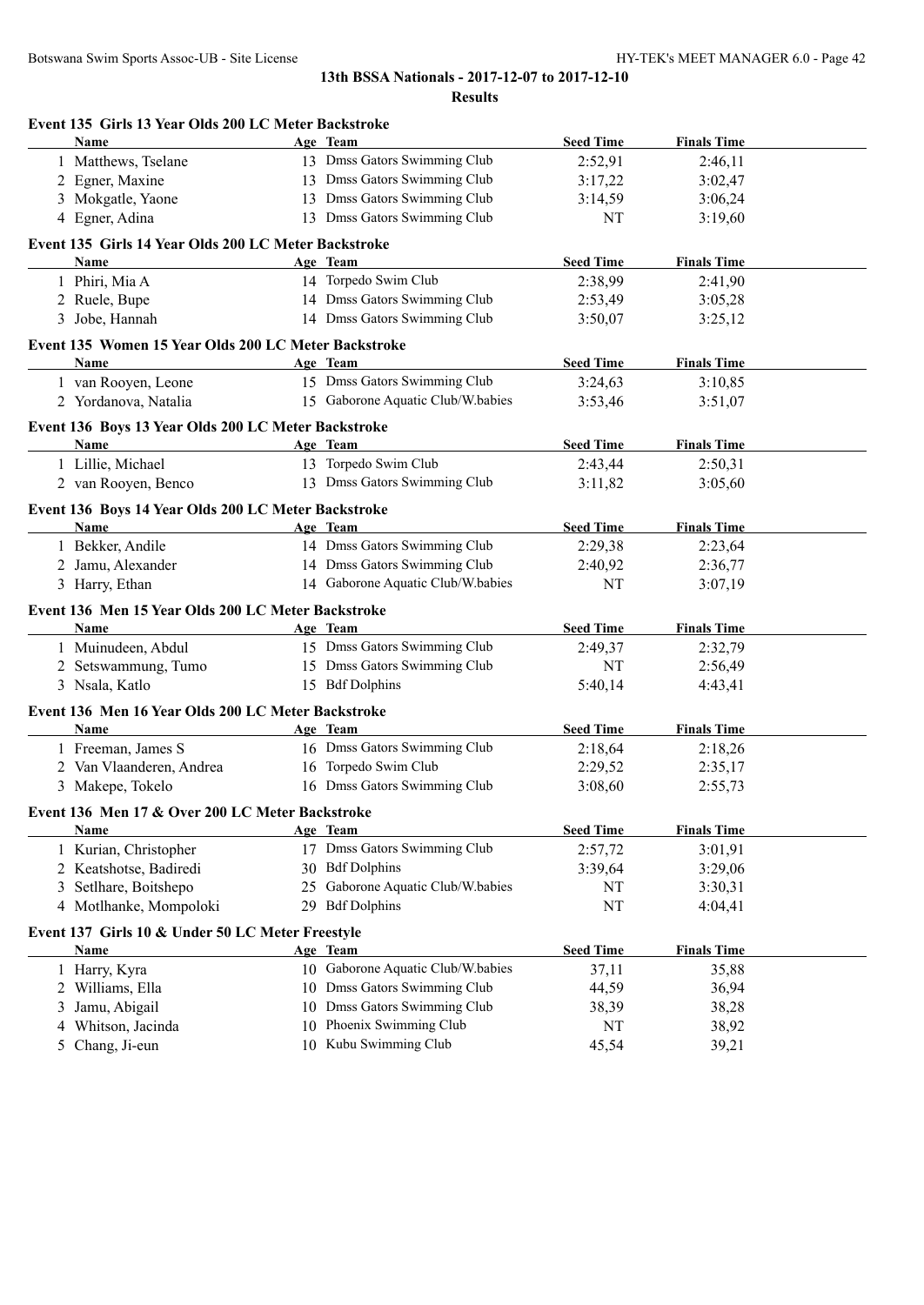**13th BSSA Nationals - 2017-12-07 to 2017-12-10**

**Results**

### Event 135 Girls 13 Year Olds 200 LC Meter Backstroke

| | Name | Age | Team | Seed Time | Finals Time |
|---|---|---|---|---|---|
| 1 | Matthews, Tselane | 13 | Dmss Gators Swimming Club | 2:52,91 | 2:46,11 |
| 2 | Egner, Maxine | 13 | Dmss Gators Swimming Club | 3:17,22 | 3:02,47 |
| 3 | Mokgatle, Yaone | 13 | Dmss Gators Swimming Club | 3:14,59 | 3:06,24 |
| 4 | Egner, Adina | 13 | Dmss Gators Swimming Club | NT | 3:19,60 |

### Event 135 Girls 14 Year Olds 200 LC Meter Backstroke

| | Name | Age | Team | Seed Time | Finals Time |
|---|---|---|---|---|---|
| 1 | Phiri, Mia A | 14 | Torpedo Swim Club | 2:38,99 | 2:41,90 |
| 2 | Ruele, Bupe | 14 | Dmss Gators Swimming Club | 2:53,49 | 3:05,28 |
| 3 | Jobe, Hannah | 14 | Dmss Gators Swimming Club | 3:50,07 | 3:25,12 |

### Event 135 Women 15 Year Olds 200 LC Meter Backstroke

| | Name | Age | Team | Seed Time | Finals Time |
|---|---|---|---|---|---|
| 1 | van Rooyen, Leone | 15 | Dmss Gators Swimming Club | 3:24,63 | 3:10,85 |
| 2 | Yordanova, Natalia | 15 | Gaborone Aquatic Club/W.babies | 3:53,46 | 3:51,07 |

### Event 136 Boys 13 Year Olds 200 LC Meter Backstroke

| | Name | Age | Team | Seed Time | Finals Time |
|---|---|---|---|---|---|
| 1 | Lillie, Michael | 13 | Torpedo Swim Club | 2:43,44 | 2:50,31 |
| 2 | van Rooyen, Benco | 13 | Dmss Gators Swimming Club | 3:11,82 | 3:05,60 |

### Event 136 Boys 14 Year Olds 200 LC Meter Backstroke

| | Name | Age | Team | Seed Time | Finals Time |
|---|---|---|---|---|---|
| 1 | Bekker, Andile | 14 | Dmss Gators Swimming Club | 2:29,38 | 2:23,64 |
| 2 | Jamu, Alexander | 14 | Dmss Gators Swimming Club | 2:40,92 | 2:36,77 |
| 3 | Harry, Ethan | 14 | Gaborone Aquatic Club/W.babies | NT | 3:07,19 |

### Event 136 Men 15 Year Olds 200 LC Meter Backstroke

| | Name | Age | Team | Seed Time | Finals Time |
|---|---|---|---|---|---|
| 1 | Muinudeen, Abdul | 15 | Dmss Gators Swimming Club | 2:49,37 | 2:32,79 |
| 2 | Setswammung, Tumo | 15 | Dmss Gators Swimming Club | NT | 2:56,49 |
| 3 | Nsala, Katlo | 15 | Bdf Dolphins | 5:40,14 | 4:43,41 |

### Event 136 Men 16 Year Olds 200 LC Meter Backstroke

| | Name | Age | Team | Seed Time | Finals Time |
|---|---|---|---|---|---|
| 1 | Freeman, James S | 16 | Dmss Gators Swimming Club | 2:18,64 | 2:18,26 |
| 2 | Van Vlaanderen, Andrea | 16 | Torpedo Swim Club | 2:29,52 | 2:35,17 |
| 3 | Makepe, Tokelo | 16 | Dmss Gators Swimming Club | 3:08,60 | 2:55,73 |

### Event 136 Men 17 & Over 200 LC Meter Backstroke

| | Name | Age | Team | Seed Time | Finals Time |
|---|---|---|---|---|---|
| 1 | Kurian, Christopher | 17 | Dmss Gators Swimming Club | 2:57,72 | 3:01,91 |
| 2 | Keatshotse, Badiredi | 30 | Bdf Dolphins | 3:39,64 | 3:29,06 |
| 3 | Setlhare, Boitshepo | 25 | Gaborone Aquatic Club/W.babies | NT | 3:30,31 |
| 4 | Motlhanke, Mompoloki | 29 | Bdf Dolphins | NT | 4:04,41 |

### Event 137 Girls 10 & Under 50 LC Meter Freestyle

| | Name | Age | Team | Seed Time | Finals Time |
|---|---|---|---|---|---|
| 1 | Harry, Kyra | 10 | Gaborone Aquatic Club/W.babies | 37,11 | 35,88 |
| 2 | Williams, Ella | 10 | Dmss Gators Swimming Club | 44,59 | 36,94 |
| 3 | Jamu, Abigail | 10 | Dmss Gators Swimming Club | 38,39 | 38,28 |
| 4 | Whitson, Jacinda | 10 | Phoenix Swimming Club | NT | 38,92 |
| 5 | Chang, Ji-eun | 10 | Kubu Swimming Club | 45,54 | 39,21 |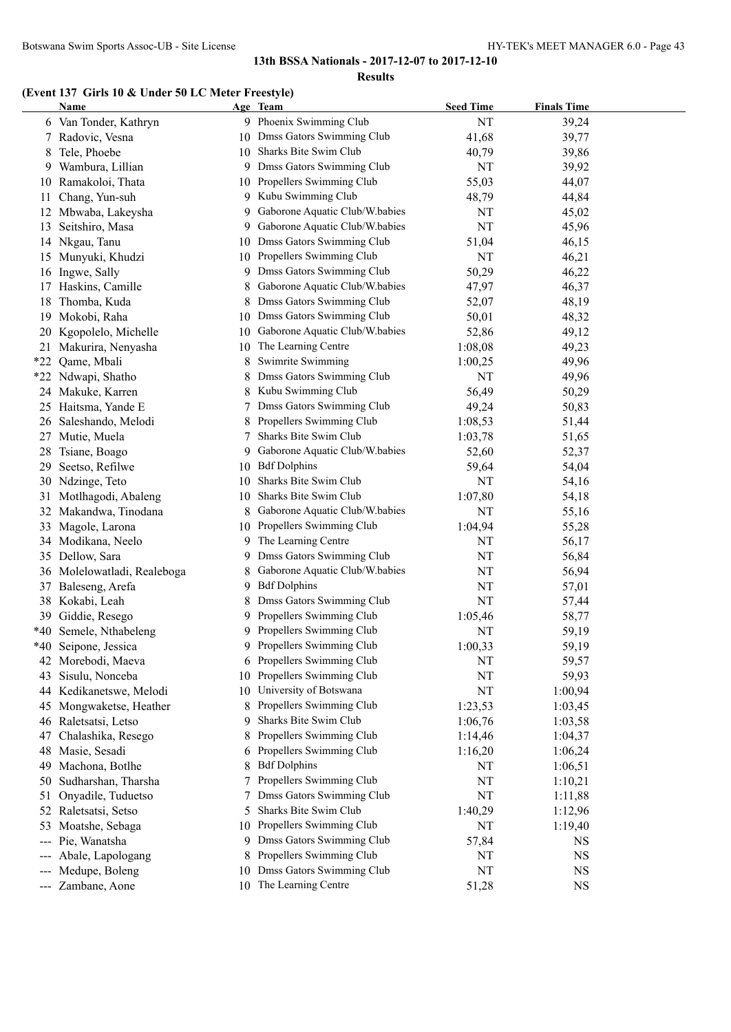**13th BSSA Nationals - 2017-12-07 to 2017-12-10**

**Results**

### (Event 137 Girls 10 & Under 50 LC Meter Freestyle)

| | Name | Age | Team | Seed Time | Finals Time |
|---|---|---|---|---|---|
| 6 | Van Tonder, Kathryn | 9 | Phoenix Swimming Club | NT | 39,24 |
| 7 | Radovic, Vesna | 10 | Dmss Gators Swimming Club | 41,68 | 39,77 |
| 8 | Tele, Phoebe | 10 | Sharks Bite Swim Club | 40,79 | 39,86 |
| 9 | Wambura, Lillian | 9 | Dmss Gators Swimming Club | NT | 39,92 |
| 10 | Ramakoloi, Thata | 10 | Propellers Swimming Club | 55,03 | 44,07 |
| 11 | Chang, Yun-suh | 9 | Kubu Swimming Club | 48,79 | 44,84 |
| 12 | Mbwaba, Lakeysha | 9 | Gaborone Aquatic Club/W.babies | NT | 45,02 |
| 13 | Seitshiro, Masa | 9 | Gaborone Aquatic Club/W.babies | NT | 45,96 |
| 14 | Nkgau, Tanu | 10 | Dmss Gators Swimming Club | 51,04 | 46,15 |
| 15 | Munyuki, Khudzi | 10 | Propellers Swimming Club | NT | 46,21 |
| 16 | Ingwe, Sally | 9 | Dmss Gators Swimming Club | 50,29 | 46,22 |
| 17 | Haskins, Camille | 8 | Gaborone Aquatic Club/W.babies | 47,97 | 46,37 |
| 18 | Thomba, Kuda | 8 | Dmss Gators Swimming Club | 52,07 | 48,19 |
| 19 | Mokobi, Raha | 10 | Dmss Gators Swimming Club | 50,01 | 48,32 |
| 20 | Kgopolelo, Michelle | 10 | Gaborone Aquatic Club/W.babies | 52,86 | 49,12 |
| 21 | Makurira, Nenyasha | 10 | The Learning Centre | 1:08,08 | 49,23 |
| *22 | Qame, Mbali | 8 | Swimrite Swimming | 1:00,25 | 49,96 |
| *22 | Ndwapi, Shatho | 8 | Dmss Gators Swimming Club | NT | 49,96 |
| 24 | Makuke, Karren | 8 | Kubu Swimming Club | 56,49 | 50,29 |
| 25 | Haitsma, Yande E | 7 | Dmss Gators Swimming Club | 49,24 | 50,83 |
| 26 | Saleshando, Melodi | 8 | Propellers Swimming Club | 1:08,53 | 51,44 |
| 27 | Mutie, Muela | 7 | Sharks Bite Swim Club | 1:03,78 | 51,65 |
| 28 | Tsiane, Boago | 9 | Gaborone Aquatic Club/W.babies | 52,60 | 52,37 |
| 29 | Seetso, Refilwe | 10 | Bdf Dolphins | 59,64 | 54,04 |
| 30 | Ndzinge, Teto | 10 | Sharks Bite Swim Club | NT | 54,16 |
| 31 | Motlhagodi, Abaleng | 10 | Sharks Bite Swim Club | 1:07,80 | 54,18 |
| 32 | Makandwa, Tinodana | 8 | Gaborone Aquatic Club/W.babies | NT | 55,16 |
| 33 | Magole, Larona | 10 | Propellers Swimming Club | 1:04,94 | 55,28 |
| 34 | Modikana, Neelo | 9 | The Learning Centre | NT | 56,17 |
| 35 | Dellow, Sara | 9 | Dmss Gators Swimming Club | NT | 56,84 |
| 36 | Molelowatladi, Realeboga | 8 | Gaborone Aquatic Club/W.babies | NT | 56,94 |
| 37 | Baleseng, Arefa | 9 | Bdf Dolphins | NT | 57,01 |
| 38 | Kokabi, Leah | 8 | Dmss Gators Swimming Club | NT | 57,44 |
| 39 | Giddie, Resego | 9 | Propellers Swimming Club | 1:05,46 | 58,77 |
| *40 | Semele, Nthabeleng | 9 | Propellers Swimming Club | NT | 59,19 |
| *40 | Seipone, Jessica | 9 | Propellers Swimming Club | 1:00,33 | 59,19 |
| 42 | Morebodi, Maeva | 6 | Propellers Swimming Club | NT | 59,57 |
| 43 | Sisulu, Nonceba | 10 | Propellers Swimming Club | NT | 59,93 |
| 44 | Kedikanetswe, Melodi | 10 | University of Botswana | NT | 1:00,94 |
| 45 | Mongwaketse, Heather | 8 | Propellers Swimming Club | 1:23,53 | 1:03,45 |
| 46 | Raletsatsi, Letso | 9 | Sharks Bite Swim Club | 1:06,76 | 1:03,58 |
| 47 | Chalashika, Resego | 8 | Propellers Swimming Club | 1:14,46 | 1:04,37 |
| 48 | Masie, Sesadi | 6 | Propellers Swimming Club | 1:16,20 | 1:06,24 |
| 49 | Machona, Botlhe | 8 | Bdf Dolphins | NT | 1:06,51 |
| 50 | Sudharshan, Tharsha | 7 | Propellers Swimming Club | NT | 1:10,21 |
| 51 | Onyadile, Tuduetso | 7 | Dmss Gators Swimming Club | NT | 1:11,88 |
| 52 | Raletsatsi, Setso | 5 | Sharks Bite Swim Club | 1:40,29 | 1:12,96 |
| 53 | Moatshe, Sebaga | 10 | Propellers Swimming Club | NT | 1:19,40 |
| --- | Pie, Wanatsha | 9 | Dmss Gators Swimming Club | 57,84 | NS |
| --- | Abale, Lapologang | 8 | Propellers Swimming Club | NT | NS |
| --- | Medupe, Boleng | 10 | Dmss Gators Swimming Club | NT | NS |
| --- | Zambane, Aone | 10 | The Learning Centre | 51,28 | NS |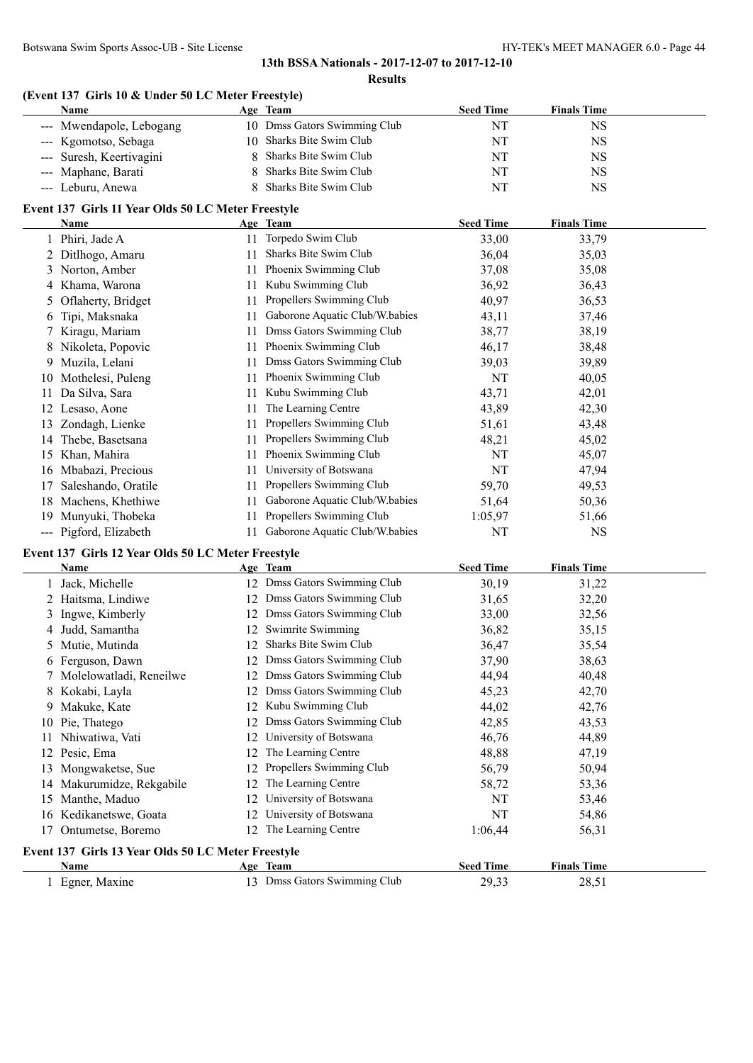**13th BSSA Nationals - 2017-12-07 to 2017-12-10**

**Results**

### (Event 137 Girls 10 & Under 50 LC Meter Freestyle)

| | Name | Age | Team | Seed Time | Finals Time |
|---|---|---|---|---|---|
| --- | Mwendapole, Lebogang | 10 | Dmss Gators Swimming Club | NT | NS |
| --- | Kgomotso, Sebaga | 10 | Sharks Bite Swim Club | NT | NS |
| --- | Suresh, Keertivagini | 8 | Sharks Bite Swim Club | NT | NS |
| --- | Maphane, Barati | 8 | Sharks Bite Swim Club | NT | NS |
| --- | Leburu, Anewa | 8 | Sharks Bite Swim Club | NT | NS |

### Event 137 Girls 11 Year Olds 50 LC Meter Freestyle

| | Name | Age | Team | Seed Time | Finals Time |
|---|---|---|---|---|---|
| 1 | Phiri, Jade A | 11 | Torpedo Swim Club | 33,00 | 33,79 |
| 2 | Ditlhogo, Amaru | 11 | Sharks Bite Swim Club | 36,04 | 35,03 |
| 3 | Norton, Amber | 11 | Phoenix Swimming Club | 37,08 | 35,08 |
| 4 | Khama, Warona | 11 | Kubu Swimming Club | 36,92 | 36,43 |
| 5 | Oflaherty, Bridget | 11 | Propellers Swimming Club | 40,97 | 36,53 |
| 6 | Tipi, Maksnaka | 11 | Gaborone Aquatic Club/W.babies | 43,11 | 37,46 |
| 7 | Kiragu, Mariam | 11 | Dmss Gators Swimming Club | 38,77 | 38,19 |
| 8 | Nikoleta, Popovic | 11 | Phoenix Swimming Club | 46,17 | 38,48 |
| 9 | Muzila, Lelani | 11 | Dmss Gators Swimming Club | 39,03 | 39,89 |
| 10 | Mothelesi, Puleng | 11 | Phoenix Swimming Club | NT | 40,05 |
| 11 | Da Silva, Sara | 11 | Kubu Swimming Club | 43,71 | 42,01 |
| 12 | Lesaso, Aone | 11 | The Learning Centre | 43,89 | 42,30 |
| 13 | Zondagh, Lienke | 11 | Propellers Swimming Club | 51,61 | 43,48 |
| 14 | Thebe, Basetsana | 11 | Propellers Swimming Club | 48,21 | 45,02 |
| 15 | Khan, Mahira | 11 | Phoenix Swimming Club | NT | 45,07 |
| 16 | Mbabazi, Precious | 11 | University of Botswana | NT | 47,94 |
| 17 | Saleshando, Oratile | 11 | Propellers Swimming Club | 59,70 | 49,53 |
| 18 | Machens, Khethiwe | 11 | Gaborone Aquatic Club/W.babies | 51,64 | 50,36 |
| 19 | Munyuki, Thobeka | 11 | Propellers Swimming Club | 1:05,97 | 51,66 |
| --- | Pigford, Elizabeth | 11 | Gaborone Aquatic Club/W.babies | NT | NS |

### Event 137 Girls 12 Year Olds 50 LC Meter Freestyle

| | Name | Age | Team | Seed Time | Finals Time |
|---|---|---|---|---|---|
| 1 | Jack, Michelle | 12 | Dmss Gators Swimming Club | 30,19 | 31,22 |
| 2 | Haitsma, Lindiwe | 12 | Dmss Gators Swimming Club | 31,65 | 32,20 |
| 3 | Ingwe, Kimberly | 12 | Dmss Gators Swimming Club | 33,00 | 32,56 |
| 4 | Judd, Samantha | 12 | Swimrite Swimming | 36,82 | 35,15 |
| 5 | Mutie, Mutinda | 12 | Sharks Bite Swim Club | 36,47 | 35,54 |
| 6 | Ferguson, Dawn | 12 | Dmss Gators Swimming Club | 37,90 | 38,63 |
| 7 | Molelowatladi, Reneilwe | 12 | Dmss Gators Swimming Club | 44,94 | 40,48 |
| 8 | Kokabi, Layla | 12 | Dmss Gators Swimming Club | 45,23 | 42,70 |
| 9 | Makuke, Kate | 12 | Kubu Swimming Club | 44,02 | 42,76 |
| 10 | Pie, Thatego | 12 | Dmss Gators Swimming Club | 42,85 | 43,53 |
| 11 | Nhiwatiwa, Vati | 12 | University of Botswana | 46,76 | 44,89 |
| 12 | Pesic, Ema | 12 | The Learning Centre | 48,88 | 47,19 |
| 13 | Mongwaketse, Sue | 12 | Propellers Swimming Club | 56,79 | 50,94 |
| 14 | Makurumidze, Rekgabile | 12 | The Learning Centre | 58,72 | 53,36 |
| 15 | Manthe, Maduo | 12 | University of Botswana | NT | 53,46 |
| 16 | Kedikanetswe, Goata | 12 | University of Botswana | NT | 54,86 |
| 17 | Ontumetse, Boremo | 12 | The Learning Centre | 1:06,44 | 56,31 |

### Event 137 Girls 13 Year Olds 50 LC Meter Freestyle

| | Name | Age | Team | Seed Time | Finals Time |
|---|---|---|---|---|---|
| 1 | Egner, Maxine | 13 | Dmss Gators Swimming Club | 29,33 | 28,51 |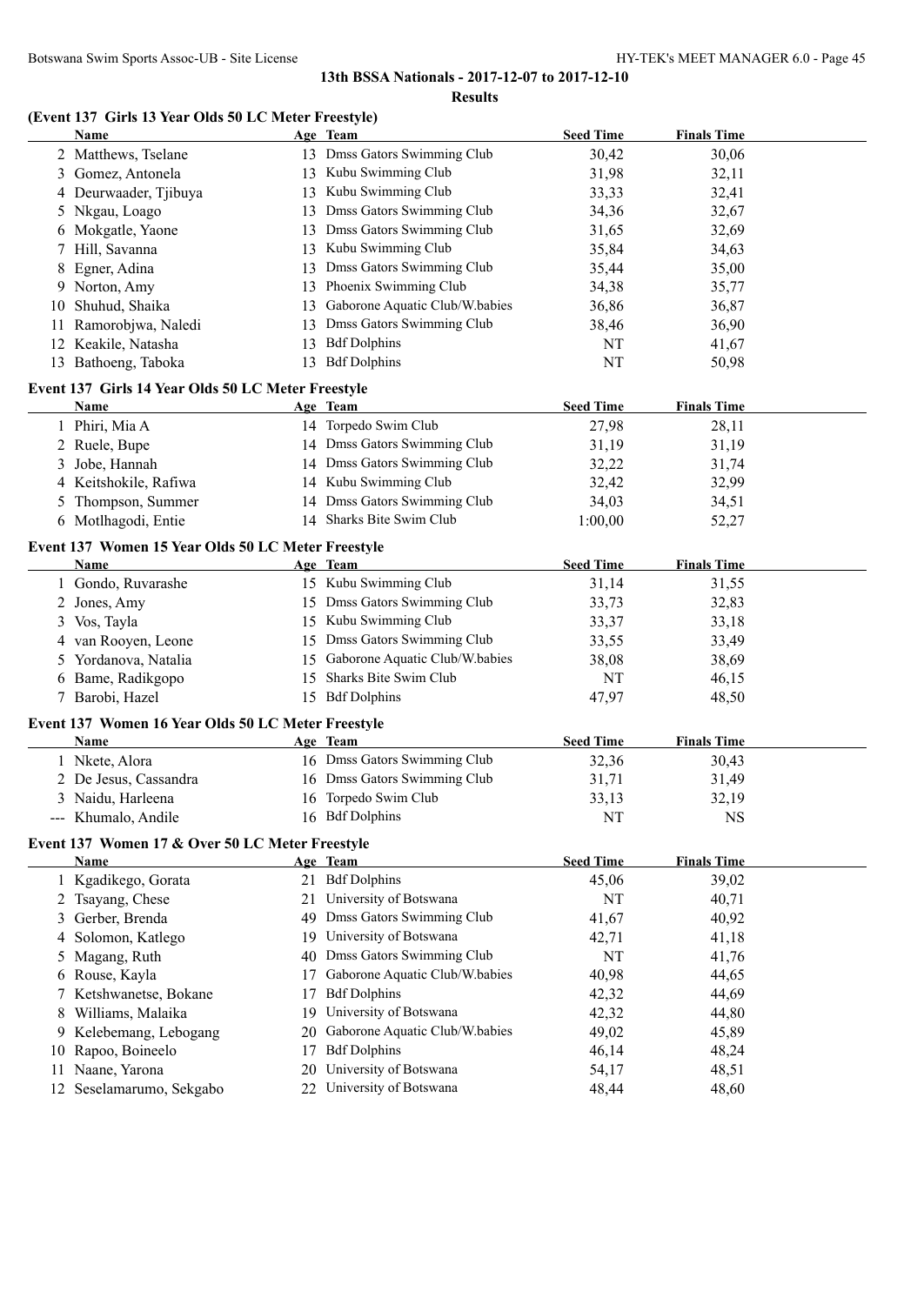## 13th BSSA Nationals - 2017-12-07 to 2017-12-10

### Results

#### (Event 137 Girls 13 Year Olds 50 LC Meter Freestyle)

| | Name | Age | Team | Seed Time | Finals Time |
|---|---|---|---|---|---|
| 2 | Matthews, Tselane | 13 | Dmss Gators Swimming Club | 30,42 | 30,06 |
| 3 | Gomez, Antonela | 13 | Kubu Swimming Club | 31,98 | 32,11 |
| 4 | Deurwaader, Tjibuya | 13 | Kubu Swimming Club | 33,33 | 32,41 |
| 5 | Nkgau, Loago | 13 | Dmss Gators Swimming Club | 34,36 | 32,67 |
| 6 | Mokgatle, Yaone | 13 | Dmss Gators Swimming Club | 31,65 | 32,69 |
| 7 | Hill, Savanna | 13 | Kubu Swimming Club | 35,84 | 34,63 |
| 8 | Egner, Adina | 13 | Dmss Gators Swimming Club | 35,44 | 35,00 |
| 9 | Norton, Amy | 13 | Phoenix Swimming Club | 34,38 | 35,77 |
| 10 | Shuhud, Shaika | 13 | Gaborone Aquatic Club/W.babies | 36,86 | 36,87 |
| 11 | Ramorobjwa, Naledi | 13 | Dmss Gators Swimming Club | 38,46 | 36,90 |
| 12 | Keakile, Natasha | 13 | Bdf Dolphins | NT | 41,67 |
| 13 | Bathoeng, Taboka | 13 | Bdf Dolphins | NT | 50,98 |

#### Event 137 Girls 14 Year Olds 50 LC Meter Freestyle

| | Name | Age | Team | Seed Time | Finals Time |
|---|---|---|---|---|---|
| 1 | Phiri, Mia A | 14 | Torpedo Swim Club | 27,98 | 28,11 |
| 2 | Ruele, Bupe | 14 | Dmss Gators Swimming Club | 31,19 | 31,19 |
| 3 | Jobe, Hannah | 14 | Dmss Gators Swimming Club | 32,22 | 31,74 |
| 4 | Keitshokile, Rafiwa | 14 | Kubu Swimming Club | 32,42 | 32,99 |
| 5 | Thompson, Summer | 14 | Dmss Gators Swimming Club | 34,03 | 34,51 |
| 6 | Motlhagodi, Entie | 14 | Sharks Bite Swim Club | 1:00,00 | 52,27 |

#### Event 137 Women 15 Year Olds 50 LC Meter Freestyle

| | Name | Age | Team | Seed Time | Finals Time |
|---|---|---|---|---|---|
| 1 | Gondo, Ruvarashe | 15 | Kubu Swimming Club | 31,14 | 31,55 |
| 2 | Jones, Amy | 15 | Dmss Gators Swimming Club | 33,73 | 32,83 |
| 3 | Vos, Tayla | 15 | Kubu Swimming Club | 33,37 | 33,18 |
| 4 | van Rooyen, Leone | 15 | Dmss Gators Swimming Club | 33,55 | 33,49 |
| 5 | Yordanova, Natalia | 15 | Gaborone Aquatic Club/W.babies | 38,08 | 38,69 |
| 6 | Bame, Radikgopo | 15 | Sharks Bite Swim Club | NT | 46,15 |
| 7 | Barobi, Hazel | 15 | Bdf Dolphins | 47,97 | 48,50 |

#### Event 137 Women 16 Year Olds 50 LC Meter Freestyle

| | Name | Age | Team | Seed Time | Finals Time |
|---|---|---|---|---|---|
| 1 | Nkete, Alora | 16 | Dmss Gators Swimming Club | 32,36 | 30,43 |
| 2 | De Jesus, Cassandra | 16 | Dmss Gators Swimming Club | 31,71 | 31,49 |
| 3 | Naidu, Harleena | 16 | Torpedo Swim Club | 33,13 | 32,19 |
| --- | Khumalo, Andile | 16 | Bdf Dolphins | NT | NS |

#### Event 137 Women 17 & Over 50 LC Meter Freestyle

| | Name | Age | Team | Seed Time | Finals Time |
|---|---|---|---|---|---|
| 1 | Kgadikego, Gorata | 21 | Bdf Dolphins | 45,06 | 39,02 |
| 2 | Tsayang, Chese | 21 | University of Botswana | NT | 40,71 |
| 3 | Gerber, Brenda | 49 | Dmss Gators Swimming Club | 41,67 | 40,92 |
| 4 | Solomon, Katlego | 19 | University of Botswana | 42,71 | 41,18 |
| 5 | Magang, Ruth | 40 | Dmss Gators Swimming Club | NT | 41,76 |
| 6 | Rouse, Kayla | 17 | Gaborone Aquatic Club/W.babies | 40,98 | 44,65 |
| 7 | Ketshwanetse, Bokane | 17 | Bdf Dolphins | 42,32 | 44,69 |
| 8 | Williams, Malaika | 19 | University of Botswana | 42,32 | 44,80 |
| 9 | Kelebemang, Lebogang | 20 | Gaborone Aquatic Club/W.babies | 49,02 | 45,89 |
| 10 | Rapoo, Boineelo | 17 | Bdf Dolphins | 46,14 | 48,24 |
| 11 | Naane, Yarona | 20 | University of Botswana | 54,17 | 48,51 |
| 12 | Seselamarumo, Sekgabo | 22 | University of Botswana | 48,44 | 48,60 |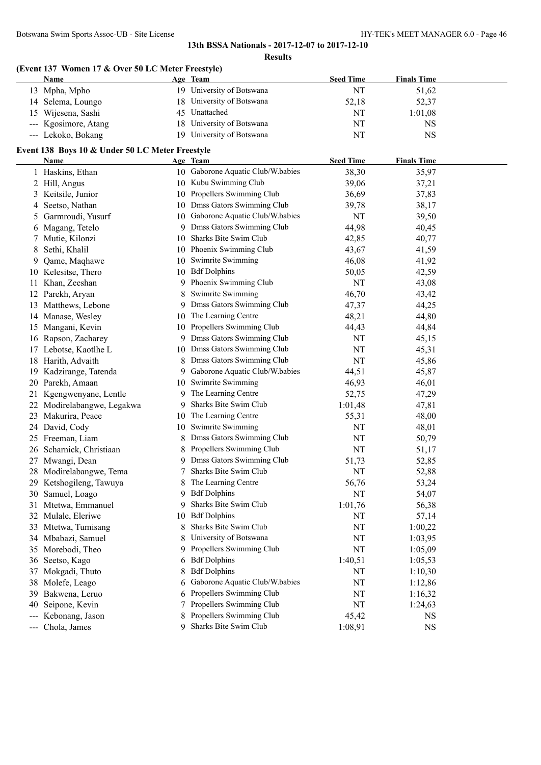## 13th BSSA Nationals - 2017-12-07 to 2017-12-10

### Results

**(Event 137 Women 17 & Over 50 LC Meter Freestyle)**

| | Name | Age | Team | Seed Time | Finals Time |
|---|---|---|---|---|---|
| 13 | Mpha, Mpho | 19 | University of Botswana | NT | 51,62 |
| 14 | Selema, Loungo | 18 | University of Botswana | 52,18 | 52,37 |
| 15 | Wijesena, Sashi | 45 | Unattached | NT | 1:01,08 |
| --- | Kgosimore, Atang | 18 | University of Botswana | NT | NS |
| --- | Lekoko, Bokang | 19 | University of Botswana | NT | NS |

**Event 138 Boys 10 & Under 50 LC Meter Freestyle**

| | Name | Age | Team | Seed Time | Finals Time |
|---|---|---|---|---|---|
| 1 | Haskins, Ethan | 10 | Gaborone Aquatic Club/W.babies | 38,30 | 35,97 |
| 2 | Hill, Angus | 10 | Kubu Swimming Club | 39,06 | 37,21 |
| 3 | Keitsile, Junior | 10 | Propellers Swimming Club | 36,69 | 37,83 |
| 4 | Seetso, Nathan | 10 | Dmss Gators Swimming Club | 39,78 | 38,17 |
| 5 | Garmroudi, Yusurf | 10 | Gaborone Aquatic Club/W.babies | NT | 39,50 |
| 6 | Magang, Tetelo | 9 | Dmss Gators Swimming Club | 44,98 | 40,45 |
| 7 | Mutie, Kilonzi | 10 | Sharks Bite Swim Club | 42,85 | 40,77 |
| 8 | Sethi, Khalil | 10 | Phoenix Swimming Club | 43,67 | 41,59 |
| 9 | Qame, Maqhawe | 10 | Swimrite Swimming | 46,08 | 41,92 |
| 10 | Kelesitse, Thero | 10 | Bdf Dolphins | 50,05 | 42,59 |
| 11 | Khan, Zeeshan | 9 | Phoenix Swimming Club | NT | 43,08 |
| 12 | Parekh, Aryan | 8 | Swimrite Swimming | 46,70 | 43,42 |
| 13 | Matthews, Lebone | 9 | Dmss Gators Swimming Club | 47,37 | 44,25 |
| 14 | Manase, Wesley | 10 | The Learning Centre | 48,21 | 44,80 |
| 15 | Mangani, Kevin | 10 | Propellers Swimming Club | 44,43 | 44,84 |
| 16 | Rapson, Zacharey | 9 | Dmss Gators Swimming Club | NT | 45,15 |
| 17 | Lebotse, Kaotlhe L | 10 | Dmss Gators Swimming Club | NT | 45,31 |
| 18 | Harith, Advaith | 8 | Dmss Gators Swimming Club | NT | 45,86 |
| 19 | Kadzirange, Tatenda | 9 | Gaborone Aquatic Club/W.babies | 44,51 | 45,87 |
| 20 | Parekh, Amaan | 10 | Swimrite Swimming | 46,93 | 46,01 |
| 21 | Kgengwenyane, Lentle | 9 | The Learning Centre | 52,75 | 47,29 |
| 22 | Modirelabangwe, Legakwa | 9 | Sharks Bite Swim Club | 1:01,48 | 47,81 |
| 23 | Makurira, Peace | 10 | The Learning Centre | 55,31 | 48,00 |
| 24 | David, Cody | 10 | Swimrite Swimming | NT | 48,01 |
| 25 | Freeman, Liam | 8 | Dmss Gators Swimming Club | NT | 50,79 |
| 26 | Scharnick, Christiaan | 8 | Propellers Swimming Club | NT | 51,17 |
| 27 | Mwangi, Dean | 9 | Dmss Gators Swimming Club | 51,73 | 52,85 |
| 28 | Modirelabangwe, Tema | 7 | Sharks Bite Swim Club | NT | 52,88 |
| 29 | Ketshogileng, Tawuya | 8 | The Learning Centre | 56,76 | 53,24 |
| 30 | Samuel, Loago | 9 | Bdf Dolphins | NT | 54,07 |
| 31 | Mtetwa, Emmanuel | 9 | Sharks Bite Swim Club | 1:01,76 | 56,38 |
| 32 | Mulale, Eleriwe | 10 | Bdf Dolphins | NT | 57,14 |
| 33 | Mtetwa, Tumisang | 8 | Sharks Bite Swim Club | NT | 1:00,22 |
| 34 | Mbabazi, Samuel | 8 | University of Botswana | NT | 1:03,95 |
| 35 | Morebodi, Theo | 9 | Propellers Swimming Club | NT | 1:05,09 |
| 36 | Seetso, Kago | 6 | Bdf Dolphins | 1:40,51 | 1:05,53 |
| 37 | Mokgadi, Thuto | 8 | Bdf Dolphins | NT | 1:10,30 |
| 38 | Molefe, Leago | 6 | Gaborone Aquatic Club/W.babies | NT | 1:12,86 |
| 39 | Bakwena, Leruo | 6 | Propellers Swimming Club | NT | 1:16,32 |
| 40 | Seipone, Kevin | 7 | Propellers Swimming Club | NT | 1:24,63 |
| --- | Kebonang, Jason | 8 | Propellers Swimming Club | 45,42 | NS |
| --- | Chola, James | 9 | Sharks Bite Swim Club | 1:08,91 | NS |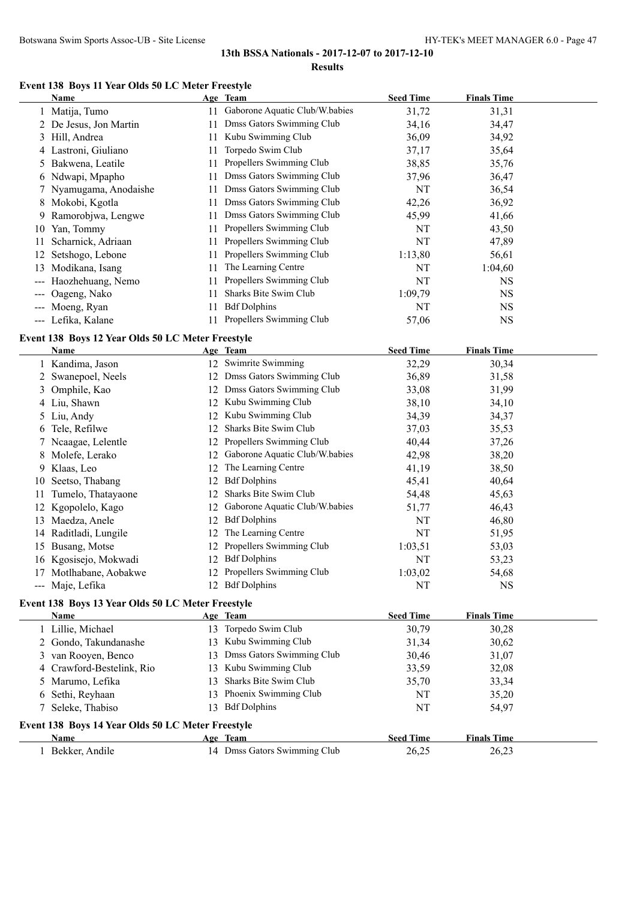## 13th BSSA Nationals - 2017-12-07 to 2017-12-10

### Results

### Event 138 Boys 11 Year Olds 50 LC Meter Freestyle

| | Name | Age | Team | Seed Time | Finals Time |
|---|---|---|---|---|---|
| 1 | Matija, Tumo | 11 | Gaborone Aquatic Club/W.babies | 31,72 | 31,31 |
| 2 | De Jesus, Jon Martin | 11 | Dmss Gators Swimming Club | 34,16 | 34,47 |
| 3 | Hill, Andrea | 11 | Kubu Swimming Club | 36,09 | 34,92 |
| 4 | Lastroni, Giuliano | 11 | Torpedo Swim Club | 37,17 | 35,64 |
| 5 | Bakwena, Leatile | 11 | Propellers Swimming Club | 38,85 | 35,76 |
| 6 | Ndwapi, Mpapho | 11 | Dmss Gators Swimming Club | 37,96 | 36,47 |
| 7 | Nyamugama, Anodaishe | 11 | Dmss Gators Swimming Club | NT | 36,54 |
| 8 | Mokobi, Kgotla | 11 | Dmss Gators Swimming Club | 42,26 | 36,92 |
| 9 | Ramorobjwa, Lengwe | 11 | Dmss Gators Swimming Club | 45,99 | 41,66 |
| 10 | Yan, Tommy | 11 | Propellers Swimming Club | NT | 43,50 |
| 11 | Scharnick, Adriaan | 11 | Propellers Swimming Club | NT | 47,89 |
| 12 | Setshogo, Lebone | 11 | Propellers Swimming Club | 1:13,80 | 56,61 |
| 13 | Modikana, Isang | 11 | The Learning Centre | NT | 1:04,60 |
| --- | Haozhehuang, Nemo | 11 | Propellers Swimming Club | NT | NS |
| --- | Oageng, Nako | 11 | Sharks Bite Swim Club | 1:09,79 | NS |
| --- | Moeng, Ryan | 11 | Bdf Dolphins | NT | NS |
| --- | Lefika, Kalane | 11 | Propellers Swimming Club | 57,06 | NS |

### Event 138 Boys 12 Year Olds 50 LC Meter Freestyle

| | Name | Age | Team | Seed Time | Finals Time |
|---|---|---|---|---|---|
| 1 | Kandima, Jason | 12 | Swimrite Swimming | 32,29 | 30,34 |
| 2 | Swanepoel, Neels | 12 | Dmss Gators Swimming Club | 36,89 | 31,58 |
| 3 | Omphile, Kao | 12 | Dmss Gators Swimming Club | 33,08 | 31,99 |
| 4 | Liu, Shawn | 12 | Kubu Swimming Club | 38,10 | 34,10 |
| 5 | Liu, Andy | 12 | Kubu Swimming Club | 34,39 | 34,37 |
| 6 | Tele, Refilwe | 12 | Sharks Bite Swim Club | 37,03 | 35,53 |
| 7 | Ncaagae, Lelentle | 12 | Propellers Swimming Club | 40,44 | 37,26 |
| 8 | Molefe, Lerako | 12 | Gaborone Aquatic Club/W.babies | 42,98 | 38,20 |
| 9 | Klaas, Leo | 12 | The Learning Centre | 41,19 | 38,50 |
| 10 | Seetso, Thabang | 12 | Bdf Dolphins | 45,41 | 40,64 |
| 11 | Tumelo, Thatayaone | 12 | Sharks Bite Swim Club | 54,48 | 45,63 |
| 12 | Kgopolelo, Kago | 12 | Gaborone Aquatic Club/W.babies | 51,77 | 46,43 |
| 13 | Maedza, Anele | 12 | Bdf Dolphins | NT | 46,80 |
| 14 | Raditladi, Lungile | 12 | The Learning Centre | NT | 51,95 |
| 15 | Busang, Motse | 12 | Propellers Swimming Club | 1:03,51 | 53,03 |
| 16 | Kgosisejo, Mokwadi | 12 | Bdf Dolphins | NT | 53,23 |
| 17 | Motlhabane, Aobakwe | 12 | Propellers Swimming Club | 1:03,02 | 54,68 |
| --- | Maje, Lefika | 12 | Bdf Dolphins | NT | NS |

### Event 138 Boys 13 Year Olds 50 LC Meter Freestyle

| | Name | Age | Team | Seed Time | Finals Time |
|---|---|---|---|---|---|
| 1 | Lillie, Michael | 13 | Torpedo Swim Club | 30,79 | 30,28 |
| 2 | Gondo, Takundanashe | 13 | Kubu Swimming Club | 31,34 | 30,62 |
| 3 | van Rooyen, Benco | 13 | Dmss Gators Swimming Club | 30,46 | 31,07 |
| 4 | Crawford-Bestelink, Rio | 13 | Kubu Swimming Club | 33,59 | 32,08 |
| 5 | Marumo, Lefika | 13 | Sharks Bite Swim Club | 35,70 | 33,34 |
| 6 | Sethi, Reyhaan | 13 | Phoenix Swimming Club | NT | 35,20 |
| 7 | Seleke, Thabiso | 13 | Bdf Dolphins | NT | 54,97 |

### Event 138 Boys 14 Year Olds 50 LC Meter Freestyle

| | Name | Age | Team | Seed Time | Finals Time |
|---|---|---|---|---|---|
| 1 | Bekker, Andile | 14 | Dmss Gators Swimming Club | 26,25 | 26,23 |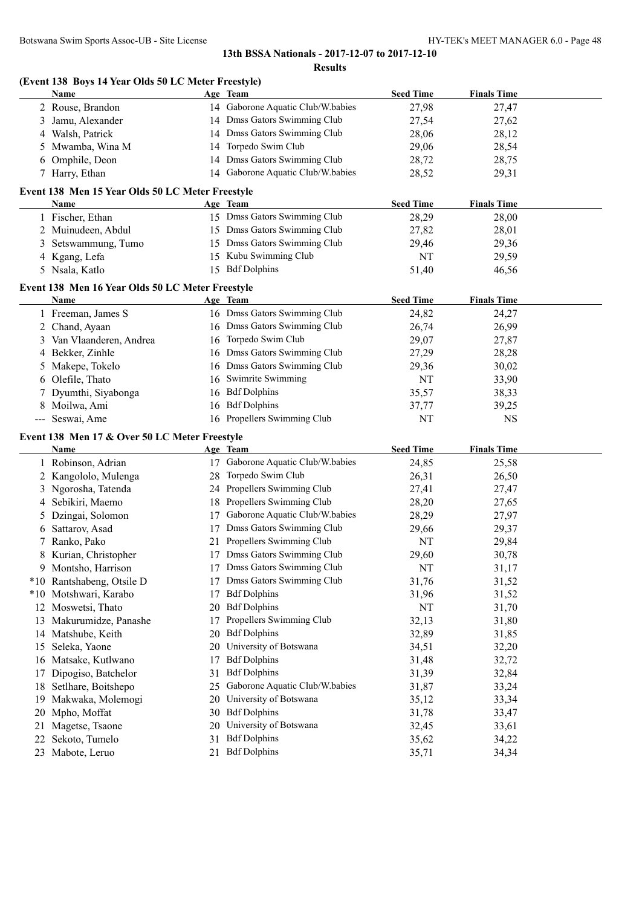**13th BSSA Nationals - 2017-12-07 to 2017-12-10**

**Results**

### (Event 138 Boys 14 Year Olds 50 LC Meter Freestyle)

| | Name | Age | Team | Seed Time | Finals Time |
|---|---|---|---|---|---|
| 2 | Rouse, Brandon | 14 | Gaborone Aquatic Club/W.babies | 27,98 | 27,47 |
| 3 | Jamu, Alexander | 14 | Dmss Gators Swimming Club | 27,54 | 27,62 |
| 4 | Walsh, Patrick | 14 | Dmss Gators Swimming Club | 28,06 | 28,12 |
| 5 | Mwamba, Wina M | 14 | Torpedo Swim Club | 29,06 | 28,54 |
| 6 | Omphile, Deon | 14 | Dmss Gators Swimming Club | 28,72 | 28,75 |
| 7 | Harry, Ethan | 14 | Gaborone Aquatic Club/W.babies | 28,52 | 29,31 |

### Event 138 Men 15 Year Olds 50 LC Meter Freestyle

| | Name | Age | Team | Seed Time | Finals Time |
|---|---|---|---|---|---|
| 1 | Fischer, Ethan | 15 | Dmss Gators Swimming Club | 28,29 | 28,00 |
| 2 | Muinudeen, Abdul | 15 | Dmss Gators Swimming Club | 27,82 | 28,01 |
| 3 | Setswammung, Tumo | 15 | Dmss Gators Swimming Club | 29,46 | 29,36 |
| 4 | Kgang, Lefa | 15 | Kubu Swimming Club | NT | 29,59 |
| 5 | Nsala, Katlo | 15 | Bdf Dolphins | 51,40 | 46,56 |

### Event 138 Men 16 Year Olds 50 LC Meter Freestyle

| | Name | Age | Team | Seed Time | Finals Time |
|---|---|---|---|---|---|
| 1 | Freeman, James S | 16 | Dmss Gators Swimming Club | 24,82 | 24,27 |
| 2 | Chand, Ayaan | 16 | Dmss Gators Swimming Club | 26,74 | 26,99 |
| 3 | Van Vlaanderen, Andrea | 16 | Torpedo Swim Club | 29,07 | 27,87 |
| 4 | Bekker, Zinhle | 16 | Dmss Gators Swimming Club | 27,29 | 28,28 |
| 5 | Makepe, Tokelo | 16 | Dmss Gators Swimming Club | 29,36 | 30,02 |
| 6 | Olefile, Thato | 16 | Swimrite Swimming | NT | 33,90 |
| 7 | Dyumthi, Siyabonga | 16 | Bdf Dolphins | 35,57 | 38,33 |
| 8 | Moilwa, Ami | 16 | Bdf Dolphins | 37,77 | 39,25 |
| --- | Seswai, Ame | 16 | Propellers Swimming Club | NT | NS |

### Event 138 Men 17 & Over 50 LC Meter Freestyle

| | Name | Age | Team | Seed Time | Finals Time |
|---|---|---|---|---|---|
| 1 | Robinson, Adrian | 17 | Gaborone Aquatic Club/W.babies | 24,85 | 25,58 |
| 2 | Kangololo, Mulenga | 28 | Torpedo Swim Club | 26,31 | 26,50 |
| 3 | Ngorosha, Tatenda | 24 | Propellers Swimming Club | 27,41 | 27,47 |
| 4 | Sebikiri, Maemo | 18 | Propellers Swimming Club | 28,20 | 27,65 |
| 5 | Dzingai, Solomon | 17 | Gaborone Aquatic Club/W.babies | 28,29 | 27,97 |
| 6 | Sattarov, Asad | 17 | Dmss Gators Swimming Club | 29,66 | 29,37 |
| 7 | Ranko, Pako | 21 | Propellers Swimming Club | NT | 29,84 |
| 8 | Kurian, Christopher | 17 | Dmss Gators Swimming Club | 29,60 | 30,78 |
| 9 | Montsho, Harrison | 17 | Dmss Gators Swimming Club | NT | 31,17 |
| *10 | Rantshabeng, Otsile D | 17 | Dmss Gators Swimming Club | 31,76 | 31,52 |
| *10 | Motshwari, Karabo | 17 | Bdf Dolphins | 31,96 | 31,52 |
| 12 | Moswetsi, Thato | 20 | Bdf Dolphins | NT | 31,70 |
| 13 | Makurumidze, Panashe | 17 | Propellers Swimming Club | 32,13 | 31,80 |
| 14 | Matshube, Keith | 20 | Bdf Dolphins | 32,89 | 31,85 |
| 15 | Seleka, Yaone | 20 | University of Botswana | 34,51 | 32,20 |
| 16 | Matsake, Kutlwano | 17 | Bdf Dolphins | 31,48 | 32,72 |
| 17 | Dipogiso, Batchelor | 31 | Bdf Dolphins | 31,39 | 32,84 |
| 18 | Setlhare, Boitshepo | 25 | Gaborone Aquatic Club/W.babies | 31,87 | 33,24 |
| 19 | Makwaka, Molemogi | 20 | University of Botswana | 35,12 | 33,34 |
| 20 | Mpho, Moffat | 30 | Bdf Dolphins | 31,78 | 33,47 |
| 21 | Magetse, Tsaone | 20 | University of Botswana | 32,45 | 33,61 |
| 22 | Sekoto, Tumelo | 31 | Bdf Dolphins | 35,62 | 34,22 |
| 23 | Mabote, Leruo | 21 | Bdf Dolphins | 35,71 | 34,34 |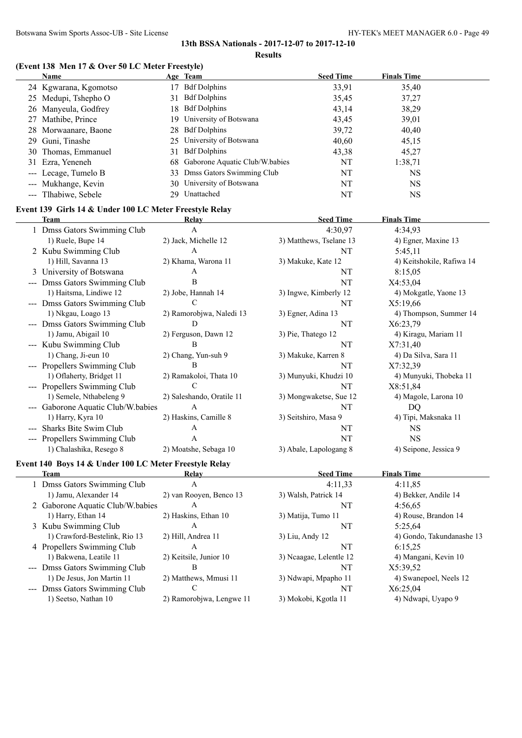## 13th BSSA Nationals - 2017-12-07 to 2017-12-10

### Results

### (Event 138 Men 17 & Over 50 LC Meter Freestyle)

| | Name | Age | Team | Seed Time | Finals Time |
|---|---|---|---|---|---|
| 24 | Kgwarana, Kgomotso | 17 | Bdf Dolphins | 33,91 | 35,40 |
| 25 | Medupi, Tshepho O | 31 | Bdf Dolphins | 35,45 | 37,27 |
| 26 | Manyeula, Godfrey | 18 | Bdf Dolphins | 43,14 | 38,29 |
| 27 | Mathibe, Prince | 19 | University of Botswana | 43,45 | 39,01 |
| 28 | Morwaanare, Baone | 28 | Bdf Dolphins | 39,72 | 40,40 |
| 29 | Guni, Tinashe | 25 | University of Botswana | 40,60 | 45,15 |
| 30 | Thomas, Emmanuel | 31 | Bdf Dolphins | 43,38 | 45,27 |
| 31 | Ezra, Yeneneh | 68 | Gaborone Aquatic Club/W.babies | NT | 1:38,71 |
| --- | Lecage, Tumelo B | 33 | Dmss Gators Swimming Club | NT | NS |
| --- | Mukhange, Kevin | 30 | University of Botswana | NT | NS |
| --- | Tlhabiwe, Sebele | 29 | Unattached | NT | NS |

### Event 139 Girls 14 & Under 100 LC Meter Freestyle Relay

| | Team | Relay | Seed Time | Finals Time |
|---|---|---|---|---|
| 1 | Dmss Gators Swimming Club | A | 4:30,97 | 4:34,93 |
| | 1) Ruele, Bupe 14 | 2) Jack, Michelle 12 | 3) Matthews, Tselane 13 | 4) Egner, Maxine 13 |
| 2 | Kubu Swimming Club | A | NT | 5:45,11 |
| | 1) Hill, Savanna 13 | 2) Khama, Warona 11 | 3) Makuke, Kate 12 | 4) Keitshokile, Rafiwa 14 |
| 3 | University of Botswana | A | NT | 8:15,05 |
| --- | Dmss Gators Swimming Club | B | NT | X4:53,04 |
| | 1) Haitsma, Lindiwe 12 | 2) Jobe, Hannah 14 | 3) Ingwe, Kimberly 12 | 4) Mokgatle, Yaone 13 |
| --- | Dmss Gators Swimming Club | C | NT | X5:19,66 |
| | 1) Nkgau, Loago 13 | 2) Ramorobjwa, Naledi 13 | 3) Egner, Adina 13 | 4) Thompson, Summer 14 |
| --- | Dmss Gators Swimming Club | D | NT | X6:23,79 |
| | 1) Jamu, Abigail 10 | 2) Ferguson, Dawn 12 | 3) Pie, Thatego 12 | 4) Kiragu, Mariam 11 |
| --- | Kubu Swimming Club | B | NT | X7:31,40 |
| | 1) Chang, Ji-eun 10 | 2) Chang, Yun-suh 9 | 3) Makuke, Karren 8 | 4) Da Silva, Sara 11 |
| --- | Propellers Swimming Club | B | NT | X7:32,39 |
| | 1) Oflaherty, Bridget 11 | 2) Ramakoloi, Thata 10 | 3) Munyuki, Khudzi 10 | 4) Munyuki, Thobeka 11 |
| --- | Propellers Swimming Club | C | NT | X8:51,84 |
| | 1) Semele, Nthabeleng 9 | 2) Saleshando, Oratile 11 | 3) Mongwaketse, Sue 12 | 4) Magole, Larona 10 |
| --- | Gaborone Aquatic Club/W.babies | A | NT | DQ |
| | 1) Harry, Kyra 10 | 2) Haskins, Camille 8 | 3) Seitshiro, Masa 9 | 4) Tipi, Maksnaka 11 |
| --- | Sharks Bite Swim Club | A | NT | NS |
| --- | Propellers Swimming Club | A | NT | NS |
| | 1) Chalashika, Resego 8 | 2) Moatshe, Sebaga 10 | 3) Abale, Lapologang 8 | 4) Seipone, Jessica 9 |

### Event 140 Boys 14 & Under 100 LC Meter Freestyle Relay

| | Team | Relay | Seed Time | Finals Time |
|---|---|---|---|---|
| 1 | Dmss Gators Swimming Club | A | 4:11,33 | 4:11,85 |
| | 1) Jamu, Alexander 14 | 2) van Rooyen, Benco 13 | 3) Walsh, Patrick 14 | 4) Bekker, Andile 14 |
| 2 | Gaborone Aquatic Club/W.babies | A | NT | 4:56,65 |
| | 1) Harry, Ethan 14 | 2) Haskins, Ethan 10 | 3) Matija, Tumo 11 | 4) Rouse, Brandon 14 |
| 3 | Kubu Swimming Club | A | NT | 5:25,64 |
| | 1) Crawford-Bestelink, Rio 13 | 2) Hill, Andrea 11 | 3) Liu, Andy 12 | 4) Gondo, Takundanashe 13 |
| 4 | Propellers Swimming Club | A | NT | 6:15,25 |
| | 1) Bakwena, Leatile 11 | 2) Keitsile, Junior 10 | 3) Ncaagae, Lelentle 12 | 4) Mangani, Kevin 10 |
| --- | Dmss Gators Swimming Club | B | NT | X5:39,52 |
| | 1) De Jesus, Jon Martin 11 | 2) Matthews, Mmusi 11 | 3) Ndwapi, Mpapho 11 | 4) Swanepoel, Neels 12 |
| --- | Dmss Gators Swimming Club | C | NT | X6:25,04 |
| | 1) Seetso, Nathan 10 | 2) Ramorobjwa, Lengwe 11 | 3) Mokobi, Kgotla 11 | 4) Ndwapi, Uyapo 9 |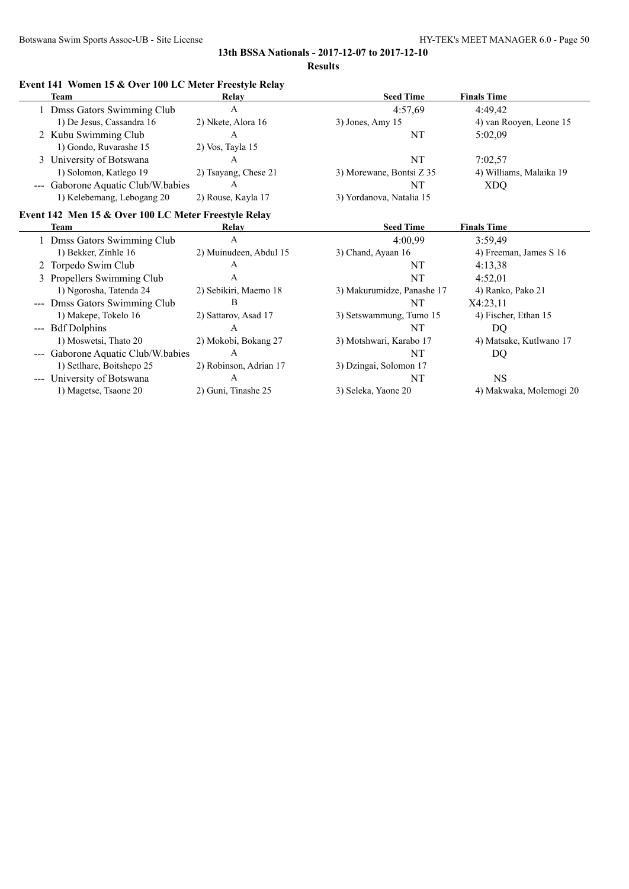**13th BSSA Nationals - 2017-12-07 to 2017-12-10**

**Results**

### Event 141 Women 15 & Over 100 LC Meter Freestyle Relay

| | Team | Relay | Seed Time | Finals Time |
|---|---|---|---|---|
| 1 | Dmss Gators Swimming Club | A | 4:57,69 | 4:49,42 |
| | 1) De Jesus, Cassandra 16 | 2) Nkete, Alora 16 | 3) Jones, Amy 15 | 4) van Rooyen, Leone 15 |
| 2 | Kubu Swimming Club | A | NT | 5:02,09 |
| | 1) Gondo, Ruvarashe 15 | 2) Vos, Tayla 15 | | |
| 3 | University of Botswana | A | NT | 7:02,57 |
| | 1) Solomon, Katlego 19 | 2) Tsayang, Chese 21 | 3) Morewane, Bontsi Z 35 | 4) Williams, Malaika 19 |
| --- | Gaborone Aquatic Club/W.babies | A | NT | XDQ |
| | 1) Kelebemang, Lebogang 20 | 2) Rouse, Kayla 17 | 3) Yordanova, Natalia 15 | |

### Event 142 Men 15 & Over 100 LC Meter Freestyle Relay

| | Team | Relay | Seed Time | Finals Time |
|---|---|---|---|---|
| 1 | Dmss Gators Swimming Club | A | 4:00,99 | 3:59,49 |
| | 1) Bekker, Zinhle 16 | 2) Muinudeen, Abdul 15 | 3) Chand, Ayaan 16 | 4) Freeman, James S 16 |
| 2 | Torpedo Swim Club | A | NT | 4:13,38 |
| 3 | Propellers Swimming Club | A | NT | 4:52,01 |
| | 1) Ngorosha, Tatenda 24 | 2) Sebikiri, Maemo 18 | 3) Makurumidze, Panashe 17 | 4) Ranko, Pako 21 |
| --- | Dmss Gators Swimming Club | B | NT | X4:23,11 |
| | 1) Makepe, Tokelo 16 | 2) Sattarov, Asad 17 | 3) Setswammung, Tumo 15 | 4) Fischer, Ethan 15 |
| --- | Bdf Dolphins | A | NT | DQ |
| | 1) Moswetsi, Thato 20 | 2) Mokobi, Bokang 27 | 3) Motshwari, Karabo 17 | 4) Matsake, Kutlwano 17 |
| --- | Gaborone Aquatic Club/W.babies | A | NT | DQ |
| | 1) Setlhare, Boitshepo 25 | 2) Robinson, Adrian 17 | 3) Dzingai, Solomon 17 | |
| --- | University of Botswana | A | NT | NS |
| | 1) Magetse, Tsaone 20 | 2) Guni, Tinashe 25 | 3) Seleka, Yaone 20 | 4) Makwaka, Molemogi 20 |